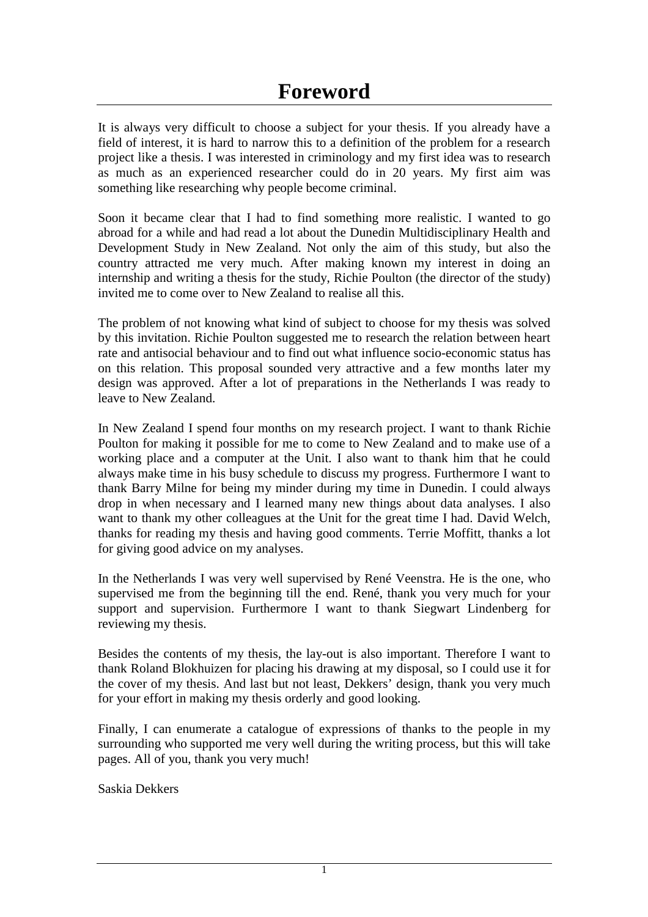# Foreword

It is always very difficult to choose a subject for your thesis. If you already have a field of interest, it is hard to narrow this to a definition of the problem for a research project like a thesis. I was interested in criminology and my first idea was to research as much as an experienced researcher could do in 20 years. My first aim was something like researching why people become criminal.

Soon it became clear that I had to find something more realistic. I wanted to go abroad for a while and had read a lot about the Dunedin Multidisciplinary Health and Development Study in New Zealand. Not only the aim of this study, but also the country attracted me very much. After making known my interest in doing an internship and writing a thesis for the study, Richie Poulton (the director of the study) invited me to come over to New Zealand to realise all this.

The problem of not knowing what kind of subject to choose for my thesis was solved by this invitation. Richie Poulton suggested me to research the relation between heart rate and antisocial behaviour and to find out what influence socio-economic status has on this relation. This proposal sounded very attractive and a few months later my design was approved. After a lot of preparations in the Netherlands I was ready to leave to New Zealand.

In New Zealand I spend four months on my research project. I want to thank Richie Poulton for making it possible for me to come to New Zealand and to make use of a working place and a computer at the Unit. I also want to thank him that he could always make time in his busy schedule to discuss my progress. Furthermore I want to thank Barry Milne for being my minder during my time in Dunedin. I could always drop in when necessary and I learned many new things about data analyses. I also want to thank my other colleagues at the Unit for the great time I had. David Welch, thanks for reading my thesis and having good comments. Terrie Moffitt, thanks a lot for giving good advice on my analyses.

In the Netherlands I was very well supervised by René Veenstra. He is the one, who supervised me from the beginning till the end. René, thank you very much for your support and supervision. Furthermore I want to thank Siegwart Lindenberg for reviewing my thesis.

Besides the contents of my thesis, the lay-out is also important. Therefore I want to thank Roland Blokhuizen for placing his drawing at my disposal, so I could use it for the cover of my thesis. And last but not least, Dekkers' design, thank you very much for your effort in making my thesis orderly and good looking.

Finally, I can enumerate a catalogue of expressions of thanks to the people in my surrounding who supported me very well during the writing process, but this will take pages. All of you, thank you very much!

Saskia Dekkers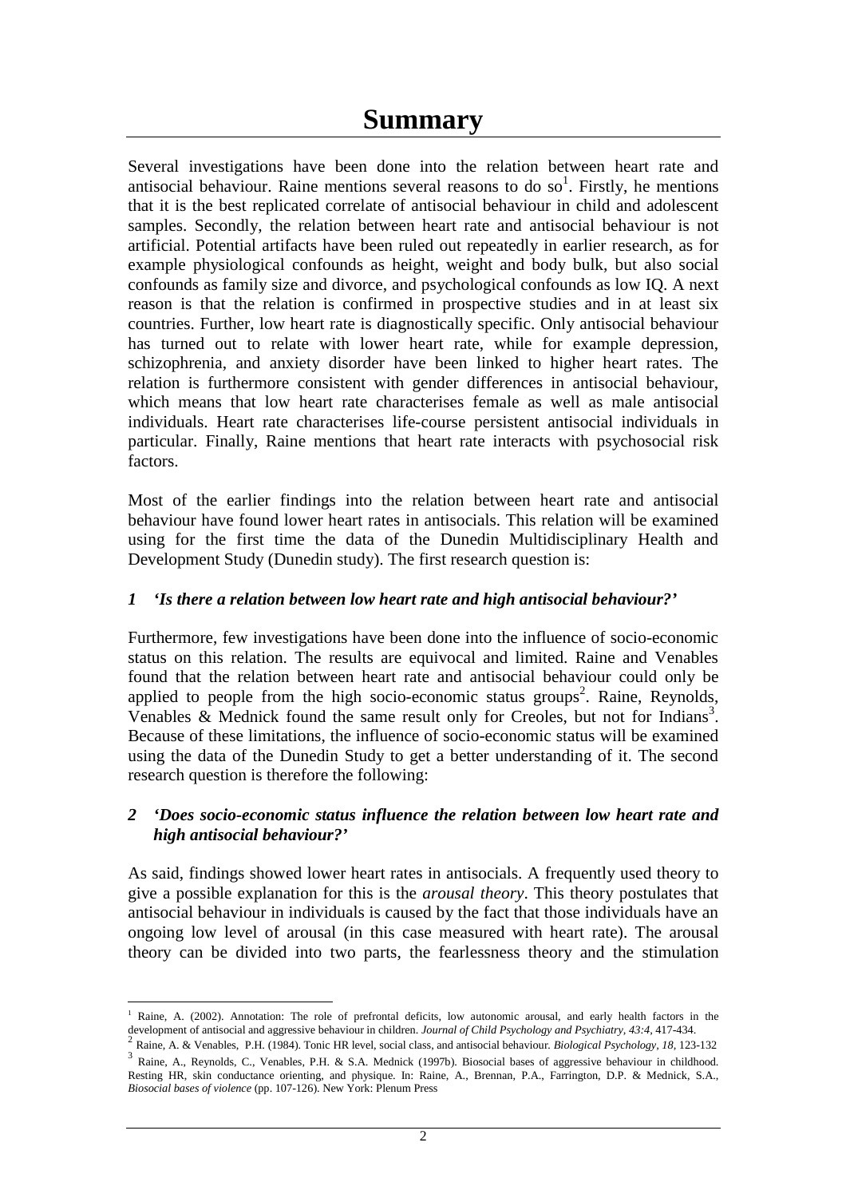# Summary

Several investigations have been done into the relation between heart rate and antisocial behaviour. Raine mentions several reasons to do so[1]. Firstly, he mentions that it is the best replicated correlate of antisocial behaviour in child and adolescent samples. Secondly, the relation between heart rate and antisocial behaviour is not artificial. Potential artifacts have been ruled out repeatedly in earlier research, as for example physiological confounds as height, weight and body bulk, but also social confounds as family size and divorce, and psychological confounds as low IQ. A next reason is that the relation is confirmed in prospective studies and in at least six countries. Further, low heart rate is diagnostically specific. Only antisocial behaviour has turned out to relate with lower heart rate, while for example depression, schizophrenia, and anxiety disorder have been linked to higher heart rates. The relation is furthermore consistent with gender differences in antisocial behaviour, which means that low heart rate characterises female as well as male antisocial individuals. Heart rate characterises life-course persistent antisocial individuals in particular. Finally, Raine mentions that heart rate interacts with psychosocial risk factors.

Most of the earlier findings into the relation between heart rate and antisocial behaviour have found lower heart rates in antisocials. This relation will be examined using for the first time the data of the Dunedin Multidisciplinary Health and Development Study (Dunedin study). The first research question is:

***1 'Is there a relation between low heart rate and high antisocial behaviour?'***

Furthermore, few investigations have been done into the influence of socio-economic status on this relation. The results are equivocal and limited. Raine and Venables found that the relation between heart rate and antisocial behaviour could only be applied to people from the high socio-economic status groups[2]. Raine, Reynolds, Venables & Mednick found the same result only for Creoles, but not for Indians[3]. Because of these limitations, the influence of socio-economic status will be examined using the data of the Dunedin Study to get a better understanding of it. The second research question is therefore the following:

***2 'Does socio-economic status influence the relation between low heart rate and high antisocial behaviour?'***

As said, findings showed lower heart rates in antisocials. A frequently used theory to give a possible explanation for this is the *arousal theory*. This theory postulates that antisocial behaviour in individuals is caused by the fact that those individuals have an ongoing low level of arousal (in this case measured with heart rate). The arousal theory can be divided into two parts, the fearlessness theory and the stimulation

---

[1] Raine, A. (2002). Annotation: The role of prefrontal deficits, low autonomic arousal, and early health factors in the development of antisocial and aggressive behaviour in children. *Journal of Child Psychology and Psychiatry, 43:4*, 417-434.

[2] Raine, A. & Venables, P.H. (1984). Tonic HR level, social class, and antisocial behaviour. *Biological Psychology, 18*, 123-132

[3] Raine, A., Reynolds, C., Venables, P.H. & S.A. Mednick (1997b). Biosocial bases of aggressive behaviour in childhood. Resting HR, skin conductance orienting, and physique. In: Raine, A., Brennan, P.A., Farrington, D.P. & Mednick, S.A., *Biosocial bases of violence* (pp. 107-126). New York: Plenum Press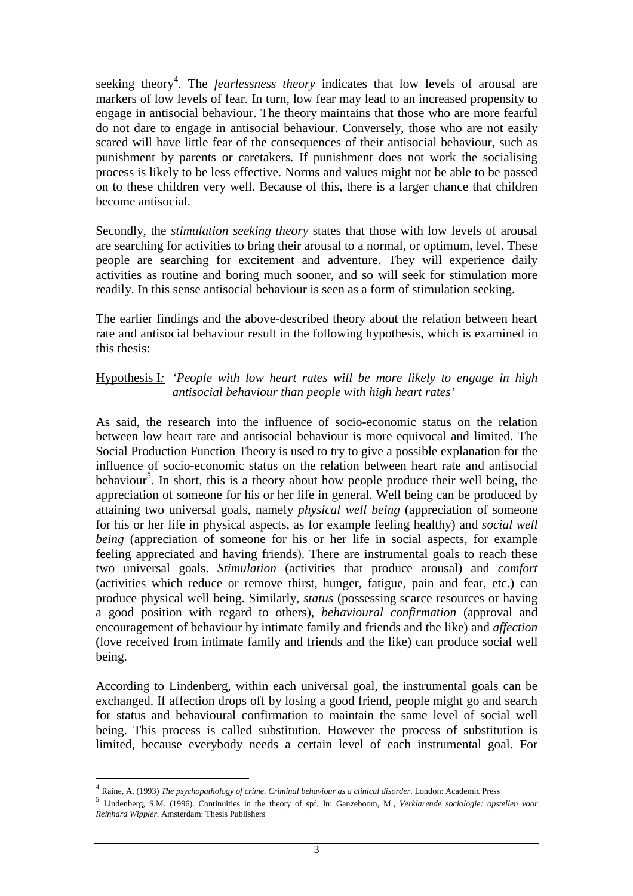seeking theory[4]. The *fearlessness theory* indicates that low levels of arousal are markers of low levels of fear. In turn, low fear may lead to an increased propensity to engage in antisocial behaviour. The theory maintains that those who are more fearful do not dare to engage in antisocial behaviour. Conversely, those who are not easily scared will have little fear of the consequences of their antisocial behaviour, such as punishment by parents or caretakers. If punishment does not work the socialising process is likely to be less effective. Norms and values might not be able to be passed on to these children very well. Because of this, there is a larger chance that children become antisocial.

Secondly, the *stimulation seeking theory* states that those with low levels of arousal are searching for activities to bring their arousal to a normal, or optimum, level. These people are searching for excitement and adventure. They will experience daily activities as routine and boring much sooner, and so will seek for stimulation more readily. In this sense antisocial behaviour is seen as a form of stimulation seeking.

The earlier findings and the above-described theory about the relation between heart rate and antisocial behaviour result in the following hypothesis, which is examined in this thesis:

Hypothesis I: *'People with low heart rates will be more likely to engage in high antisocial behaviour than people with high heart rates'*

As said, the research into the influence of socio-economic status on the relation between low heart rate and antisocial behaviour is more equivocal and limited. The Social Production Function Theory is used to try to give a possible explanation for the influence of socio-economic status on the relation between heart rate and antisocial behaviour[5]. In short, this is a theory about how people produce their well being, the appreciation of someone for his or her life in general. Well being can be produced by attaining two universal goals, namely *physical well being* (appreciation of someone for his or her life in physical aspects, as for example feeling healthy) and *social well being* (appreciation of someone for his or her life in social aspects, for example feeling appreciated and having friends). There are instrumental goals to reach these two universal goals. *Stimulation* (activities that produce arousal) and *comfort* (activities which reduce or remove thirst, hunger, fatigue, pain and fear, etc.) can produce physical well being. Similarly, *status* (possessing scarce resources or having a good position with regard to others), *behavioural confirmation* (approval and encouragement of behaviour by intimate family and friends and the like) and *affection* (love received from intimate family and friends and the like) can produce social well being.

According to Lindenberg, within each universal goal, the instrumental goals can be exchanged. If affection drops off by losing a good friend, people might go and search for status and behavioural confirmation to maintain the same level of social well being. This process is called substitution. However the process of substitution is limited, because everybody needs a certain level of each instrumental goal. For

---

[4] Raine, A. (1993) *The psychopathology of crime. Criminal behaviour as a clinical disorder*. London: Academic Press

[5] Lindenberg, S.M. (1996). Continuities in the theory of spf. In: Ganzeboom, M., *Verklarende sociologie: opstellen voor Reinhard Wippler*. Amsterdam: Thesis Publishers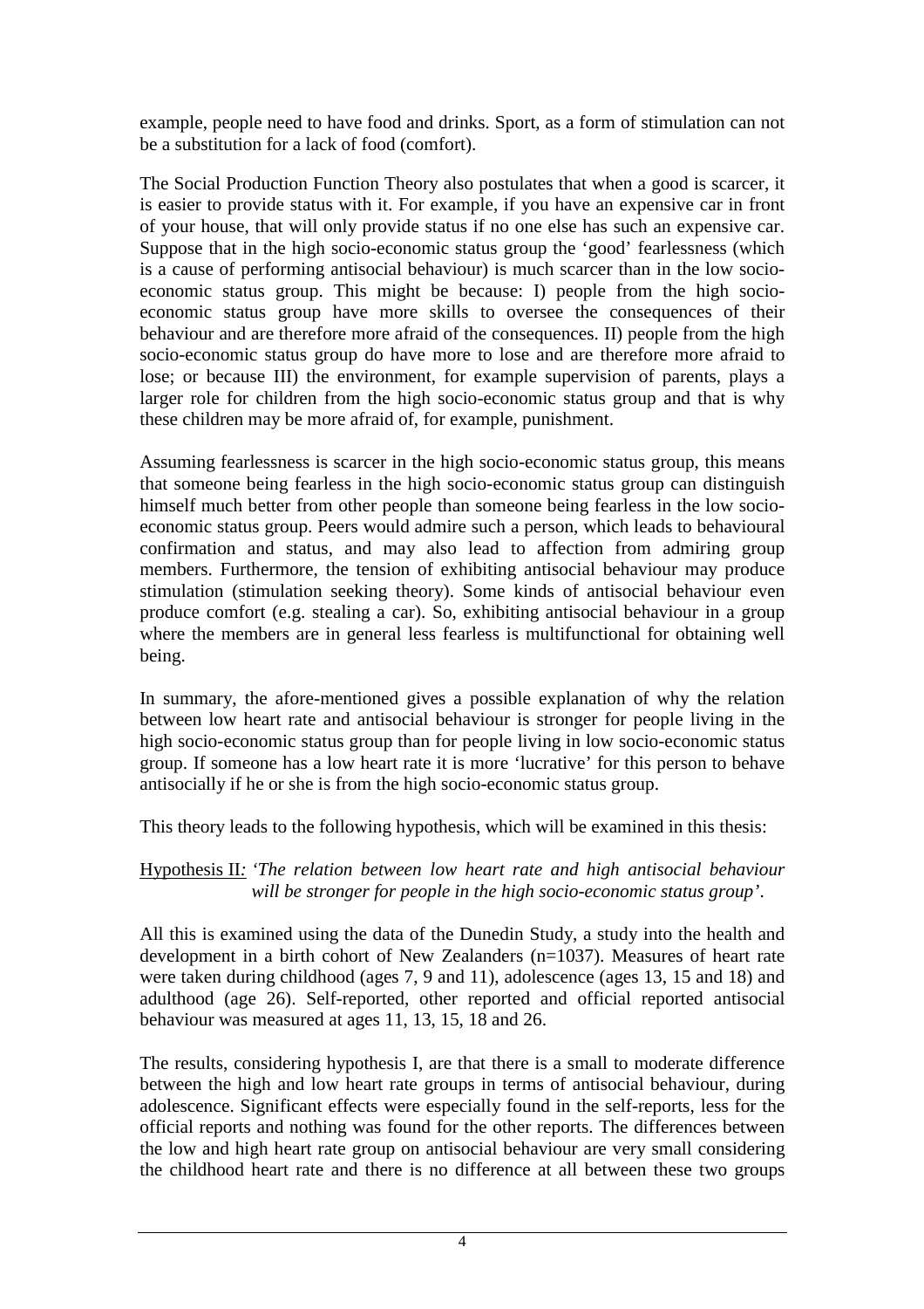example, people need to have food and drinks. Sport, as a form of stimulation can not be a substitution for a lack of food (comfort).

The Social Production Function Theory also postulates that when a good is scarcer, it is easier to provide status with it. For example, if you have an expensive car in front of your house, that will only provide status if no one else has such an expensive car. Suppose that in the high socio-economic status group the 'good' fearlessness (which is a cause of performing antisocial behaviour) is much scarcer than in the low socio-economic status group. This might be because: I) people from the high socio-economic status group have more skills to oversee the consequences of their behaviour and are therefore more afraid of the consequences. II) people from the high socio-economic status group do have more to lose and are therefore more afraid to lose; or because III) the environment, for example supervision of parents, plays a larger role for children from the high socio-economic status group and that is why these children may be more afraid of, for example, punishment.

Assuming fearlessness is scarcer in the high socio-economic status group, this means that someone being fearless in the high socio-economic status group can distinguish himself much better from other people than someone being fearless in the low socio-economic status group. Peers would admire such a person, which leads to behavioural confirmation and status, and may also lead to affection from admiring group members. Furthermore, the tension of exhibiting antisocial behaviour may produce stimulation (stimulation seeking theory). Some kinds of antisocial behaviour even produce comfort (e.g. stealing a car). So, exhibiting antisocial behaviour in a group where the members are in general less fearless is multifunctional for obtaining well being.

In summary, the afore-mentioned gives a possible explanation of why the relation between low heart rate and antisocial behaviour is stronger for people living in the high socio-economic status group than for people living in low socio-economic status group. If someone has a low heart rate it is more 'lucrative' for this person to behave antisocially if he or she is from the high socio-economic status group.

This theory leads to the following hypothesis, which will be examined in this thesis:

Hypothesis II: *'The relation between low heart rate and high antisocial behaviour will be stronger for people in the high socio-economic status group'.*

All this is examined using the data of the Dunedin Study, a study into the health and development in a birth cohort of New Zealanders (n=1037). Measures of heart rate were taken during childhood (ages 7, 9 and 11), adolescence (ages 13, 15 and 18) and adulthood (age 26). Self-reported, other reported and official reported antisocial behaviour was measured at ages 11, 13, 15, 18 and 26.

The results, considering hypothesis I, are that there is a small to moderate difference between the high and low heart rate groups in terms of antisocial behaviour, during adolescence. Significant effects were especially found in the self-reports, less for the official reports and nothing was found for the other reports. The differences between the low and high heart rate group on antisocial behaviour are very small considering the childhood heart rate and there is no difference at all between these two groups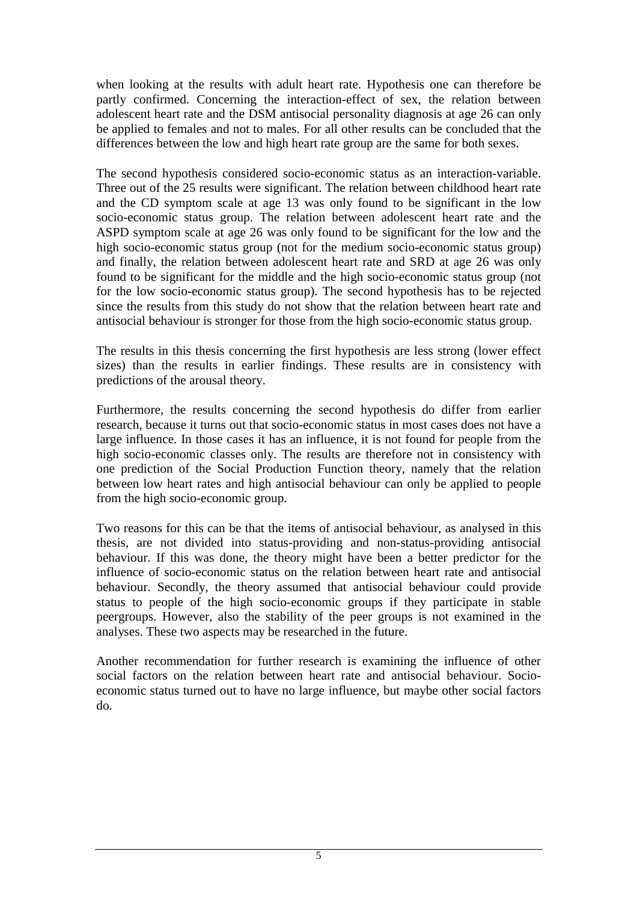when looking at the results with adult heart rate. Hypothesis one can therefore be partly confirmed. Concerning the interaction-effect of sex, the relation between adolescent heart rate and the DSM antisocial personality diagnosis at age 26 can only be applied to females and not to males. For all other results can be concluded that the differences between the low and high heart rate group are the same for both sexes.

The second hypothesis considered socio-economic status as an interaction-variable. Three out of the 25 results were significant. The relation between childhood heart rate and the CD symptom scale at age 13 was only found to be significant in the low socio-economic status group. The relation between adolescent heart rate and the ASPD symptom scale at age 26 was only found to be significant for the low and the high socio-economic status group (not for the medium socio-economic status group) and finally, the relation between adolescent heart rate and SRD at age 26 was only found to be significant for the middle and the high socio-economic status group (not for the low socio-economic status group). The second hypothesis has to be rejected since the results from this study do not show that the relation between heart rate and antisocial behaviour is stronger for those from the high socio-economic status group.

The results in this thesis concerning the first hypothesis are less strong (lower effect sizes) than the results in earlier findings. These results are in consistency with predictions of the arousal theory.

Furthermore, the results concerning the second hypothesis do differ from earlier research, because it turns out that socio-economic status in most cases does not have a large influence. In those cases it has an influence, it is not found for people from the high socio-economic classes only. The results are therefore not in consistency with one prediction of the Social Production Function theory, namely that the relation between low heart rates and high antisocial behaviour can only be applied to people from the high socio-economic group.

Two reasons for this can be that the items of antisocial behaviour, as analysed in this thesis, are not divided into status-providing and non-status-providing antisocial behaviour. If this was done, the theory might have been a better predictor for the influence of socio-economic status on the relation between heart rate and antisocial behaviour. Secondly, the theory assumed that antisocial behaviour could provide status to people of the high socio-economic groups if they participate in stable peergroups. However, also the stability of the peer groups is not examined in the analyses. These two aspects may be researched in the future.

Another recommendation for further research is examining the influence of other social factors on the relation between heart rate and antisocial behaviour. Socio-economic status turned out to have no large influence, but maybe other social factors do.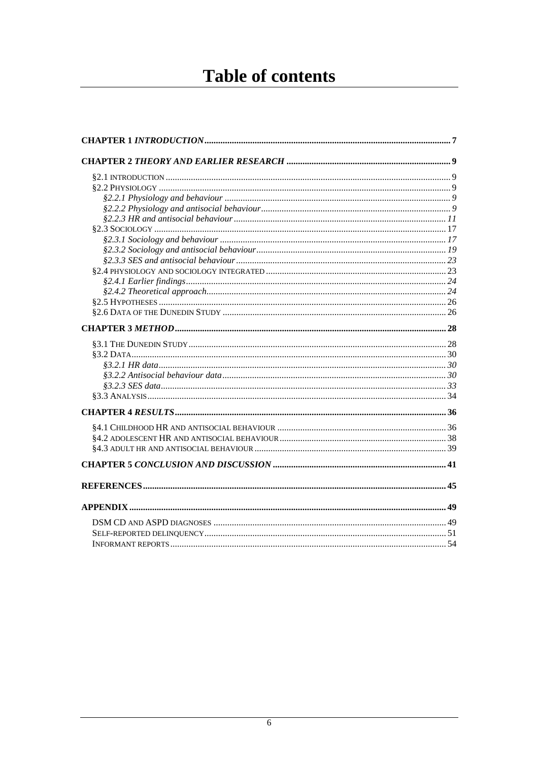# Table of contents

**CHAPTER 1 *INTRODUCTION*** .......... 7

**CHAPTER 2 *THEORY AND EARLIER RESEARCH*** .......... 9

§2.1 INTRODUCTION .......... 9
§2.2 PHYSIOLOGY .......... 9
*§2.2.1 Physiology and behaviour* .......... *9*
*§2.2.2 Physiology and antisocial behaviour* .......... *9*
*§2.2.3 HR and antisocial behaviour* .......... *11*
§2.3 SOCIOLOGY .......... 17
*§2.3.1 Sociology and behaviour* .......... *17*
*§2.3.2 Sociology and antisocial behaviour* .......... *19*
*§2.3.3 SES and antisocial behaviour* .......... *23*
§2.4 PHYSIOLOGY AND SOCIOLOGY INTEGRATED .......... 23
*§2.4.1 Earlier findings* .......... *24*
*§2.4.2 Theoretical approach* .......... *24*
§2.5 HYPOTHESES .......... 26
§2.6 DATA OF THE DUNEDIN STUDY .......... 26

**CHAPTER 3 *METHOD*** .......... 28

§3.1 THE DUNEDIN STUDY .......... 28
§3.2 DATA .......... 30
*§3.2.1 HR data* .......... *30*
*§3.2.2 Antisocial behaviour data* .......... *30*
*§3.2.3 SES data* .......... *33*
§3.3 ANALYSIS .......... 34

**CHAPTER 4 *RESULTS*** .......... 36

§4.1 CHILDHOOD HR AND ANTISOCIAL BEHAVIOUR .......... 36
§4.2 ADOLESCENT HR AND ANTISOCIAL BEHAVIOUR .......... 38
§4.3 ADULT HR AND ANTISOCIAL BEHAVIOUR .......... 39

**CHAPTER 5 *CONCLUSION AND DISCUSSION*** .......... 41

**REFERENCES** .......... 45

**APPENDIX** .......... 49

DSM CD AND ASPD DIAGNOSES .......... 49
SELF-REPORTED DELINQUENCY .......... 51
INFORMANT REPORTS .......... 54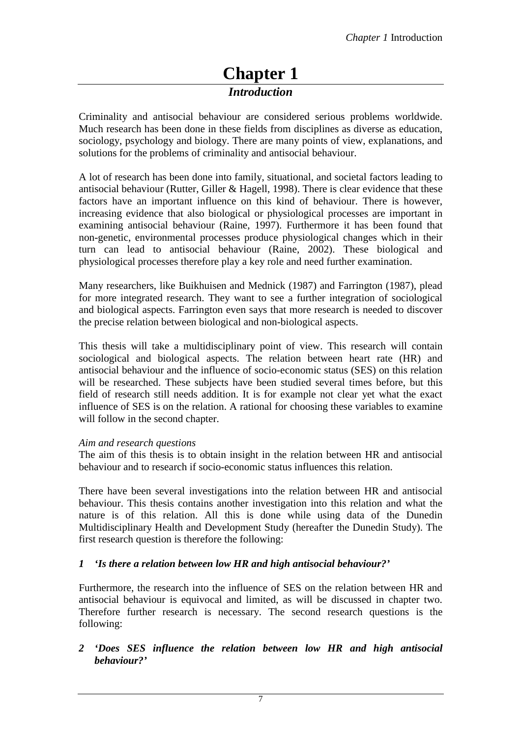# Chapter 1

## *Introduction*

Criminality and antisocial behaviour are considered serious problems worldwide. Much research has been done in these fields from disciplines as diverse as education, sociology, psychology and biology. There are many points of view, explanations, and solutions for the problems of criminality and antisocial behaviour.

A lot of research has been done into family, situational, and societal factors leading to antisocial behaviour (Rutter, Giller & Hagell, 1998). There is clear evidence that these factors have an important influence on this kind of behaviour. There is however, increasing evidence that also biological or physiological processes are important in examining antisocial behaviour (Raine, 1997). Furthermore it has been found that non-genetic, environmental processes produce physiological changes which in their turn can lead to antisocial behaviour (Raine, 2002). These biological and physiological processes therefore play a key role and need further examination.

Many researchers, like Buikhuisen and Mednick (1987) and Farrington (1987), plead for more integrated research. They want to see a further integration of sociological and biological aspects. Farrington even says that more research is needed to discover the precise relation between biological and non-biological aspects.

This thesis will take a multidisciplinary point of view. This research will contain sociological and biological aspects. The relation between heart rate (HR) and antisocial behaviour and the influence of socio-economic status (SES) on this relation will be researched. These subjects have been studied several times before, but this field of research still needs addition. It is for example not clear yet what the exact influence of SES is on the relation. A rational for choosing these variables to examine will follow in the second chapter.

*Aim and research questions*

The aim of this thesis is to obtain insight in the relation between HR and antisocial behaviour and to research if socio-economic status influences this relation.

There have been several investigations into the relation between HR and antisocial behaviour. This thesis contains another investigation into this relation and what the nature is of this relation. All this is done while using data of the Dunedin Multidisciplinary Health and Development Study (hereafter the Dunedin Study). The first research question is therefore the following:

***1 'Is there a relation between low HR and high antisocial behaviour?'***

Furthermore, the research into the influence of SES on the relation between HR and antisocial behaviour is equivocal and limited, as will be discussed in chapter two. Therefore further research is necessary. The second research questions is the following:

***2 'Does SES influence the relation between low HR and high antisocial behaviour?'***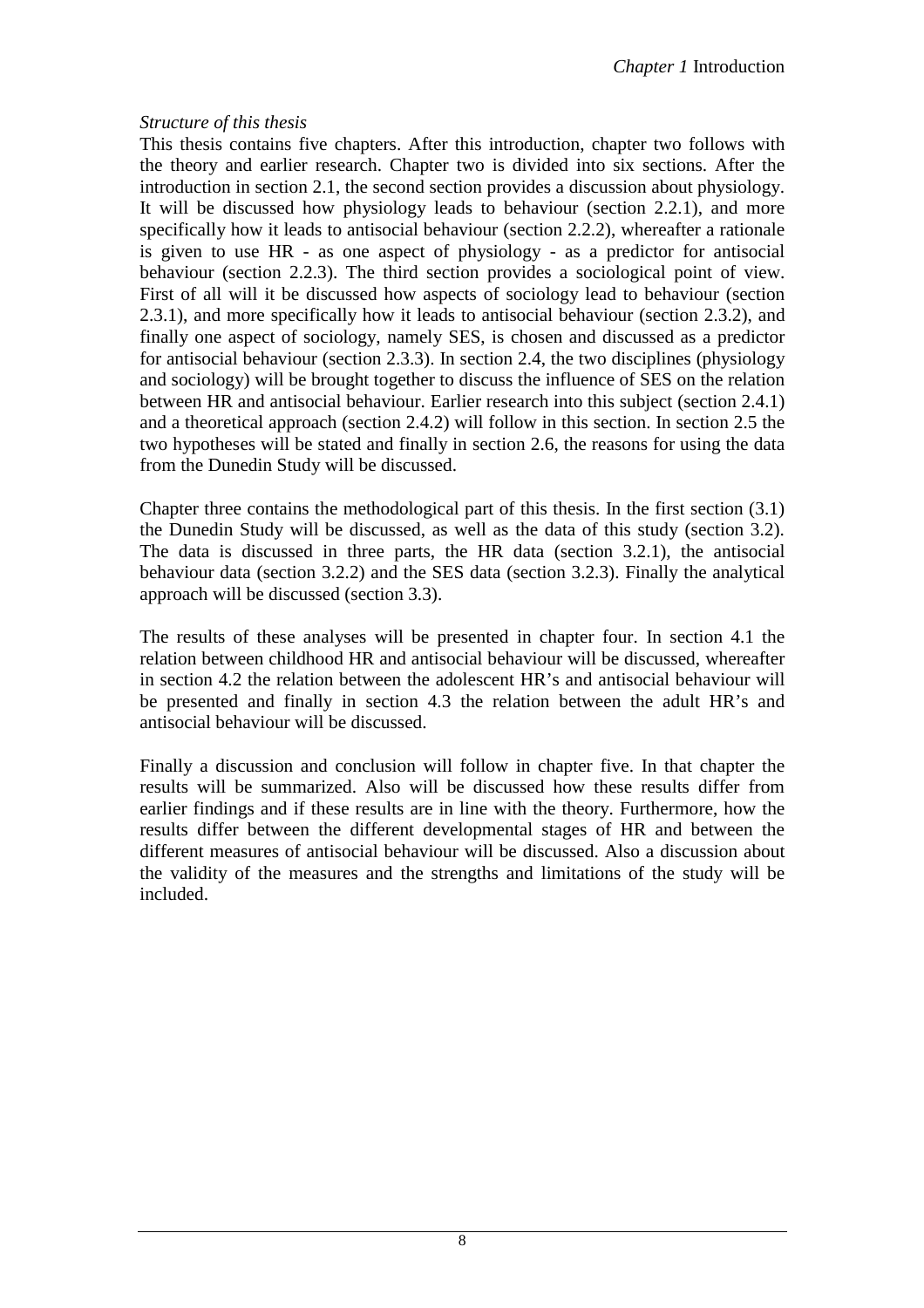*Structure of this thesis*

This thesis contains five chapters. After this introduction, chapter two follows with the theory and earlier research. Chapter two is divided into six sections. After the introduction in section 2.1, the second section provides a discussion about physiology. It will be discussed how physiology leads to behaviour (section 2.2.1), and more specifically how it leads to antisocial behaviour (section 2.2.2), whereafter a rationale is given to use HR - as one aspect of physiology - as a predictor for antisocial behaviour (section 2.2.3). The third section provides a sociological point of view. First of all will it be discussed how aspects of sociology lead to behaviour (section 2.3.1), and more specifically how it leads to antisocial behaviour (section 2.3.2), and finally one aspect of sociology, namely SES, is chosen and discussed as a predictor for antisocial behaviour (section 2.3.3). In section 2.4, the two disciplines (physiology and sociology) will be brought together to discuss the influence of SES on the relation between HR and antisocial behaviour. Earlier research into this subject (section 2.4.1) and a theoretical approach (section 2.4.2) will follow in this section. In section 2.5 the two hypotheses will be stated and finally in section 2.6, the reasons for using the data from the Dunedin Study will be discussed.

Chapter three contains the methodological part of this thesis. In the first section (3.1) the Dunedin Study will be discussed, as well as the data of this study (section 3.2). The data is discussed in three parts, the HR data (section 3.2.1), the antisocial behaviour data (section 3.2.2) and the SES data (section 3.2.3). Finally the analytical approach will be discussed (section 3.3).

The results of these analyses will be presented in chapter four. In section 4.1 the relation between childhood HR and antisocial behaviour will be discussed, whereafter in section 4.2 the relation between the adolescent HR's and antisocial behaviour will be presented and finally in section 4.3 the relation between the adult HR's and antisocial behaviour will be discussed.

Finally a discussion and conclusion will follow in chapter five. In that chapter the results will be summarized. Also will be discussed how these results differ from earlier findings and if these results are in line with the theory. Furthermore, how the results differ between the different developmental stages of HR and between the different measures of antisocial behaviour will be discussed. Also a discussion about the validity of the measures and the strengths and limitations of the study will be included.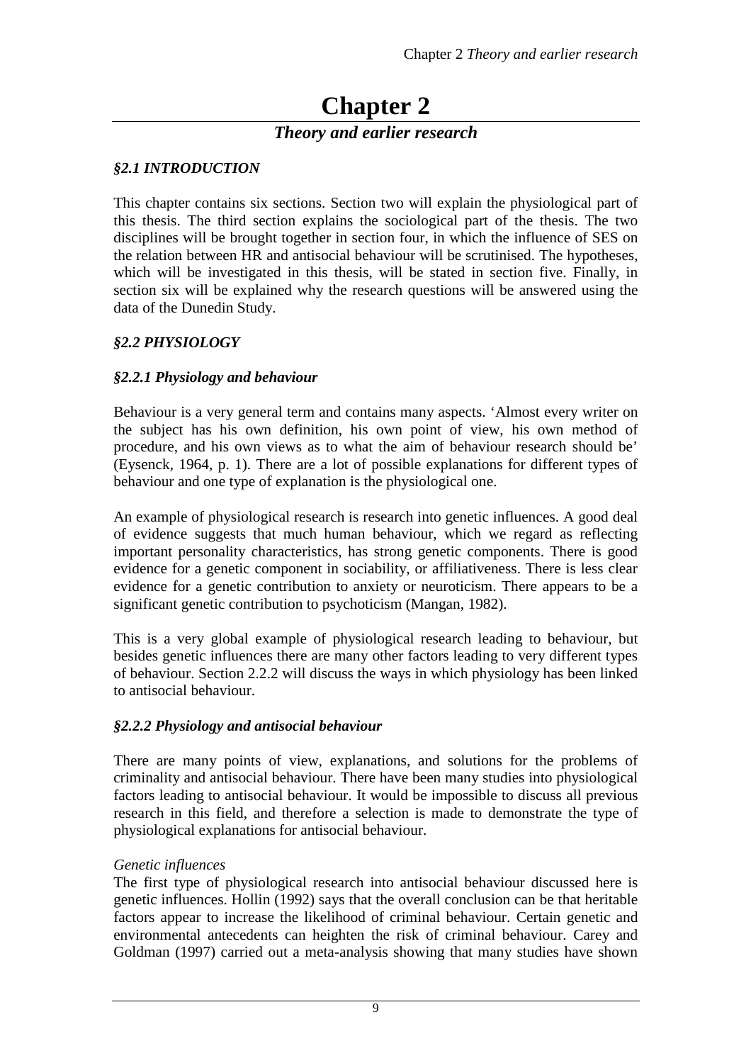# Chapter 2

## *Theory and earlier research*

### *§2.1 INTRODUCTION*

This chapter contains six sections. Section two will explain the physiological part of this thesis. The third section explains the sociological part of the thesis. The two disciplines will be brought together in section four, in which the influence of SES on the relation between HR and antisocial behaviour will be scrutinised. The hypotheses, which will be investigated in this thesis, will be stated in section five. Finally, in section six will be explained why the research questions will be answered using the data of the Dunedin Study.

### *§2.2 PHYSIOLOGY*

#### *§2.2.1 Physiology and behaviour*

Behaviour is a very general term and contains many aspects. 'Almost every writer on the subject has his own definition, his own point of view, his own method of procedure, and his own views as to what the aim of behaviour research should be' (Eysenck, 1964, p. 1). There are a lot of possible explanations for different types of behaviour and one type of explanation is the physiological one.

An example of physiological research is research into genetic influences. A good deal of evidence suggests that much human behaviour, which we regard as reflecting important personality characteristics, has strong genetic components. There is good evidence for a genetic component in sociability, or affiliativeness. There is less clear evidence for a genetic contribution to anxiety or neuroticism. There appears to be a significant genetic contribution to psychoticism (Mangan, 1982).

This is a very global example of physiological research leading to behaviour, but besides genetic influences there are many other factors leading to very different types of behaviour. Section 2.2.2 will discuss the ways in which physiology has been linked to antisocial behaviour.

#### *§2.2.2 Physiology and antisocial behaviour*

There are many points of view, explanations, and solutions for the problems of criminality and antisocial behaviour. There have been many studies into physiological factors leading to antisocial behaviour. It would be impossible to discuss all previous research in this field, and therefore a selection is made to demonstrate the type of physiological explanations for antisocial behaviour.

*Genetic influences*

The first type of physiological research into antisocial behaviour discussed here is genetic influences. Hollin (1992) says that the overall conclusion can be that heritable factors appear to increase the likelihood of criminal behaviour. Certain genetic and environmental antecedents can heighten the risk of criminal behaviour. Carey and Goldman (1997) carried out a meta-analysis showing that many studies have shown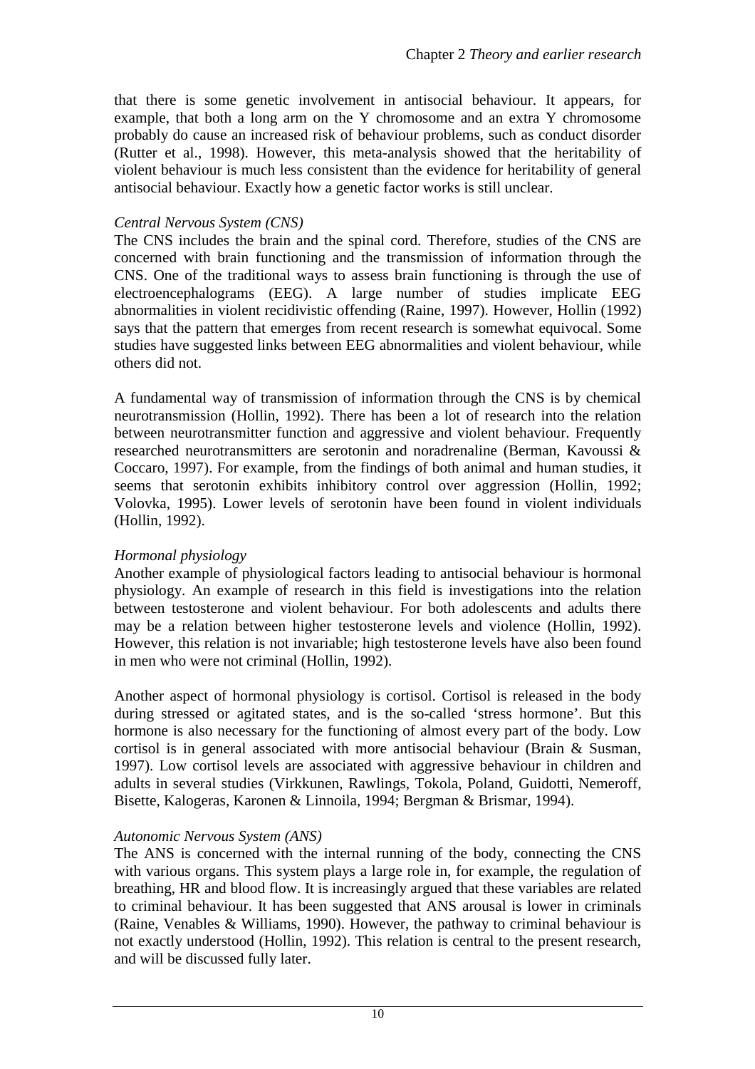that there is some genetic involvement in antisocial behaviour. It appears, for example, that both a long arm on the Y chromosome and an extra Y chromosome probably do cause an increased risk of behaviour problems, such as conduct disorder (Rutter et al., 1998). However, this meta-analysis showed that the heritability of violent behaviour is much less consistent than the evidence for heritability of general antisocial behaviour. Exactly how a genetic factor works is still unclear.

*Central Nervous System (CNS)*

The CNS includes the brain and the spinal cord. Therefore, studies of the CNS are concerned with brain functioning and the transmission of information through the CNS. One of the traditional ways to assess brain functioning is through the use of electroencephalograms (EEG). A large number of studies implicate EEG abnormalities in violent recidivistic offending (Raine, 1997). However, Hollin (1992) says that the pattern that emerges from recent research is somewhat equivocal. Some studies have suggested links between EEG abnormalities and violent behaviour, while others did not.

A fundamental way of transmission of information through the CNS is by chemical neurotransmission (Hollin, 1992). There has been a lot of research into the relation between neurotransmitter function and aggressive and violent behaviour. Frequently researched neurotransmitters are serotonin and noradrenaline (Berman, Kavoussi & Coccaro, 1997). For example, from the findings of both animal and human studies, it seems that serotonin exhibits inhibitory control over aggression (Hollin, 1992; Volovka, 1995). Lower levels of serotonin have been found in violent individuals (Hollin, 1992).

*Hormonal physiology*

Another example of physiological factors leading to antisocial behaviour is hormonal physiology. An example of research in this field is investigations into the relation between testosterone and violent behaviour. For both adolescents and adults there may be a relation between higher testosterone levels and violence (Hollin, 1992). However, this relation is not invariable; high testosterone levels have also been found in men who were not criminal (Hollin, 1992).

Another aspect of hormonal physiology is cortisol. Cortisol is released in the body during stressed or agitated states, and is the so-called 'stress hormone'. But this hormone is also necessary for the functioning of almost every part of the body. Low cortisol is in general associated with more antisocial behaviour (Brain & Susman, 1997). Low cortisol levels are associated with aggressive behaviour in children and adults in several studies (Virkkunen, Rawlings, Tokola, Poland, Guidotti, Nemeroff, Bisette, Kalogeras, Karonen & Linnoila, 1994; Bergman & Brismar, 1994).

*Autonomic Nervous System (ANS)*

The ANS is concerned with the internal running of the body, connecting the CNS with various organs. This system plays a large role in, for example, the regulation of breathing, HR and blood flow. It is increasingly argued that these variables are related to criminal behaviour. It has been suggested that ANS arousal is lower in criminals (Raine, Venables & Williams, 1990). However, the pathway to criminal behaviour is not exactly understood (Hollin, 1992). This relation is central to the present research, and will be discussed fully later.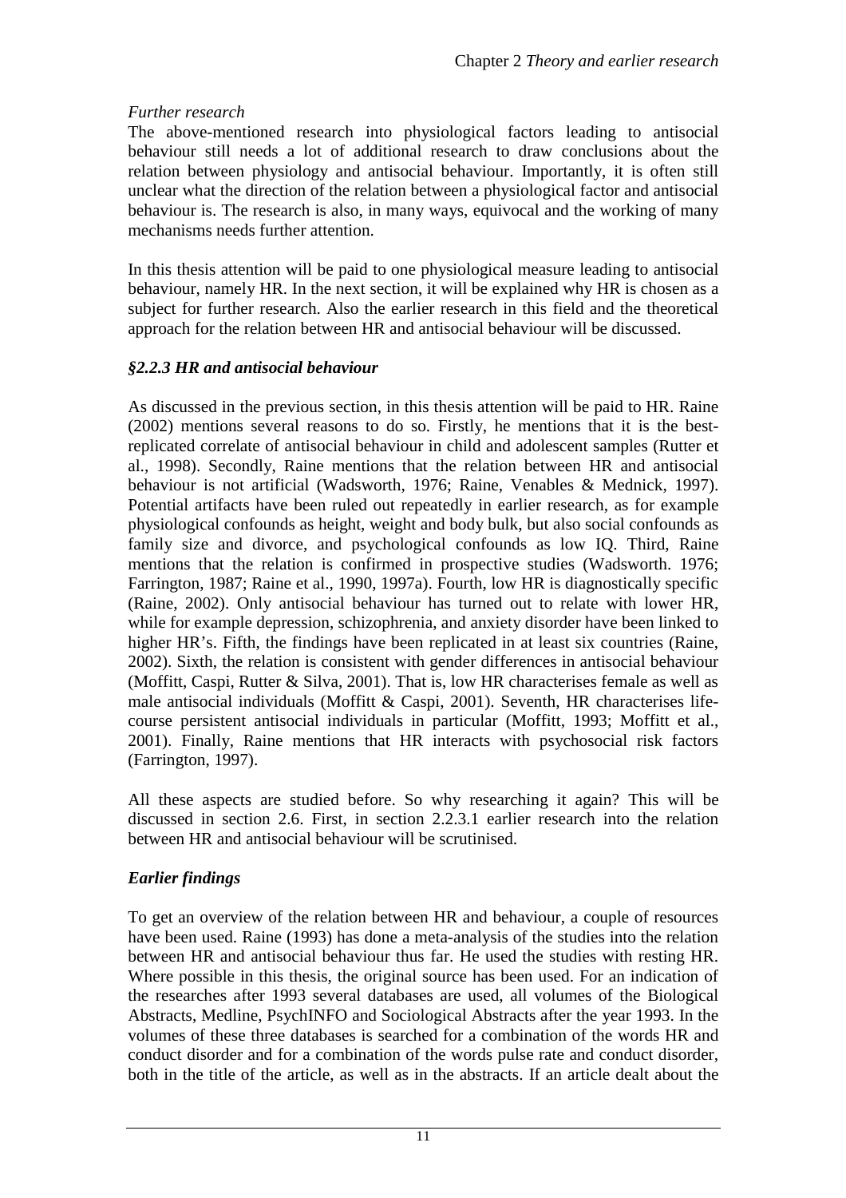*Further research*

The above-mentioned research into physiological factors leading to antisocial behaviour still needs a lot of additional research to draw conclusions about the relation between physiology and antisocial behaviour. Importantly, it is often still unclear what the direction of the relation between a physiological factor and antisocial behaviour is. The research is also, in many ways, equivocal and the working of many mechanisms needs further attention.

In this thesis attention will be paid to one physiological measure leading to antisocial behaviour, namely HR. In the next section, it will be explained why HR is chosen as a subject for further research. Also the earlier research in this field and the theoretical approach for the relation between HR and antisocial behaviour will be discussed.

### *§2.2.3 HR and antisocial behaviour*

As discussed in the previous section, in this thesis attention will be paid to HR. Raine (2002) mentions several reasons to do so. Firstly, he mentions that it is the best-replicated correlate of antisocial behaviour in child and adolescent samples (Rutter et al., 1998). Secondly, Raine mentions that the relation between HR and antisocial behaviour is not artificial (Wadsworth, 1976; Raine, Venables & Mednick, 1997). Potential artifacts have been ruled out repeatedly in earlier research, as for example physiological confounds as height, weight and body bulk, but also social confounds as family size and divorce, and psychological confounds as low IQ. Third, Raine mentions that the relation is confirmed in prospective studies (Wadsworth. 1976; Farrington, 1987; Raine et al., 1990, 1997a). Fourth, low HR is diagnostically specific (Raine, 2002). Only antisocial behaviour has turned out to relate with lower HR, while for example depression, schizophrenia, and anxiety disorder have been linked to higher HR's. Fifth, the findings have been replicated in at least six countries (Raine, 2002). Sixth, the relation is consistent with gender differences in antisocial behaviour (Moffitt, Caspi, Rutter & Silva, 2001). That is, low HR characterises female as well as male antisocial individuals (Moffitt & Caspi, 2001). Seventh, HR characterises life-course persistent antisocial individuals in particular (Moffitt, 1993; Moffitt et al., 2001). Finally, Raine mentions that HR interacts with psychosocial risk factors (Farrington, 1997).

All these aspects are studied before. So why researching it again? This will be discussed in section 2.6. First, in section 2.2.3.1 earlier research into the relation between HR and antisocial behaviour will be scrutinised.

### *Earlier findings*

To get an overview of the relation between HR and behaviour, a couple of resources have been used. Raine (1993) has done a meta-analysis of the studies into the relation between HR and antisocial behaviour thus far. He used the studies with resting HR. Where possible in this thesis, the original source has been used. For an indication of the researches after 1993 several databases are used, all volumes of the Biological Abstracts, Medline, PsychINFO and Sociological Abstracts after the year 1993. In the volumes of these three databases is searched for a combination of the words HR and conduct disorder and for a combination of the words pulse rate and conduct disorder, both in the title of the article, as well as in the abstracts. If an article dealt about the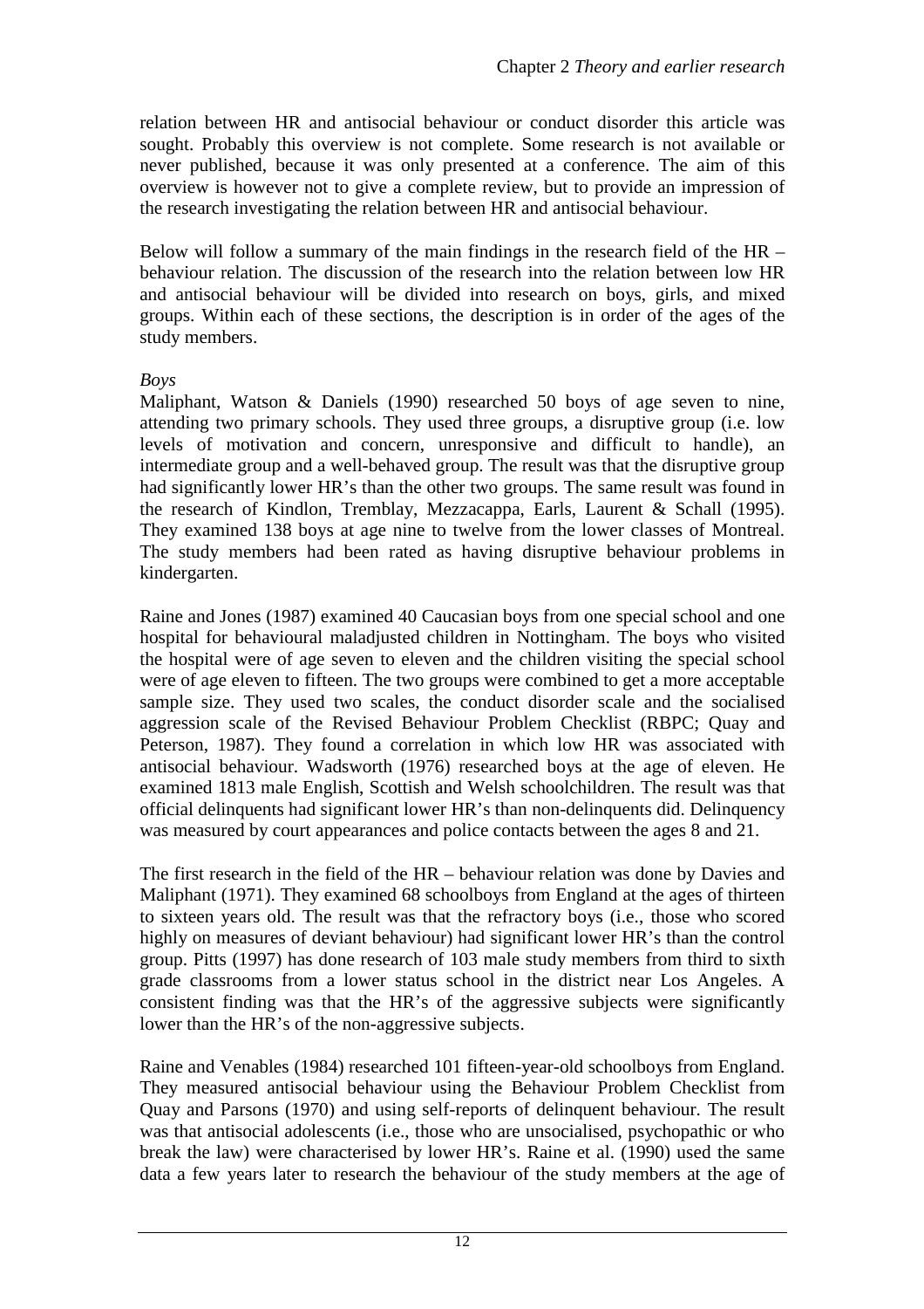relation between HR and antisocial behaviour or conduct disorder this article was sought. Probably this overview is not complete. Some research is not available or never published, because it was only presented at a conference. The aim of this overview is however not to give a complete review, but to provide an impression of the research investigating the relation between HR and antisocial behaviour.

Below will follow a summary of the main findings in the research field of the HR – behaviour relation. The discussion of the research into the relation between low HR and antisocial behaviour will be divided into research on boys, girls, and mixed groups. Within each of these sections, the description is in order of the ages of the study members.

*Boys*

Maliphant, Watson & Daniels (1990) researched 50 boys of age seven to nine, attending two primary schools. They used three groups, a disruptive group (i.e. low levels of motivation and concern, unresponsive and difficult to handle), an intermediate group and a well-behaved group. The result was that the disruptive group had significantly lower HR's than the other two groups. The same result was found in the research of Kindlon, Tremblay, Mezzacappa, Earls, Laurent & Schall (1995). They examined 138 boys at age nine to twelve from the lower classes of Montreal. The study members had been rated as having disruptive behaviour problems in kindergarten.

Raine and Jones (1987) examined 40 Caucasian boys from one special school and one hospital for behavioural maladjusted children in Nottingham. The boys who visited the hospital were of age seven to eleven and the children visiting the special school were of age eleven to fifteen. The two groups were combined to get a more acceptable sample size. They used two scales, the conduct disorder scale and the socialised aggression scale of the Revised Behaviour Problem Checklist (RBPC; Quay and Peterson, 1987). They found a correlation in which low HR was associated with antisocial behaviour. Wadsworth (1976) researched boys at the age of eleven. He examined 1813 male English, Scottish and Welsh schoolchildren. The result was that official delinquents had significant lower HR's than non-delinquents did. Delinquency was measured by court appearances and police contacts between the ages 8 and 21.

The first research in the field of the HR – behaviour relation was done by Davies and Maliphant (1971). They examined 68 schoolboys from England at the ages of thirteen to sixteen years old. The result was that the refractory boys (i.e., those who scored highly on measures of deviant behaviour) had significant lower HR's than the control group. Pitts (1997) has done research of 103 male study members from third to sixth grade classrooms from a lower status school in the district near Los Angeles. A consistent finding was that the HR's of the aggressive subjects were significantly lower than the HR's of the non-aggressive subjects.

Raine and Venables (1984) researched 101 fifteen-year-old schoolboys from England. They measured antisocial behaviour using the Behaviour Problem Checklist from Quay and Parsons (1970) and using self-reports of delinquent behaviour. The result was that antisocial adolescents (i.e., those who are unsocialised, psychopathic or who break the law) were characterised by lower HR's. Raine et al. (1990) used the same data a few years later to research the behaviour of the study members at the age of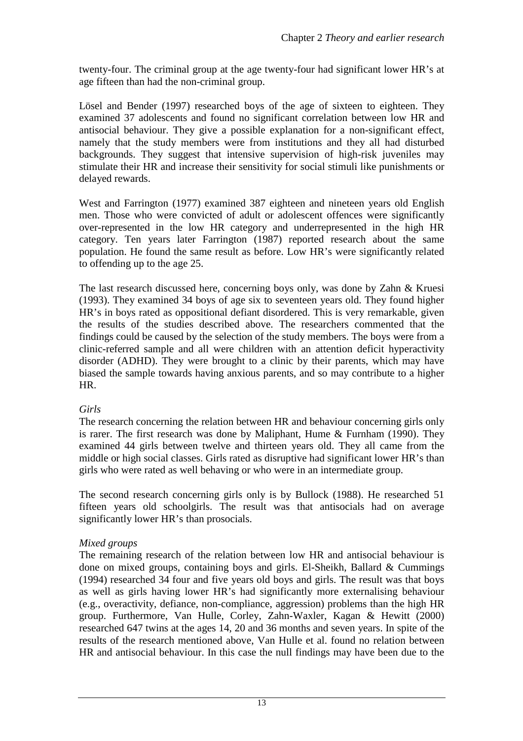twenty-four. The criminal group at the age twenty-four had significant lower HR's at age fifteen than had the non-criminal group.

Lösel and Bender (1997) researched boys of the age of sixteen to eighteen. They examined 37 adolescents and found no significant correlation between low HR and antisocial behaviour. They give a possible explanation for a non-significant effect, namely that the study members were from institutions and they all had disturbed backgrounds. They suggest that intensive supervision of high-risk juveniles may stimulate their HR and increase their sensitivity for social stimuli like punishments or delayed rewards.

West and Farrington (1977) examined 387 eighteen and nineteen years old English men. Those who were convicted of adult or adolescent offences were significantly over-represented in the low HR category and underrepresented in the high HR category. Ten years later Farrington (1987) reported research about the same population. He found the same result as before. Low HR's were significantly related to offending up to the age 25.

The last research discussed here, concerning boys only, was done by Zahn & Kruesi (1993). They examined 34 boys of age six to seventeen years old. They found higher HR's in boys rated as oppositional defiant disordered. This is very remarkable, given the results of the studies described above. The researchers commented that the findings could be caused by the selection of the study members. The boys were from a clinic-referred sample and all were children with an attention deficit hyperactivity disorder (ADHD). They were brought to a clinic by their parents, which may have biased the sample towards having anxious parents, and so may contribute to a higher HR.

*Girls*

The research concerning the relation between HR and behaviour concerning girls only is rarer. The first research was done by Maliphant, Hume & Furnham (1990). They examined 44 girls between twelve and thirteen years old. They all came from the middle or high social classes. Girls rated as disruptive had significant lower HR's than girls who were rated as well behaving or who were in an intermediate group.

The second research concerning girls only is by Bullock (1988). He researched 51 fifteen years old schoolgirls. The result was that antisocials had on average significantly lower HR's than prosocials.

*Mixed groups*

The remaining research of the relation between low HR and antisocial behaviour is done on mixed groups, containing boys and girls. El-Sheikh, Ballard & Cummings (1994) researched 34 four and five years old boys and girls. The result was that boys as well as girls having lower HR's had significantly more externalising behaviour (e.g., overactivity, defiance, non-compliance, aggression) problems than the high HR group. Furthermore, Van Hulle, Corley, Zahn-Waxler, Kagan & Hewitt (2000) researched 647 twins at the ages 14, 20 and 36 months and seven years. In spite of the results of the research mentioned above, Van Hulle et al. found no relation between HR and antisocial behaviour. In this case the null findings may have been due to the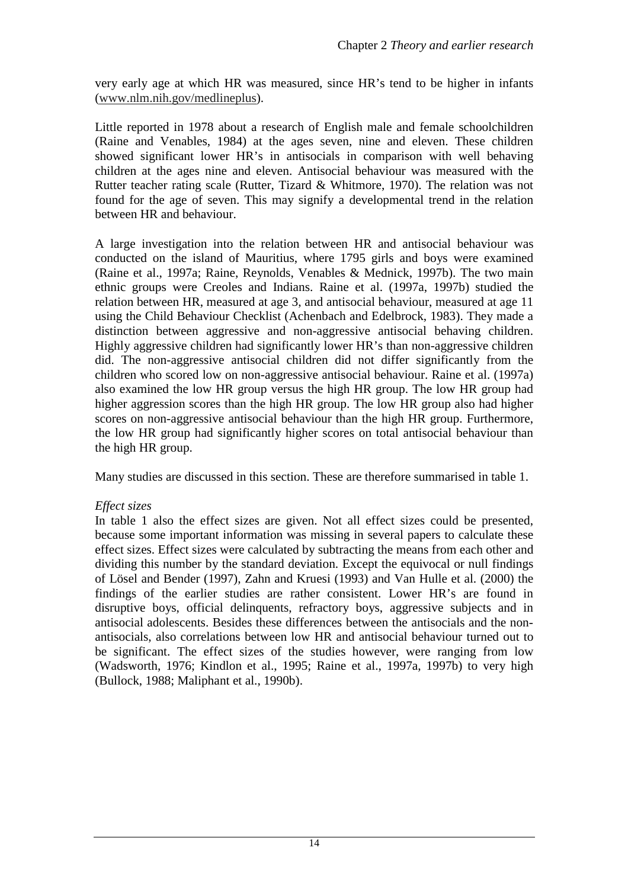very early age at which HR was measured, since HR's tend to be higher in infants (www.nlm.nih.gov/medlineplus).

Little reported in 1978 about a research of English male and female schoolchildren (Raine and Venables, 1984) at the ages seven, nine and eleven. These children showed significant lower HR's in antisocials in comparison with well behaving children at the ages nine and eleven. Antisocial behaviour was measured with the Rutter teacher rating scale (Rutter, Tizard & Whitmore, 1970). The relation was not found for the age of seven. This may signify a developmental trend in the relation between HR and behaviour.

A large investigation into the relation between HR and antisocial behaviour was conducted on the island of Mauritius, where 1795 girls and boys were examined (Raine et al., 1997a; Raine, Reynolds, Venables & Mednick, 1997b). The two main ethnic groups were Creoles and Indians. Raine et al. (1997a, 1997b) studied the relation between HR, measured at age 3, and antisocial behaviour, measured at age 11 using the Child Behaviour Checklist (Achenbach and Edelbrock, 1983). They made a distinction between aggressive and non-aggressive antisocial behaving children. Highly aggressive children had significantly lower HR's than non-aggressive children did. The non-aggressive antisocial children did not differ significantly from the children who scored low on non-aggressive antisocial behaviour. Raine et al. (1997a) also examined the low HR group versus the high HR group. The low HR group had higher aggression scores than the high HR group. The low HR group also had higher scores on non-aggressive antisocial behaviour than the high HR group. Furthermore, the low HR group had significantly higher scores on total antisocial behaviour than the high HR group.

Many studies are discussed in this section. These are therefore summarised in table 1.

*Effect sizes*

In table 1 also the effect sizes are given. Not all effect sizes could be presented, because some important information was missing in several papers to calculate these effect sizes. Effect sizes were calculated by subtracting the means from each other and dividing this number by the standard deviation. Except the equivocal or null findings of Lösel and Bender (1997), Zahn and Kruesi (1993) and Van Hulle et al. (2000) the findings of the earlier studies are rather consistent. Lower HR's are found in disruptive boys, official delinquents, refractory boys, aggressive subjects and in antisocial adolescents. Besides these differences between the antisocials and the non-antisocials, also correlations between low HR and antisocial behaviour turned out to be significant. The effect sizes of the studies however, were ranging from low (Wadsworth, 1976; Kindlon et al., 1995; Raine et al., 1997a, 1997b) to very high (Bullock, 1988; Maliphant et al., 1990b).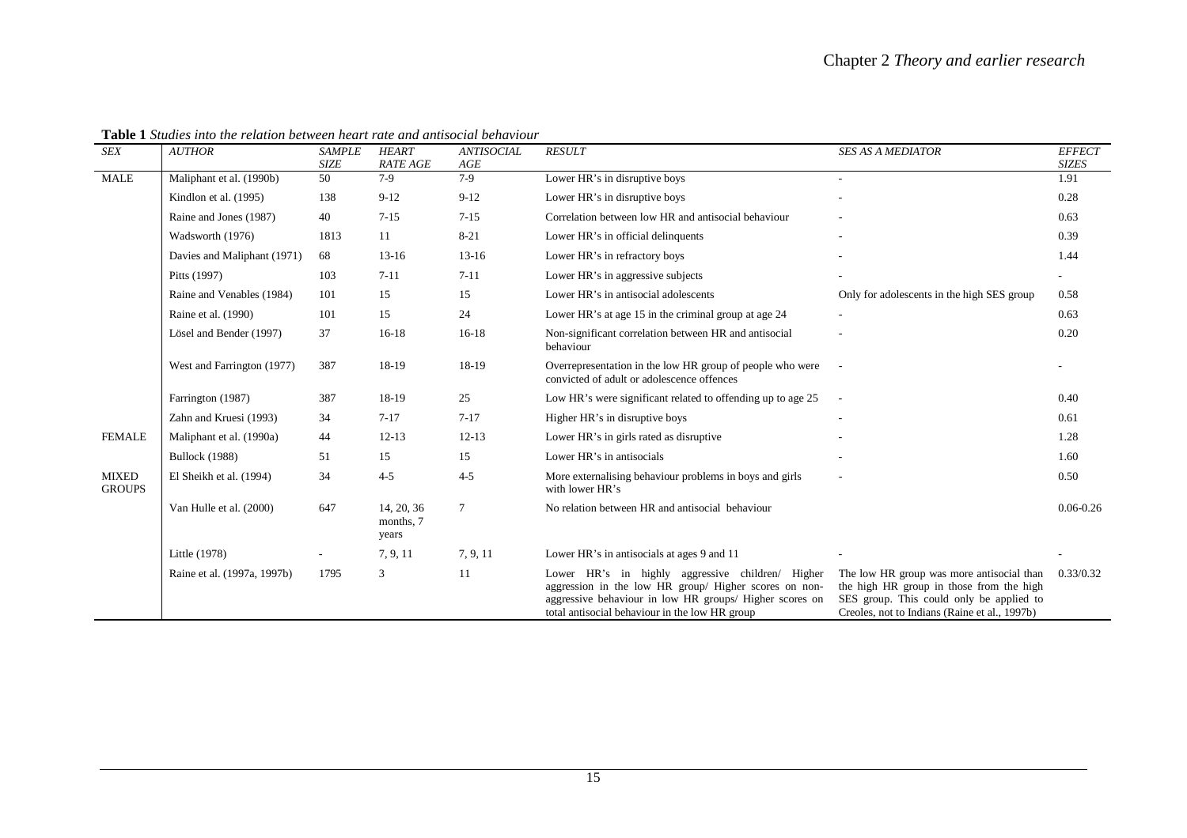**Table 1** *Studies into the relation between heart rate and antisocial behaviour*

| *SEX* | *AUTHOR* | *SAMPLE SIZE* | *HEART RATE AGE* | *ANTISOCIAL AGE* | *RESULT* | *SES AS A MEDIATOR* | *EFFECT SIZES* |
|---|---|---|---|---|---|---|---|
| MALE | Maliphant et al. (1990b) | 50 | 7-9 | 7-9 | Lower HR's in disruptive boys | - | 1.91 |
| | Kindlon et al. (1995) | 138 | 9-12 | 9-12 | Lower HR's in disruptive boys | - | 0.28 |
| | Raine and Jones (1987) | 40 | 7-15 | 7-15 | Correlation between low HR and antisocial behaviour | - | 0.63 |
| | Wadsworth (1976) | 1813 | 11 | 8-21 | Lower HR's in official delinquents | - | 0.39 |
| | Davies and Maliphant (1971) | 68 | 13-16 | 13-16 | Lower HR's in refractory boys | - | 1.44 |
| | Pitts (1997) | 103 | 7-11 | 7-11 | Lower HR's in aggressive subjects | - | - |
| | Raine and Venables (1984) | 101 | 15 | 15 | Lower HR's in antisocial adolescents | Only for adolescents in the high SES group | 0.58 |
| | Raine et al. (1990) | 101 | 15 | 24 | Lower HR's at age 15 in the criminal group at age 24 | - | 0.63 |
| | Lösel and Bender (1997) | 37 | 16-18 | 16-18 | Non-significant correlation between HR and antisocial behaviour | - | 0.20 |
| | West and Farrington (1977) | 387 | 18-19 | 18-19 | Overrepresentation in the low HR group of people who were convicted of adult or adolescence offences | - | - |
| | Farrington (1987) | 387 | 18-19 | 25 | Low HR's were significant related to offending up to age 25 | - | 0.40 |
| | Zahn and Kruesi (1993) | 34 | 7-17 | 7-17 | Higher HR's in disruptive boys | - | 0.61 |
| FEMALE | Maliphant et al. (1990a) | 44 | 12-13 | 12-13 | Lower HR's in girls rated as disruptive | - | 1.28 |
| | Bullock (1988) | 51 | 15 | 15 | Lower HR's in antisocials | - | 1.60 |
| MIXED GROUPS | El Sheikh et al. (1994) | 34 | 4-5 | 4-5 | More externalising behaviour problems in boys and girls with lower HR's | - | 0.50 |
| | Van Hulle et al. (2000) | 647 | 14, 20, 36 months, 7 years | 7 | No relation between HR and antisocial behaviour | | 0.06-0.26 |
| | Little (1978) | - | 7, 9, 11 | 7, 9, 11 | Lower HR's in antisocials at ages 9 and 11 | - | - |
| | Raine et al. (1997a, 1997b) | 1795 | 3 | 11 | Lower HR's in highly aggressive children/ Higher aggression in the low HR group/ Higher scores on non-aggressive behaviour in low HR groups/ Higher scores on total antisocial behaviour in the low HR group | The low HR group was more antisocial than the high HR group in those from the high SES group. This could only be applied to Creoles, not to Indians (Raine et al., 1997b) | 0.33/0.32 |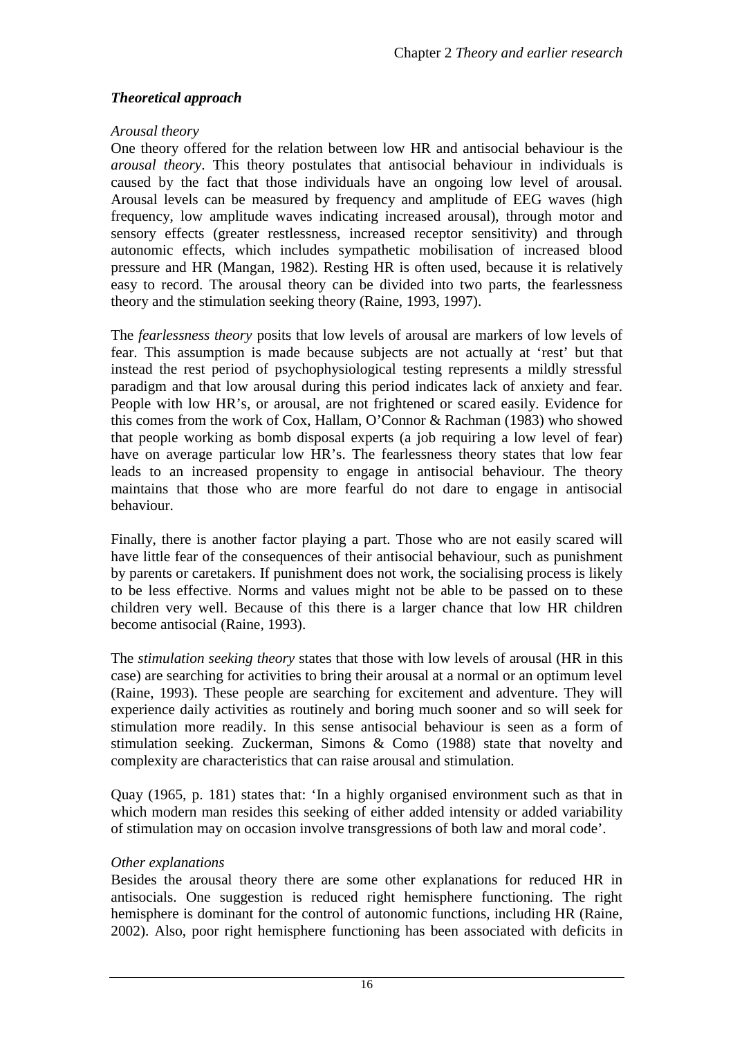### *Theoretical approach*

*Arousal theory*

One theory offered for the relation between low HR and antisocial behaviour is the *arousal theory*. This theory postulates that antisocial behaviour in individuals is caused by the fact that those individuals have an ongoing low level of arousal. Arousal levels can be measured by frequency and amplitude of EEG waves (high frequency, low amplitude waves indicating increased arousal), through motor and sensory effects (greater restlessness, increased receptor sensitivity) and through autonomic effects, which includes sympathetic mobilisation of increased blood pressure and HR (Mangan, 1982). Resting HR is often used, because it is relatively easy to record. The arousal theory can be divided into two parts, the fearlessness theory and the stimulation seeking theory (Raine, 1993, 1997).

The *fearlessness theory* posits that low levels of arousal are markers of low levels of fear. This assumption is made because subjects are not actually at 'rest' but that instead the rest period of psychophysiological testing represents a mildly stressful paradigm and that low arousal during this period indicates lack of anxiety and fear. People with low HR's, or arousal, are not frightened or scared easily. Evidence for this comes from the work of Cox, Hallam, O'Connor & Rachman (1983) who showed that people working as bomb disposal experts (a job requiring a low level of fear) have on average particular low HR's. The fearlessness theory states that low fear leads to an increased propensity to engage in antisocial behaviour. The theory maintains that those who are more fearful do not dare to engage in antisocial behaviour.

Finally, there is another factor playing a part. Those who are not easily scared will have little fear of the consequences of their antisocial behaviour, such as punishment by parents or caretakers. If punishment does not work, the socialising process is likely to be less effective. Norms and values might not be able to be passed on to these children very well. Because of this there is a larger chance that low HR children become antisocial (Raine, 1993).

The *stimulation seeking theory* states that those with low levels of arousal (HR in this case) are searching for activities to bring their arousal at a normal or an optimum level (Raine, 1993). These people are searching for excitement and adventure. They will experience daily activities as routinely and boring much sooner and so will seek for stimulation more readily. In this sense antisocial behaviour is seen as a form of stimulation seeking. Zuckerman, Simons & Como (1988) state that novelty and complexity are characteristics that can raise arousal and stimulation.

Quay (1965, p. 181) states that: 'In a highly organised environment such as that in which modern man resides this seeking of either added intensity or added variability of stimulation may on occasion involve transgressions of both law and moral code'.

*Other explanations*

Besides the arousal theory there are some other explanations for reduced HR in antisocials. One suggestion is reduced right hemisphere functioning. The right hemisphere is dominant for the control of autonomic functions, including HR (Raine, 2002). Also, poor right hemisphere functioning has been associated with deficits in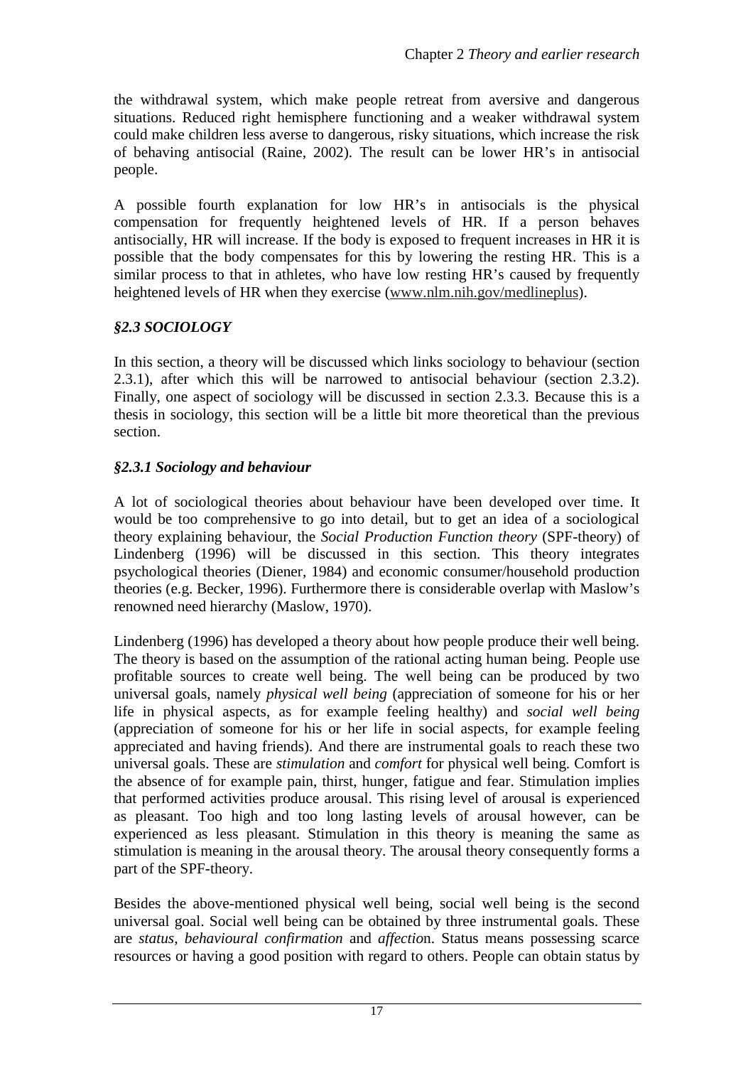the withdrawal system, which make people retreat from aversive and dangerous situations. Reduced right hemisphere functioning and a weaker withdrawal system could make children less averse to dangerous, risky situations, which increase the risk of behaving antisocial (Raine, 2002). The result can be lower HR's in antisocial people.

A possible fourth explanation for low HR's in antisocials is the physical compensation for frequently heightened levels of HR. If a person behaves antisocially, HR will increase. If the body is exposed to frequent increases in HR it is possible that the body compensates for this by lowering the resting HR. This is a similar process to that in athletes, who have low resting HR's caused by frequently heightened levels of HR when they exercise (www.nlm.nih.gov/medlineplus).

### *§2.3 SOCIOLOGY*

In this section, a theory will be discussed which links sociology to behaviour (section 2.3.1), after which this will be narrowed to antisocial behaviour (section 2.3.2). Finally, one aspect of sociology will be discussed in section 2.3.3. Because this is a thesis in sociology, this section will be a little bit more theoretical than the previous section.

#### *§2.3.1 Sociology and behaviour*

A lot of sociological theories about behaviour have been developed over time. It would be too comprehensive to go into detail, but to get an idea of a sociological theory explaining behaviour, the *Social Production Function theory* (SPF-theory) of Lindenberg (1996) will be discussed in this section. This theory integrates psychological theories (Diener, 1984) and economic consumer/household production theories (e.g. Becker, 1996). Furthermore there is considerable overlap with Maslow's renowned need hierarchy (Maslow, 1970).

Lindenberg (1996) has developed a theory about how people produce their well being. The theory is based on the assumption of the rational acting human being. People use profitable sources to create well being. The well being can be produced by two universal goals, namely *physical well being* (appreciation of someone for his or her life in physical aspects, as for example feeling healthy) and *social well being* (appreciation of someone for his or her life in social aspects, for example feeling appreciated and having friends). And there are instrumental goals to reach these two universal goals. These are *stimulation* and *comfort* for physical well being. Comfort is the absence of for example pain, thirst, hunger, fatigue and fear. Stimulation implies that performed activities produce arousal. This rising level of arousal is experienced as pleasant. Too high and too long lasting levels of arousal however, can be experienced as less pleasant. Stimulation in this theory is meaning the same as stimulation is meaning in the arousal theory. The arousal theory consequently forms a part of the SPF-theory.

Besides the above-mentioned physical well being, social well being is the second universal goal. Social well being can be obtained by three instrumental goals. These are *status, behavioural confirmation* and *affectio*n. Status means possessing scarce resources or having a good position with regard to others. People can obtain status by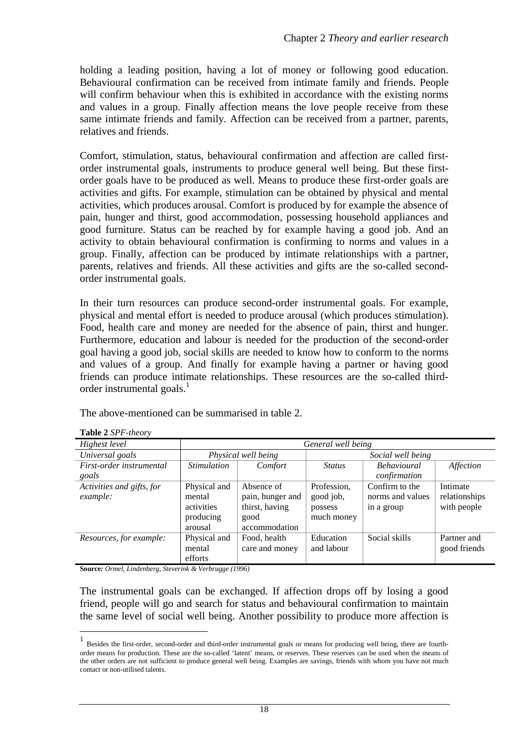holding a leading position, having a lot of money or following good education. Behavioural confirmation can be received from intimate family and friends. People will confirm behaviour when this is exhibited in accordance with the existing norms and values in a group. Finally affection means the love people receive from these same intimate friends and family. Affection can be received from a partner, parents, relatives and friends.

Comfort, stimulation, status, behavioural confirmation and affection are called first-order instrumental goals, instruments to produce general well being. But these first-order goals have to be produced as well. Means to produce these first-order goals are activities and gifts. For example, stimulation can be obtained by physical and mental activities, which produces arousal. Comfort is produced by for example the absence of pain, hunger and thirst, good accommodation, possessing household appliances and good furniture. Status can be reached by for example having a good job. And an activity to obtain behavioural confirmation is confirming to norms and values in a group. Finally, affection can be produced by intimate relationships with a partner, parents, relatives and friends. All these activities and gifts are the so-called second-order instrumental goals.

In their turn resources can produce second-order instrumental goals. For example, physical and mental effort is needed to produce arousal (which produces stimulation). Food, health care and money are needed for the absence of pain, thirst and hunger. Furthermore, education and labour is needed for the production of the second-order goal having a good job, social skills are needed to know how to conform to the norms and values of a group. And finally for example having a partner or having good friends can produce intimate relationships. These resources are the so-called third-order instrumental goals.[1]

The above-mentioned can be summarised in table 2.

**Table 2** *SPF-theory*

| *Highest level* | *General well being* | | | | |
|---|---|---|---|---|---|
| *Universal goals* | *Physical well being* | | *Social well being* | | |
| *First-order instrumental goals* | *Stimulation* | *Comfort* | *Status* | *Behavioural confirmation* | *Affection* |
| *Activities and gifts, for example:* | Physical and mental activities producing arousal | Absence of pain, hunger and thirst, having good accommodation | Profession, good job, possess much money | Confirm to the norms and values in a group | Intimate relationships with people |
| *Resources, for example:* | Physical and mental efforts | Food, health care and money | Education and labour | Social skills | Partner and good friends |

**Source***: Ormel, Lindenberg, Steverink & Verbrugge (1996)*

The instrumental goals can be exchanged. If affection drops off by losing a good friend, people will go and search for status and behavioural confirmation to maintain the same level of social well being. Another possibility to produce more affection is

[1] Besides the first-order, second-order and third-order instrumental goals or means for producing well being, there are fourth-order means for production. These are the so-called 'latent' means, or reserves. These reserves can be used when the means of the other orders are not sufficient to produce general well being. Examples are savings, friends with whom you have not much contact or non-utilised talents.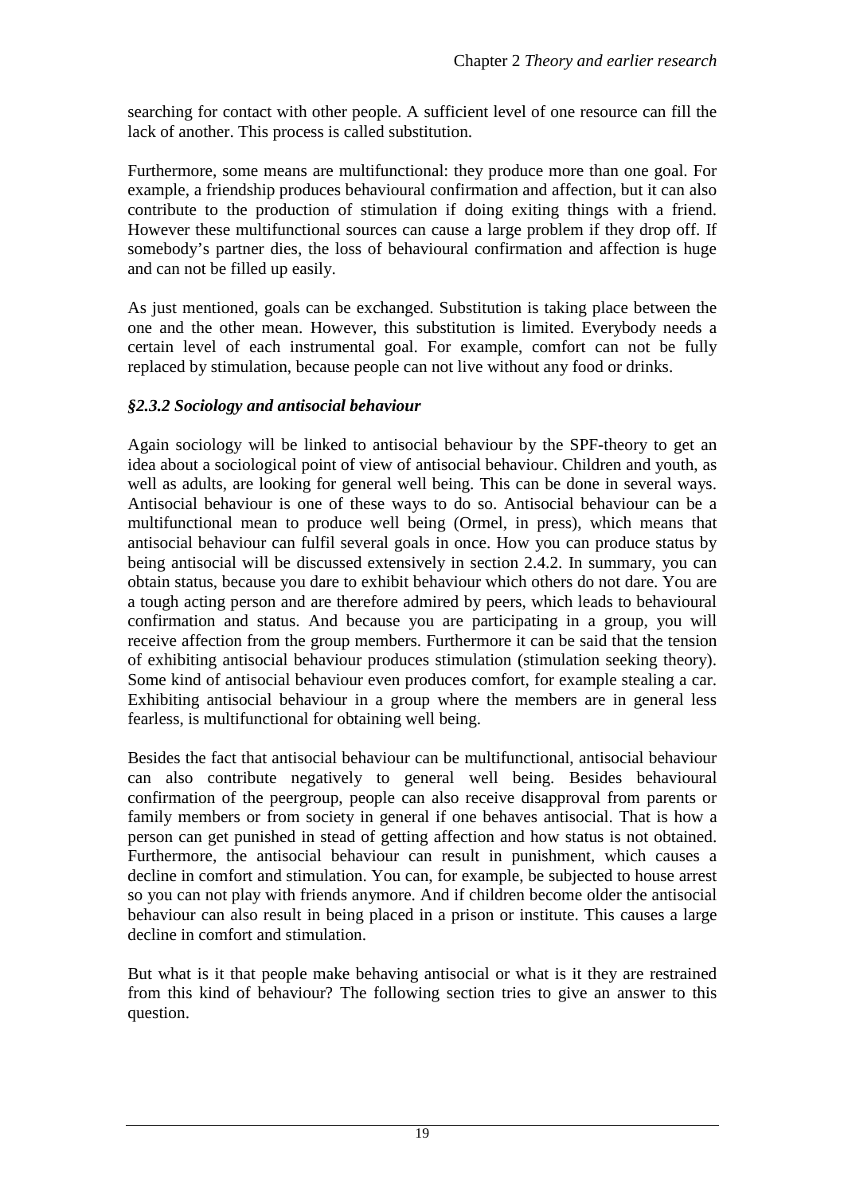searching for contact with other people. A sufficient level of one resource can fill the lack of another. This process is called substitution.

Furthermore, some means are multifunctional: they produce more than one goal. For example, a friendship produces behavioural confirmation and affection, but it can also contribute to the production of stimulation if doing exiting things with a friend. However these multifunctional sources can cause a large problem if they drop off. If somebody's partner dies, the loss of behavioural confirmation and affection is huge and can not be filled up easily.

As just mentioned, goals can be exchanged. Substitution is taking place between the one and the other mean. However, this substitution is limited. Everybody needs a certain level of each instrumental goal. For example, comfort can not be fully replaced by stimulation, because people can not live without any food or drinks.

### *§2.3.2 Sociology and antisocial behaviour*

Again sociology will be linked to antisocial behaviour by the SPF-theory to get an idea about a sociological point of view of antisocial behaviour. Children and youth, as well as adults, are looking for general well being. This can be done in several ways. Antisocial behaviour is one of these ways to do so. Antisocial behaviour can be a multifunctional mean to produce well being (Ormel, in press), which means that antisocial behaviour can fulfil several goals in once. How you can produce status by being antisocial will be discussed extensively in section 2.4.2. In summary, you can obtain status, because you dare to exhibit behaviour which others do not dare. You are a tough acting person and are therefore admired by peers, which leads to behavioural confirmation and status. And because you are participating in a group, you will receive affection from the group members. Furthermore it can be said that the tension of exhibiting antisocial behaviour produces stimulation (stimulation seeking theory). Some kind of antisocial behaviour even produces comfort, for example stealing a car. Exhibiting antisocial behaviour in a group where the members are in general less fearless, is multifunctional for obtaining well being.

Besides the fact that antisocial behaviour can be multifunctional, antisocial behaviour can also contribute negatively to general well being. Besides behavioural confirmation of the peergroup, people can also receive disapproval from parents or family members or from society in general if one behaves antisocial. That is how a person can get punished in stead of getting affection and how status is not obtained. Furthermore, the antisocial behaviour can result in punishment, which causes a decline in comfort and stimulation. You can, for example, be subjected to house arrest so you can not play with friends anymore. And if children become older the antisocial behaviour can also result in being placed in a prison or institute. This causes a large decline in comfort and stimulation.

But what is it that people make behaving antisocial or what is it they are restrained from this kind of behaviour? The following section tries to give an answer to this question.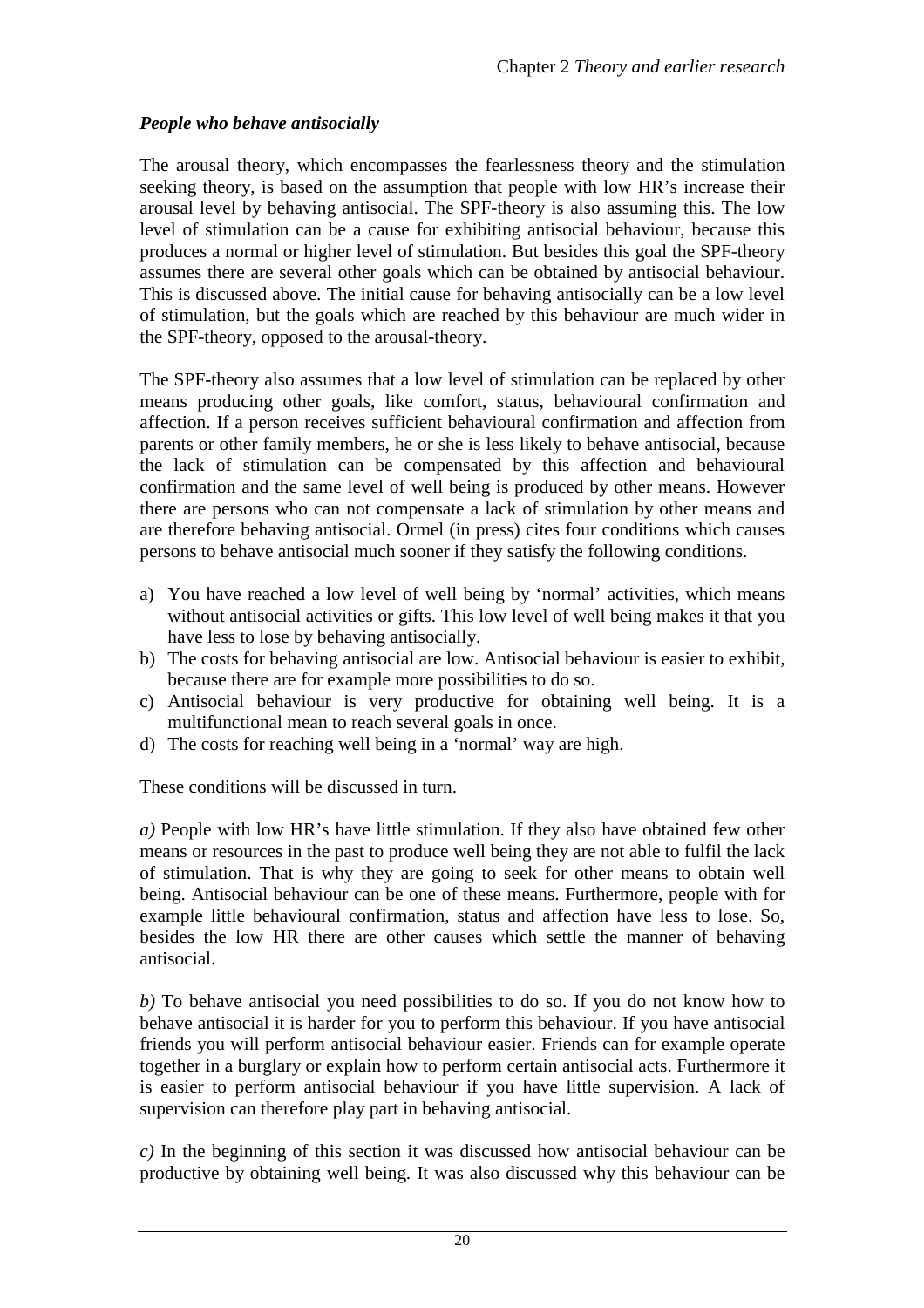### *People who behave antisocially*

The arousal theory, which encompasses the fearlessness theory and the stimulation seeking theory, is based on the assumption that people with low HR's increase their arousal level by behaving antisocial. The SPF-theory is also assuming this. The low level of stimulation can be a cause for exhibiting antisocial behaviour, because this produces a normal or higher level of stimulation. But besides this goal the SPF-theory assumes there are several other goals which can be obtained by antisocial behaviour. This is discussed above. The initial cause for behaving antisocially can be a low level of stimulation, but the goals which are reached by this behaviour are much wider in the SPF-theory, opposed to the arousal-theory.

The SPF-theory also assumes that a low level of stimulation can be replaced by other means producing other goals, like comfort, status, behavioural confirmation and affection. If a person receives sufficient behavioural confirmation and affection from parents or other family members, he or she is less likely to behave antisocial, because the lack of stimulation can be compensated by this affection and behavioural confirmation and the same level of well being is produced by other means. However there are persons who can not compensate a lack of stimulation by other means and are therefore behaving antisocial. Ormel (in press) cites four conditions which causes persons to behave antisocial much sooner if they satisfy the following conditions.

a) You have reached a low level of well being by 'normal' activities, which means without antisocial activities or gifts. This low level of well being makes it that you have less to lose by behaving antisocially.
b) The costs for behaving antisocial are low. Antisocial behaviour is easier to exhibit, because there are for example more possibilities to do so.
c) Antisocial behaviour is very productive for obtaining well being. It is a multifunctional mean to reach several goals in once.
d) The costs for reaching well being in a 'normal' way are high.

These conditions will be discussed in turn.

*a)* People with low HR's have little stimulation. If they also have obtained few other means or resources in the past to produce well being they are not able to fulfil the lack of stimulation. That is why they are going to seek for other means to obtain well being. Antisocial behaviour can be one of these means. Furthermore, people with for example little behavioural confirmation, status and affection have less to lose. So, besides the low HR there are other causes which settle the manner of behaving antisocial.

*b)* To behave antisocial you need possibilities to do so. If you do not know how to behave antisocial it is harder for you to perform this behaviour. If you have antisocial friends you will perform antisocial behaviour easier. Friends can for example operate together in a burglary or explain how to perform certain antisocial acts. Furthermore it is easier to perform antisocial behaviour if you have little supervision. A lack of supervision can therefore play part in behaving antisocial.

*c)* In the beginning of this section it was discussed how antisocial behaviour can be productive by obtaining well being. It was also discussed why this behaviour can be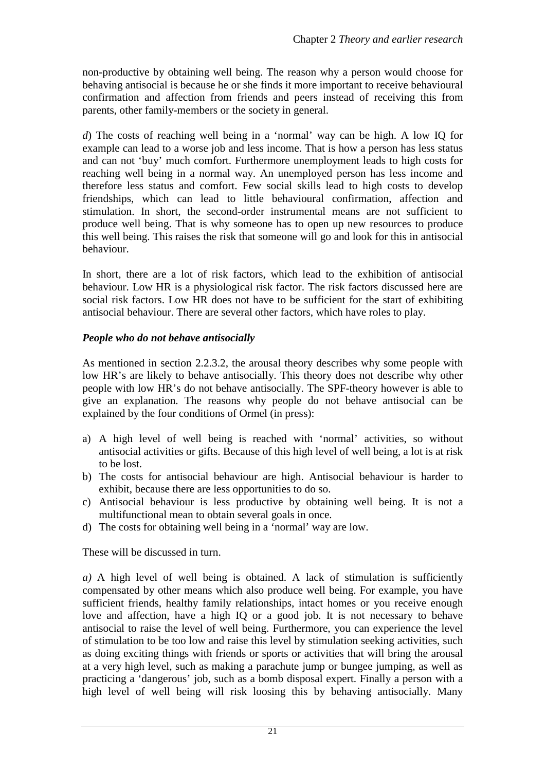non-productive by obtaining well being. The reason why a person would choose for behaving antisocial is because he or she finds it more important to receive behavioural confirmation and affection from friends and peers instead of receiving this from parents, other family-members or the society in general.

*d*) The costs of reaching well being in a 'normal' way can be high. A low IQ for example can lead to a worse job and less income. That is how a person has less status and can not 'buy' much comfort. Furthermore unemployment leads to high costs for reaching well being in a normal way. An unemployed person has less income and therefore less status and comfort. Few social skills lead to high costs to develop friendships, which can lead to little behavioural confirmation, affection and stimulation. In short, the second-order instrumental means are not sufficient to produce well being. That is why someone has to open up new resources to produce this well being. This raises the risk that someone will go and look for this in antisocial behaviour.

In short, there are a lot of risk factors, which lead to the exhibition of antisocial behaviour. Low HR is a physiological risk factor. The risk factors discussed here are social risk factors. Low HR does not have to be sufficient for the start of exhibiting antisocial behaviour. There are several other factors, which have roles to play.

***People who do not behave antisocially***

As mentioned in section 2.2.3.2, the arousal theory describes why some people with low HR's are likely to behave antisocially. This theory does not describe why other people with low HR's do not behave antisocially. The SPF-theory however is able to give an explanation. The reasons why people do not behave antisocial can be explained by the four conditions of Ormel (in press):

a) A high level of well being is reached with 'normal' activities, so without antisocial activities or gifts. Because of this high level of well being, a lot is at risk to be lost.
b) The costs for antisocial behaviour are high. Antisocial behaviour is harder to exhibit, because there are less opportunities to do so.
c) Antisocial behaviour is less productive by obtaining well being. It is not a multifunctional mean to obtain several goals in once.
d) The costs for obtaining well being in a 'normal' way are low.

These will be discussed in turn.

*a)* A high level of well being is obtained. A lack of stimulation is sufficiently compensated by other means which also produce well being. For example, you have sufficient friends, healthy family relationships, intact homes or you receive enough love and affection, have a high IQ or a good job. It is not necessary to behave antisocial to raise the level of well being. Furthermore, you can experience the level of stimulation to be too low and raise this level by stimulation seeking activities, such as doing exciting things with friends or sports or activities that will bring the arousal at a very high level, such as making a parachute jump or bungee jumping, as well as practicing a 'dangerous' job, such as a bomb disposal expert. Finally a person with a high level of well being will risk loosing this by behaving antisocially. Many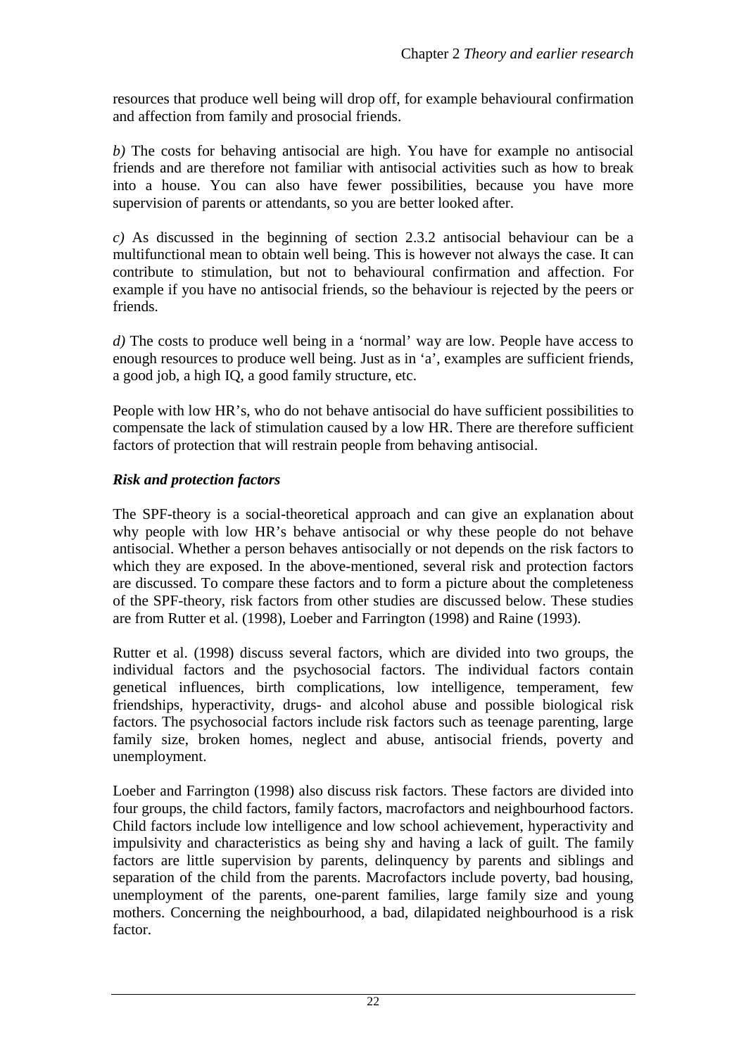resources that produce well being will drop off, for example behavioural confirmation and affection from family and prosocial friends.

*b)* The costs for behaving antisocial are high. You have for example no antisocial friends and are therefore not familiar with antisocial activities such as how to break into a house. You can also have fewer possibilities, because you have more supervision of parents or attendants, so you are better looked after.

*c)* As discussed in the beginning of section 2.3.2 antisocial behaviour can be a multifunctional mean to obtain well being. This is however not always the case. It can contribute to stimulation, but not to behavioural confirmation and affection. For example if you have no antisocial friends, so the behaviour is rejected by the peers or friends.

*d)* The costs to produce well being in a 'normal' way are low. People have access to enough resources to produce well being. Just as in 'a', examples are sufficient friends, a good job, a high IQ, a good family structure, etc.

People with low HR's, who do not behave antisocial do have sufficient possibilities to compensate the lack of stimulation caused by a low HR. There are therefore sufficient factors of protection that will restrain people from behaving antisocial.

***Risk and protection factors***

The SPF-theory is a social-theoretical approach and can give an explanation about why people with low HR's behave antisocial or why these people do not behave antisocial. Whether a person behaves antisocially or not depends on the risk factors to which they are exposed. In the above-mentioned, several risk and protection factors are discussed. To compare these factors and to form a picture about the completeness of the SPF-theory, risk factors from other studies are discussed below. These studies are from Rutter et al. (1998), Loeber and Farrington (1998) and Raine (1993).

Rutter et al. (1998) discuss several factors, which are divided into two groups, the individual factors and the psychosocial factors. The individual factors contain genetical influences, birth complications, low intelligence, temperament, few friendships, hyperactivity, drugs- and alcohol abuse and possible biological risk factors. The psychosocial factors include risk factors such as teenage parenting, large family size, broken homes, neglect and abuse, antisocial friends, poverty and unemployment.

Loeber and Farrington (1998) also discuss risk factors. These factors are divided into four groups, the child factors, family factors, macrofactors and neighbourhood factors. Child factors include low intelligence and low school achievement, hyperactivity and impulsivity and characteristics as being shy and having a lack of guilt. The family factors are little supervision by parents, delinquency by parents and siblings and separation of the child from the parents. Macrofactors include poverty, bad housing, unemployment of the parents, one-parent families, large family size and young mothers. Concerning the neighbourhood, a bad, dilapidated neighbourhood is a risk factor.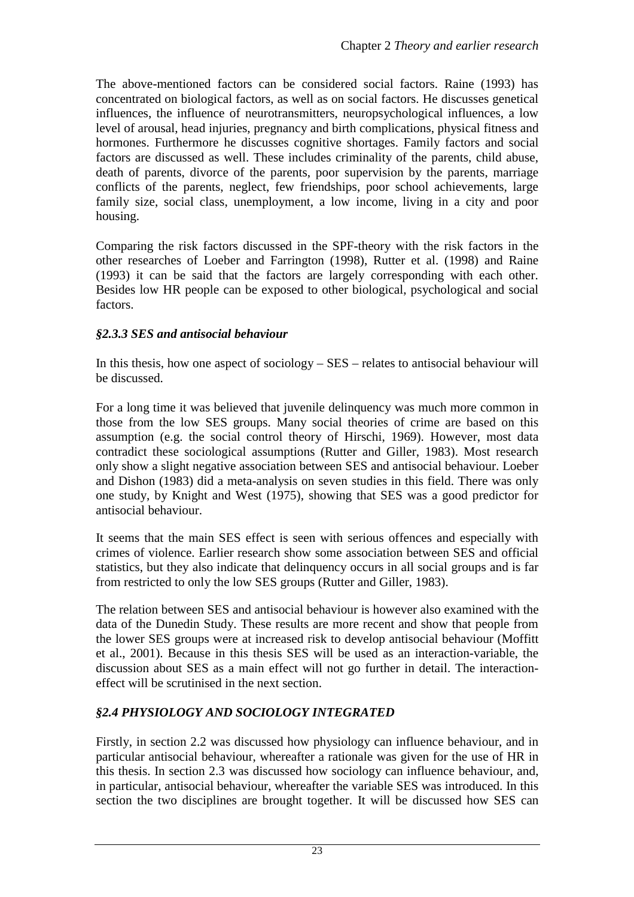The above-mentioned factors can be considered social factors. Raine (1993) has concentrated on biological factors, as well as on social factors. He discusses genetical influences, the influence of neurotransmitters, neuropsychological influences, a low level of arousal, head injuries, pregnancy and birth complications, physical fitness and hormones. Furthermore he discusses cognitive shortages. Family factors and social factors are discussed as well. These includes criminality of the parents, child abuse, death of parents, divorce of the parents, poor supervision by the parents, marriage conflicts of the parents, neglect, few friendships, poor school achievements, large family size, social class, unemployment, a low income, living in a city and poor housing.

Comparing the risk factors discussed in the SPF-theory with the risk factors in the other researches of Loeber and Farrington (1998), Rutter et al. (1998) and Raine (1993) it can be said that the factors are largely corresponding with each other. Besides low HR people can be exposed to other biological, psychological and social factors.

### *§2.3.3 SES and antisocial behaviour*

In this thesis, how one aspect of sociology – SES – relates to antisocial behaviour will be discussed.

For a long time it was believed that juvenile delinquency was much more common in those from the low SES groups. Many social theories of crime are based on this assumption (e.g. the social control theory of Hirschi, 1969). However, most data contradict these sociological assumptions (Rutter and Giller, 1983). Most research only show a slight negative association between SES and antisocial behaviour. Loeber and Dishon (1983) did a meta-analysis on seven studies in this field. There was only one study, by Knight and West (1975), showing that SES was a good predictor for antisocial behaviour.

It seems that the main SES effect is seen with serious offences and especially with crimes of violence. Earlier research show some association between SES and official statistics, but they also indicate that delinquency occurs in all social groups and is far from restricted to only the low SES groups (Rutter and Giller, 1983).

The relation between SES and antisocial behaviour is however also examined with the data of the Dunedin Study. These results are more recent and show that people from the lower SES groups were at increased risk to develop antisocial behaviour (Moffitt et al., 2001). Because in this thesis SES will be used as an interaction-variable, the discussion about SES as a main effect will not go further in detail. The interaction-effect will be scrutinised in the next section.

## *§2.4 PHYSIOLOGY AND SOCIOLOGY INTEGRATED*

Firstly, in section 2.2 was discussed how physiology can influence behaviour, and in particular antisocial behaviour, whereafter a rationale was given for the use of HR in this thesis. In section 2.3 was discussed how sociology can influence behaviour, and, in particular, antisocial behaviour, whereafter the variable SES was introduced. In this section the two disciplines are brought together. It will be discussed how SES can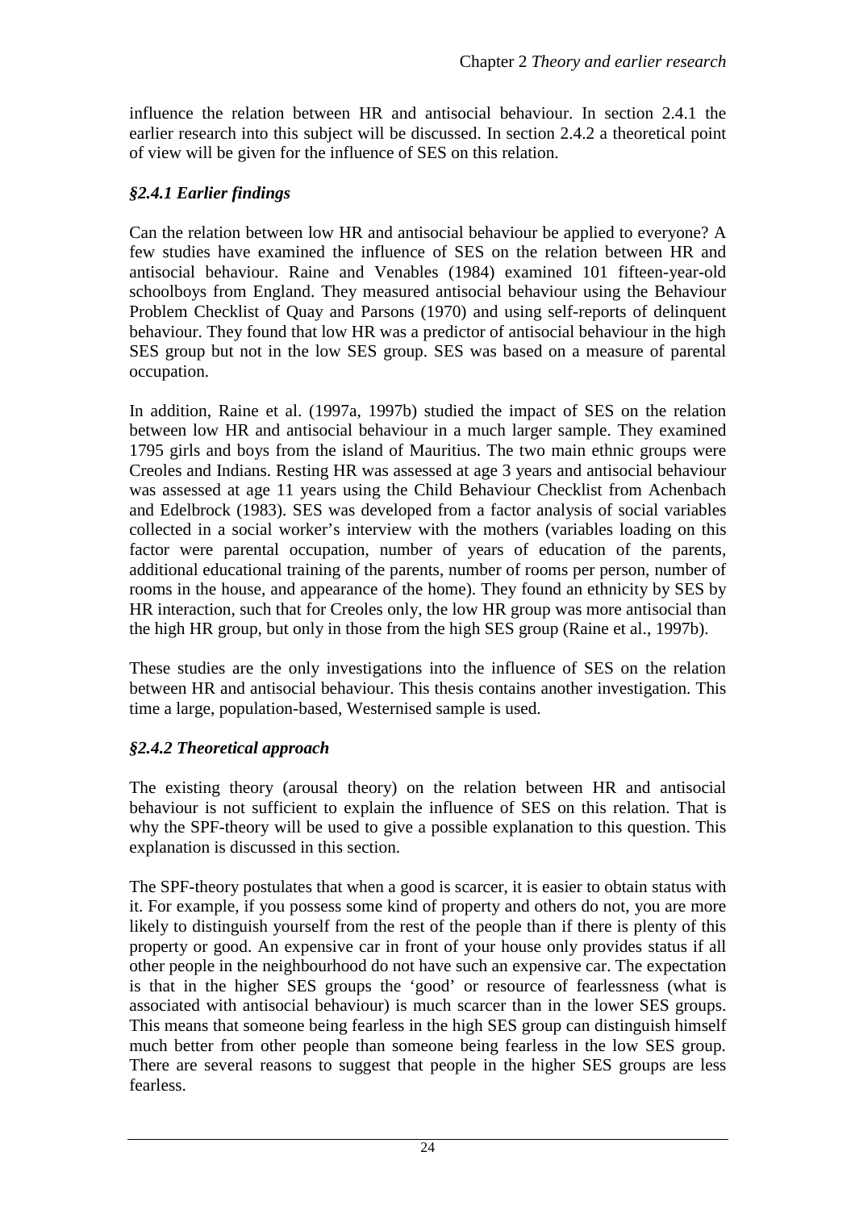influence the relation between HR and antisocial behaviour. In section 2.4.1 the earlier research into this subject will be discussed. In section 2.4.2 a theoretical point of view will be given for the influence of SES on this relation.

### *§2.4.1 Earlier findings*

Can the relation between low HR and antisocial behaviour be applied to everyone? A few studies have examined the influence of SES on the relation between HR and antisocial behaviour. Raine and Venables (1984) examined 101 fifteen-year-old schoolboys from England. They measured antisocial behaviour using the Behaviour Problem Checklist of Quay and Parsons (1970) and using self-reports of delinquent behaviour. They found that low HR was a predictor of antisocial behaviour in the high SES group but not in the low SES group. SES was based on a measure of parental occupation.

In addition, Raine et al. (1997a, 1997b) studied the impact of SES on the relation between low HR and antisocial behaviour in a much larger sample. They examined 1795 girls and boys from the island of Mauritius. The two main ethnic groups were Creoles and Indians. Resting HR was assessed at age 3 years and antisocial behaviour was assessed at age 11 years using the Child Behaviour Checklist from Achenbach and Edelbrock (1983). SES was developed from a factor analysis of social variables collected in a social worker's interview with the mothers (variables loading on this factor were parental occupation, number of years of education of the parents, additional educational training of the parents, number of rooms per person, number of rooms in the house, and appearance of the home). They found an ethnicity by SES by HR interaction, such that for Creoles only, the low HR group was more antisocial than the high HR group, but only in those from the high SES group (Raine et al., 1997b).

These studies are the only investigations into the influence of SES on the relation between HR and antisocial behaviour. This thesis contains another investigation. This time a large, population-based, Westernised sample is used.

### *§2.4.2 Theoretical approach*

The existing theory (arousal theory) on the relation between HR and antisocial behaviour is not sufficient to explain the influence of SES on this relation. That is why the SPF-theory will be used to give a possible explanation to this question. This explanation is discussed in this section.

The SPF-theory postulates that when a good is scarcer, it is easier to obtain status with it. For example, if you possess some kind of property and others do not, you are more likely to distinguish yourself from the rest of the people than if there is plenty of this property or good. An expensive car in front of your house only provides status if all other people in the neighbourhood do not have such an expensive car. The expectation is that in the higher SES groups the 'good' or resource of fearlessness (what is associated with antisocial behaviour) is much scarcer than in the lower SES groups. This means that someone being fearless in the high SES group can distinguish himself much better from other people than someone being fearless in the low SES group. There are several reasons to suggest that people in the higher SES groups are less fearless.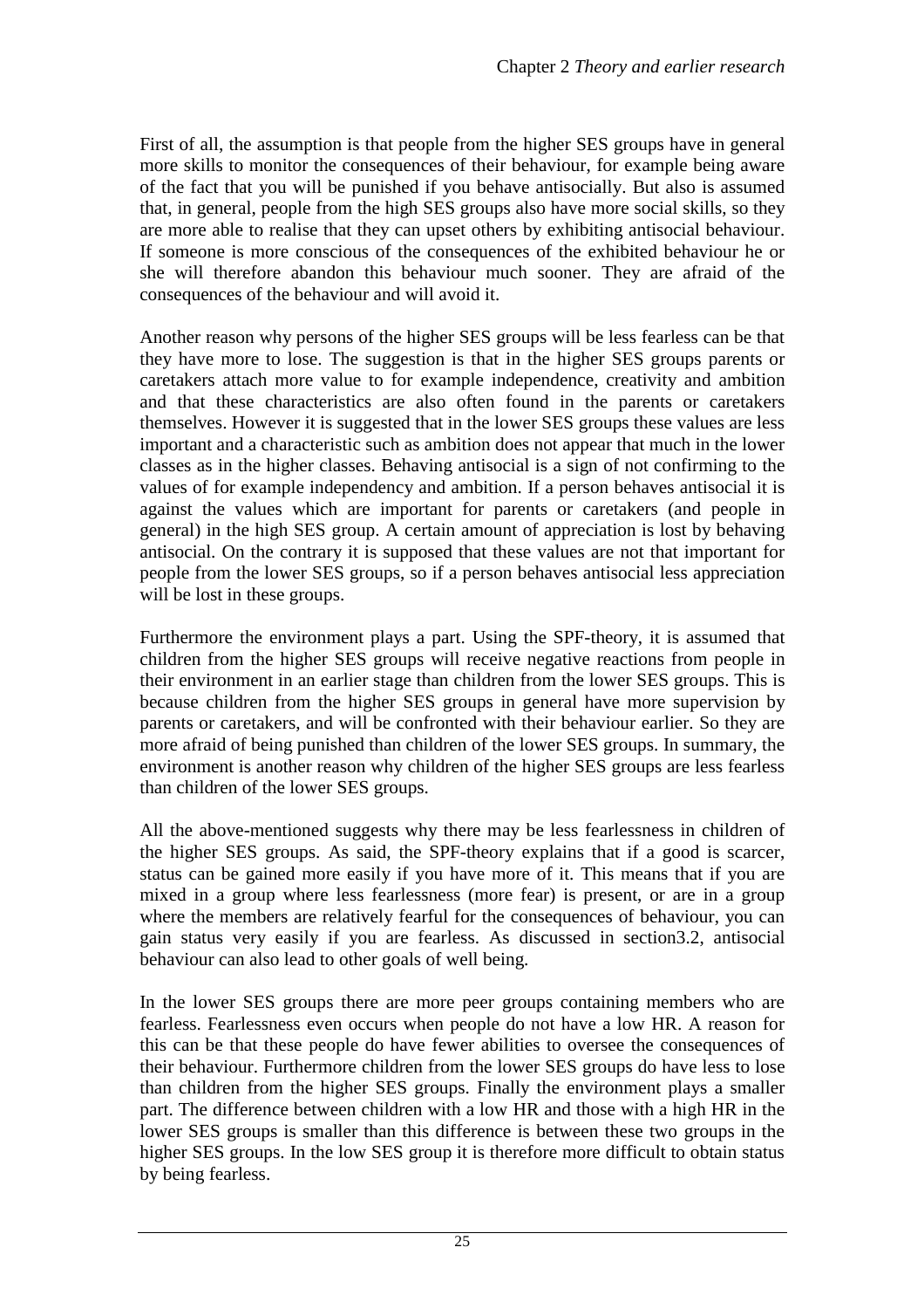First of all, the assumption is that people from the higher SES groups have in general more skills to monitor the consequences of their behaviour, for example being aware of the fact that you will be punished if you behave antisocially. But also is assumed that, in general, people from the high SES groups also have more social skills, so they are more able to realise that they can upset others by exhibiting antisocial behaviour. If someone is more conscious of the consequences of the exhibited behaviour he or she will therefore abandon this behaviour much sooner. They are afraid of the consequences of the behaviour and will avoid it.

Another reason why persons of the higher SES groups will be less fearless can be that they have more to lose. The suggestion is that in the higher SES groups parents or caretakers attach more value to for example independence, creativity and ambition and that these characteristics are also often found in the parents or caretakers themselves. However it is suggested that in the lower SES groups these values are less important and a characteristic such as ambition does not appear that much in the lower classes as in the higher classes. Behaving antisocial is a sign of not confirming to the values of for example independency and ambition. If a person behaves antisocial it is against the values which are important for parents or caretakers (and people in general) in the high SES group. A certain amount of appreciation is lost by behaving antisocial. On the contrary it is supposed that these values are not that important for people from the lower SES groups, so if a person behaves antisocial less appreciation will be lost in these groups.

Furthermore the environment plays a part. Using the SPF-theory, it is assumed that children from the higher SES groups will receive negative reactions from people in their environment in an earlier stage than children from the lower SES groups. This is because children from the higher SES groups in general have more supervision by parents or caretakers, and will be confronted with their behaviour earlier. So they are more afraid of being punished than children of the lower SES groups. In summary, the environment is another reason why children of the higher SES groups are less fearless than children of the lower SES groups.

All the above-mentioned suggests why there may be less fearlessness in children of the higher SES groups. As said, the SPF-theory explains that if a good is scarcer, status can be gained more easily if you have more of it. This means that if you are mixed in a group where less fearlessness (more fear) is present, or are in a group where the members are relatively fearful for the consequences of behaviour, you can gain status very easily if you are fearless. As discussed in section3.2, antisocial behaviour can also lead to other goals of well being.

In the lower SES groups there are more peer groups containing members who are fearless. Fearlessness even occurs when people do not have a low HR. A reason for this can be that these people do have fewer abilities to oversee the consequences of their behaviour. Furthermore children from the lower SES groups do have less to lose than children from the higher SES groups. Finally the environment plays a smaller part. The difference between children with a low HR and those with a high HR in the lower SES groups is smaller than this difference is between these two groups in the higher SES groups. In the low SES group it is therefore more difficult to obtain status by being fearless.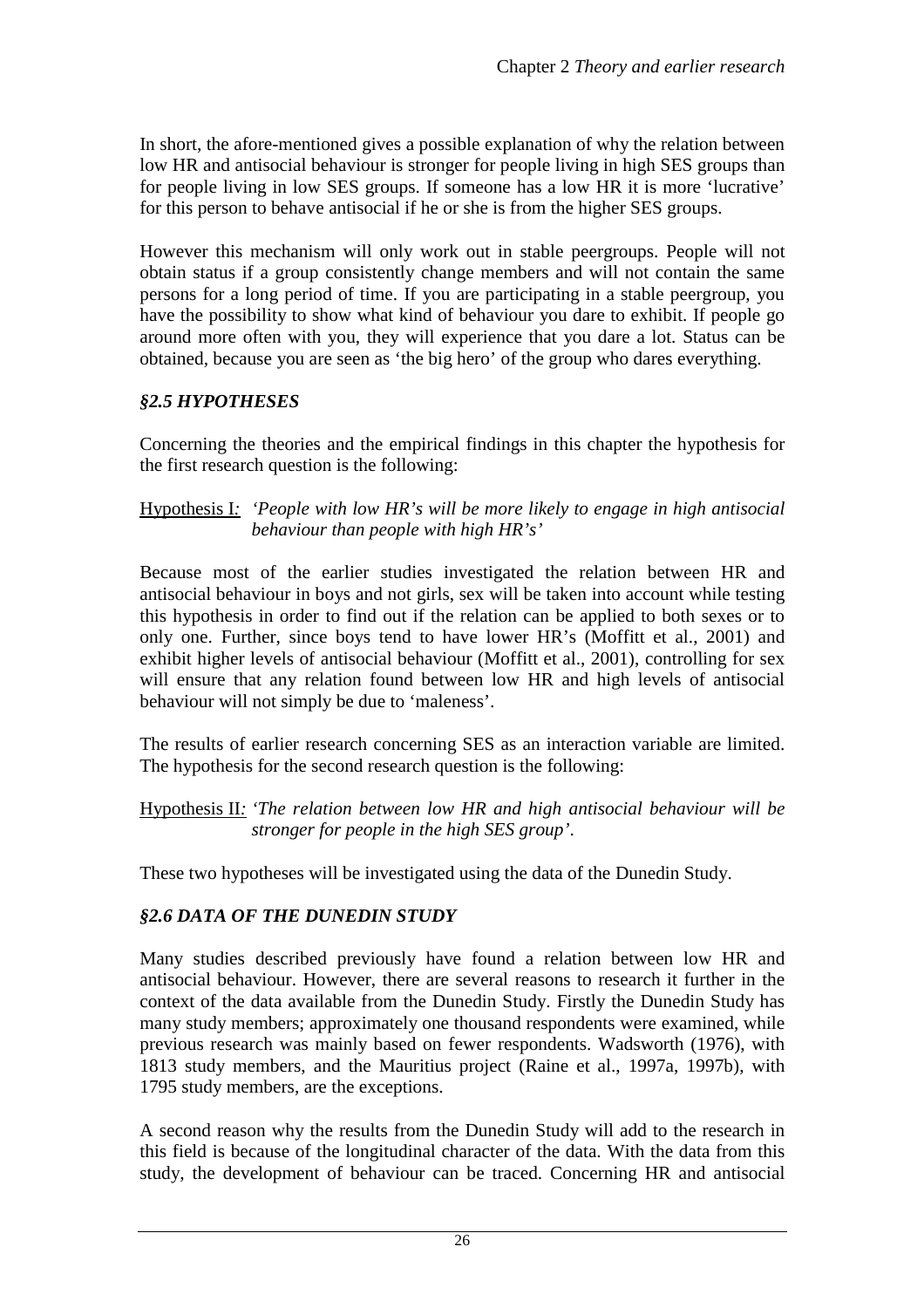In short, the afore-mentioned gives a possible explanation of why the relation between low HR and antisocial behaviour is stronger for people living in high SES groups than for people living in low SES groups. If someone has a low HR it is more 'lucrative' for this person to behave antisocial if he or she is from the higher SES groups.

However this mechanism will only work out in stable peergroups. People will not obtain status if a group consistently change members and will not contain the same persons for a long period of time. If you are participating in a stable peergroup, you have the possibility to show what kind of behaviour you dare to exhibit. If people go around more often with you, they will experience that you dare a lot. Status can be obtained, because you are seen as 'the big hero' of the group who dares everything.

## *§2.5 HYPOTHESES*

Concerning the theories and the empirical findings in this chapter the hypothesis for the first research question is the following:

Hypothesis I: *'People with low HR's will be more likely to engage in high antisocial behaviour than people with high HR's'*

Because most of the earlier studies investigated the relation between HR and antisocial behaviour in boys and not girls, sex will be taken into account while testing this hypothesis in order to find out if the relation can be applied to both sexes or to only one. Further, since boys tend to have lower HR's (Moffitt et al., 2001) and exhibit higher levels of antisocial behaviour (Moffitt et al., 2001), controlling for sex will ensure that any relation found between low HR and high levels of antisocial behaviour will not simply be due to 'maleness'.

The results of earlier research concerning SES as an interaction variable are limited. The hypothesis for the second research question is the following:

Hypothesis II: *'The relation between low HR and high antisocial behaviour will be stronger for people in the high SES group'.*

These two hypotheses will be investigated using the data of the Dunedin Study.

## *§2.6 DATA OF THE DUNEDIN STUDY*

Many studies described previously have found a relation between low HR and antisocial behaviour. However, there are several reasons to research it further in the context of the data available from the Dunedin Study. Firstly the Dunedin Study has many study members; approximately one thousand respondents were examined, while previous research was mainly based on fewer respondents. Wadsworth (1976), with 1813 study members, and the Mauritius project (Raine et al., 1997a, 1997b), with 1795 study members, are the exceptions.

A second reason why the results from the Dunedin Study will add to the research in this field is because of the longitudinal character of the data. With the data from this study, the development of behaviour can be traced. Concerning HR and antisocial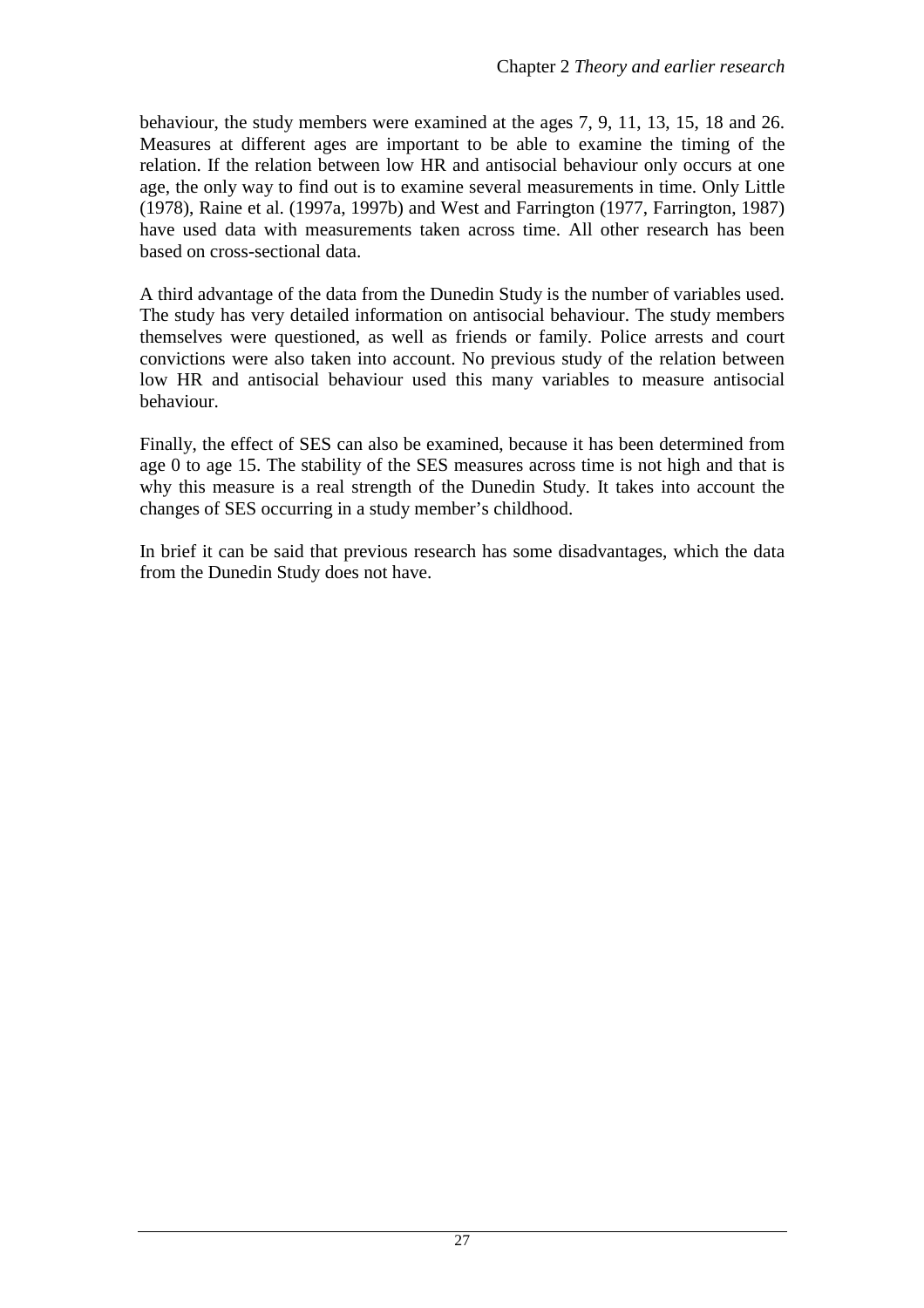behaviour, the study members were examined at the ages 7, 9, 11, 13, 15, 18 and 26. Measures at different ages are important to be able to examine the timing of the relation. If the relation between low HR and antisocial behaviour only occurs at one age, the only way to find out is to examine several measurements in time. Only Little (1978), Raine et al. (1997a, 1997b) and West and Farrington (1977, Farrington, 1987) have used data with measurements taken across time. All other research has been based on cross-sectional data.

A third advantage of the data from the Dunedin Study is the number of variables used. The study has very detailed information on antisocial behaviour. The study members themselves were questioned, as well as friends or family. Police arrests and court convictions were also taken into account. No previous study of the relation between low HR and antisocial behaviour used this many variables to measure antisocial behaviour.

Finally, the effect of SES can also be examined, because it has been determined from age 0 to age 15. The stability of the SES measures across time is not high and that is why this measure is a real strength of the Dunedin Study. It takes into account the changes of SES occurring in a study member's childhood.

In brief it can be said that previous research has some disadvantages, which the data from the Dunedin Study does not have.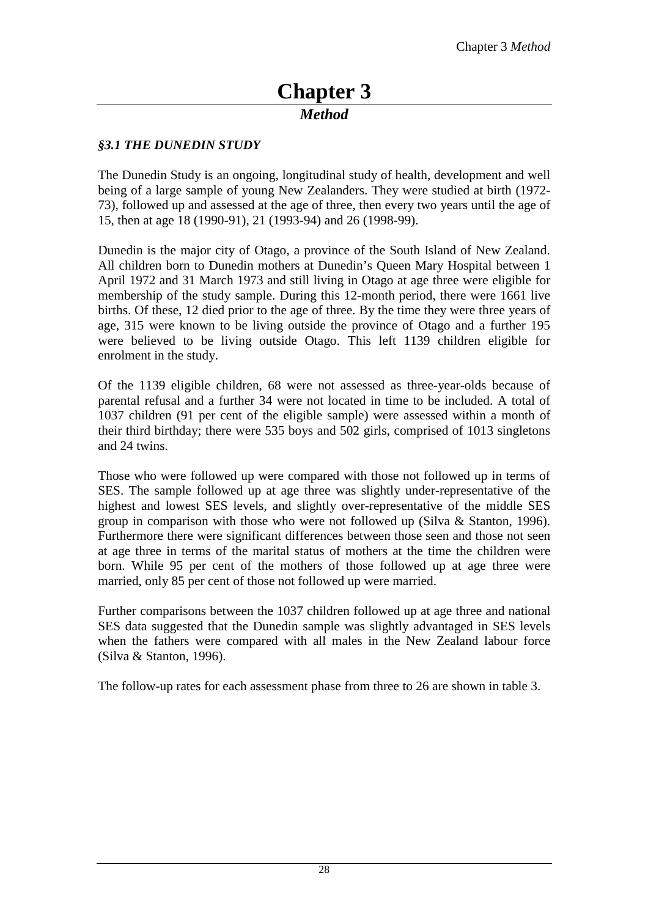# Chapter 3

## *Method*

### *§3.1 THE DUNEDIN STUDY*

The Dunedin Study is an ongoing, longitudinal study of health, development and well being of a large sample of young New Zealanders. They were studied at birth (1972-73), followed up and assessed at the age of three, then every two years until the age of 15, then at age 18 (1990-91), 21 (1993-94) and 26 (1998-99).

Dunedin is the major city of Otago, a province of the South Island of New Zealand. All children born to Dunedin mothers at Dunedin's Queen Mary Hospital between 1 April 1972 and 31 March 1973 and still living in Otago at age three were eligible for membership of the study sample. During this 12-month period, there were 1661 live births. Of these, 12 died prior to the age of three. By the time they were three years of age, 315 were known to be living outside the province of Otago and a further 195 were believed to be living outside Otago. This left 1139 children eligible for enrolment in the study.

Of the 1139 eligible children, 68 were not assessed as three-year-olds because of parental refusal and a further 34 were not located in time to be included. A total of 1037 children (91 per cent of the eligible sample) were assessed within a month of their third birthday; there were 535 boys and 502 girls, comprised of 1013 singletons and 24 twins.

Those who were followed up were compared with those not followed up in terms of SES. The sample followed up at age three was slightly under-representative of the highest and lowest SES levels, and slightly over-representative of the middle SES group in comparison with those who were not followed up (Silva & Stanton, 1996). Furthermore there were significant differences between those seen and those not seen at age three in terms of the marital status of mothers at the time the children were born. While 95 per cent of the mothers of those followed up at age three were married, only 85 per cent of those not followed up were married.

Further comparisons between the 1037 children followed up at age three and national SES data suggested that the Dunedin sample was slightly advantaged in SES levels when the fathers were compared with all males in the New Zealand labour force (Silva & Stanton, 1996).

The follow-up rates for each assessment phase from three to 26 are shown in table 3.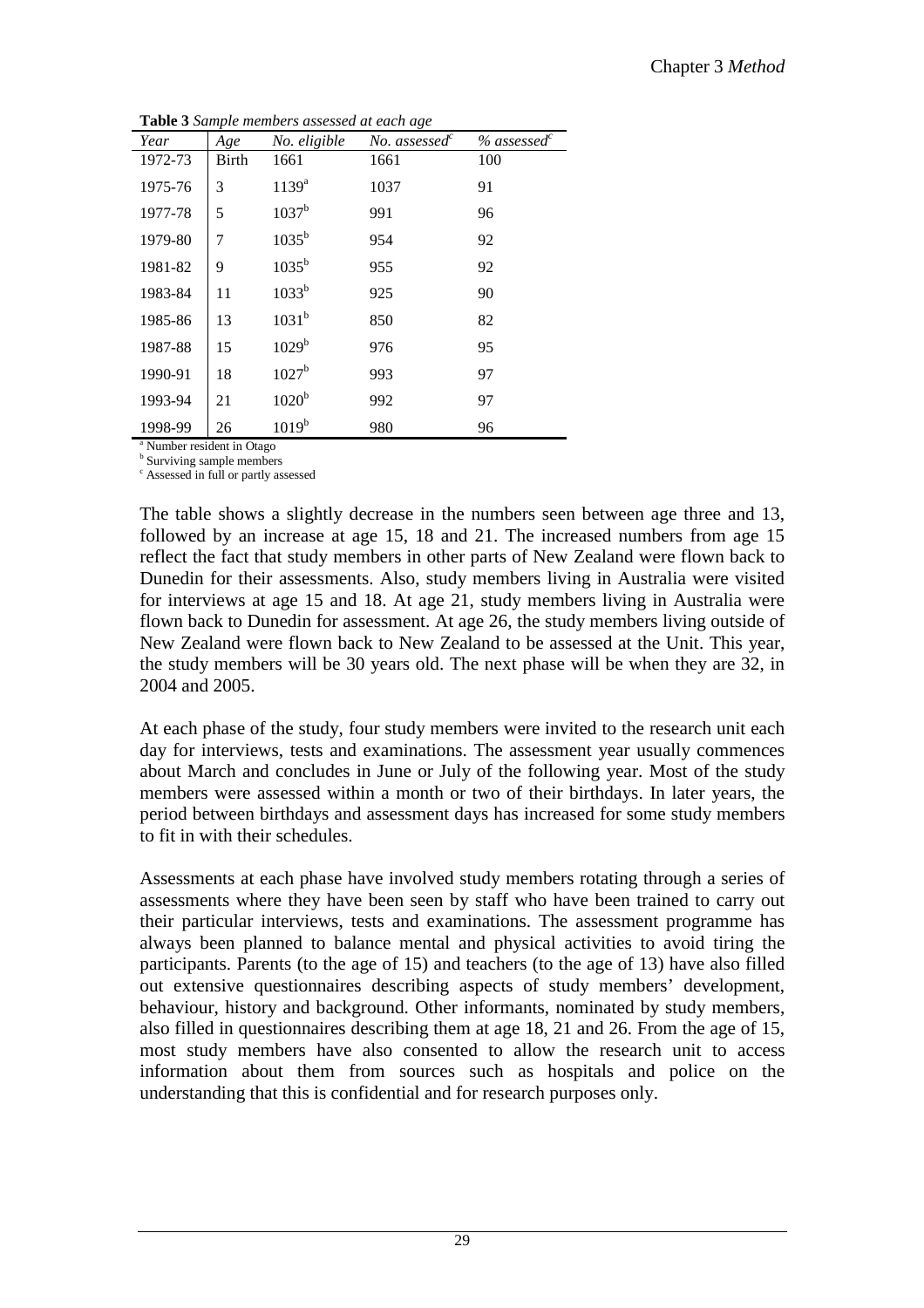**Table 3** *Sample members assessed at each age*

| *Year* | *Age* | *No. eligible* | *No. assessed*[c] | *% assessed*[c] |
|---|---|---|---|---|
| 1972-73 | Birth | 1661 | 1661 | 100 |
| 1975-76 | 3 | 1139[a] | 1037 | 91 |
| 1977-78 | 5 | 1037[b] | 991 | 96 |
| 1979-80 | 7 | 1035[b] | 954 | 92 |
| 1981-82 | 9 | 1035[b] | 955 | 92 |
| 1983-84 | 11 | 1033[b] | 925 | 90 |
| 1985-86 | 13 | 1031[b] | 850 | 82 |
| 1987-88 | 15 | 1029[b] | 976 | 95 |
| 1990-91 | 18 | 1027[b] | 993 | 97 |
| 1993-94 | 21 | 1020[b] | 992 | 97 |
| 1998-99 | 26 | 1019[b] | 980 | 96 |

[a] Number resident in Otago
[b] Surviving sample members
[c] Assessed in full or partly assessed

The table shows a slightly decrease in the numbers seen between age three and 13, followed by an increase at age 15, 18 and 21. The increased numbers from age 15 reflect the fact that study members in other parts of New Zealand were flown back to Dunedin for their assessments. Also, study members living in Australia were visited for interviews at age 15 and 18. At age 21, study members living in Australia were flown back to Dunedin for assessment. At age 26, the study members living outside of New Zealand were flown back to New Zealand to be assessed at the Unit. This year, the study members will be 30 years old. The next phase will be when they are 32, in 2004 and 2005.

At each phase of the study, four study members were invited to the research unit each day for interviews, tests and examinations. The assessment year usually commences about March and concludes in June or July of the following year. Most of the study members were assessed within a month or two of their birthdays. In later years, the period between birthdays and assessment days has increased for some study members to fit in with their schedules.

Assessments at each phase have involved study members rotating through a series of assessments where they have been seen by staff who have been trained to carry out their particular interviews, tests and examinations. The assessment programme has always been planned to balance mental and physical activities to avoid tiring the participants. Parents (to the age of 15) and teachers (to the age of 13) have also filled out extensive questionnaires describing aspects of study members' development, behaviour, history and background. Other informants, nominated by study members, also filled in questionnaires describing them at age 18, 21 and 26. From the age of 15, most study members have also consented to allow the research unit to access information about them from sources such as hospitals and police on the understanding that this is confidential and for research purposes only.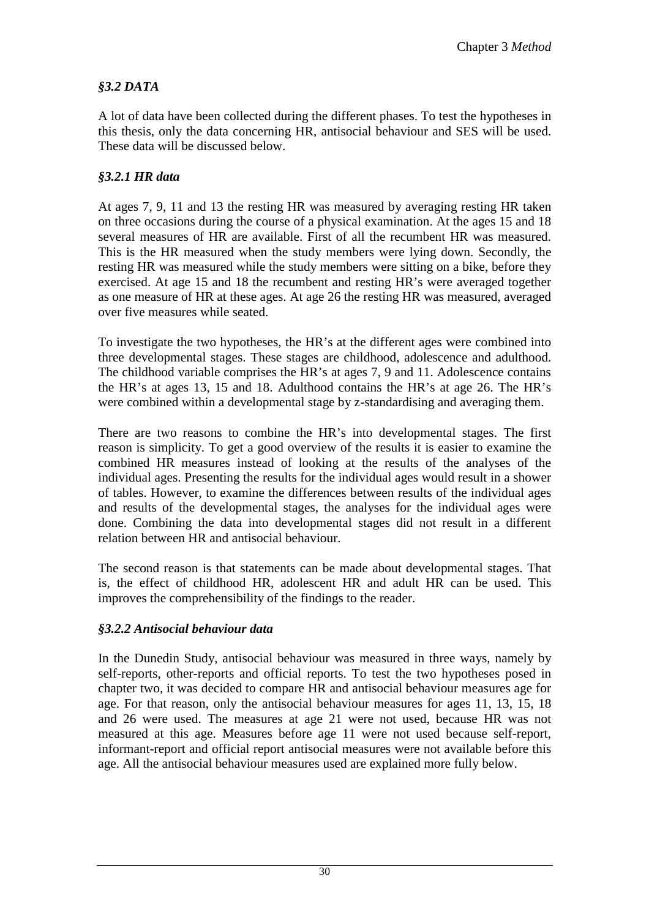## *§3.2 DATA*

A lot of data have been collected during the different phases. To test the hypotheses in this thesis, only the data concerning HR, antisocial behaviour and SES will be used. These data will be discussed below.

### *§3.2.1 HR data*

At ages 7, 9, 11 and 13 the resting HR was measured by averaging resting HR taken on three occasions during the course of a physical examination. At the ages 15 and 18 several measures of HR are available. First of all the recumbent HR was measured. This is the HR measured when the study members were lying down. Secondly, the resting HR was measured while the study members were sitting on a bike, before they exercised. At age 15 and 18 the recumbent and resting HR's were averaged together as one measure of HR at these ages. At age 26 the resting HR was measured, averaged over five measures while seated.

To investigate the two hypotheses, the HR's at the different ages were combined into three developmental stages. These stages are childhood, adolescence and adulthood. The childhood variable comprises the HR's at ages 7, 9 and 11. Adolescence contains the HR's at ages 13, 15 and 18. Adulthood contains the HR's at age 26. The HR's were combined within a developmental stage by z-standardising and averaging them.

There are two reasons to combine the HR's into developmental stages. The first reason is simplicity. To get a good overview of the results it is easier to examine the combined HR measures instead of looking at the results of the analyses of the individual ages. Presenting the results for the individual ages would result in a shower of tables. However, to examine the differences between results of the individual ages and results of the developmental stages, the analyses for the individual ages were done. Combining the data into developmental stages did not result in a different relation between HR and antisocial behaviour.

The second reason is that statements can be made about developmental stages. That is, the effect of childhood HR, adolescent HR and adult HR can be used. This improves the comprehensibility of the findings to the reader.

### *§3.2.2 Antisocial behaviour data*

In the Dunedin Study, antisocial behaviour was measured in three ways, namely by self-reports, other-reports and official reports. To test the two hypotheses posed in chapter two, it was decided to compare HR and antisocial behaviour measures age for age. For that reason, only the antisocial behaviour measures for ages 11, 13, 15, 18 and 26 were used. The measures at age 21 were not used, because HR was not measured at this age. Measures before age 11 were not used because self-report, informant-report and official report antisocial measures were not available before this age. All the antisocial behaviour measures used are explained more fully below.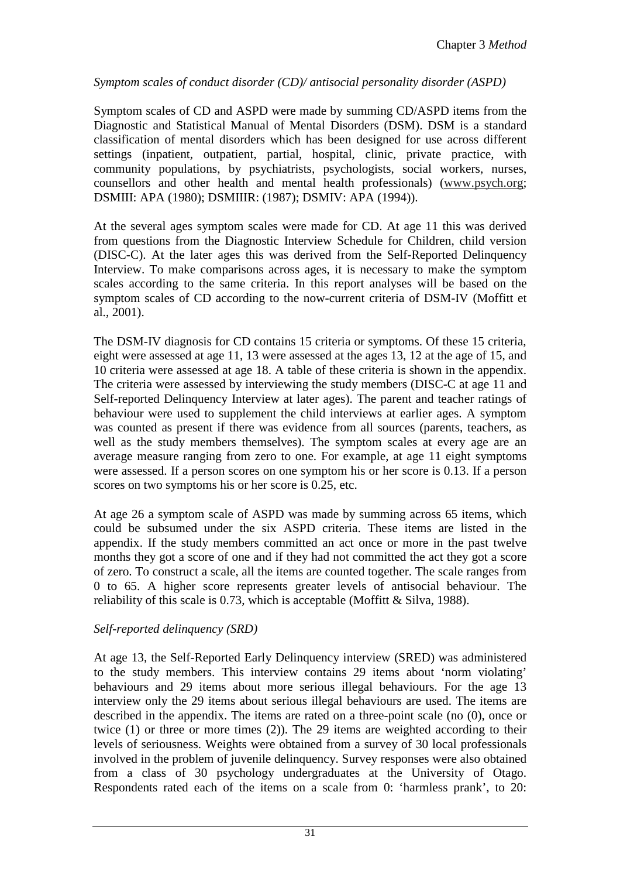*Symptom scales of conduct disorder (CD)/ antisocial personality disorder (ASPD)*

Symptom scales of CD and ASPD were made by summing CD/ASPD items from the Diagnostic and Statistical Manual of Mental Disorders (DSM). DSM is a standard classification of mental disorders which has been designed for use across different settings (inpatient, outpatient, partial, hospital, clinic, private practice, with community populations, by psychiatrists, psychologists, social workers, nurses, counsellors and other health and mental health professionals) (www.psych.org; DSMIII: APA (1980); DSMIIIR: (1987); DSMIV: APA (1994)).

At the several ages symptom scales were made for CD. At age 11 this was derived from questions from the Diagnostic Interview Schedule for Children, child version (DISC-C). At the later ages this was derived from the Self-Reported Delinquency Interview. To make comparisons across ages, it is necessary to make the symptom scales according to the same criteria. In this report analyses will be based on the symptom scales of CD according to the now-current criteria of DSM-IV (Moffitt et al., 2001).

The DSM-IV diagnosis for CD contains 15 criteria or symptoms. Of these 15 criteria, eight were assessed at age 11, 13 were assessed at the ages 13, 12 at the age of 15, and 10 criteria were assessed at age 18. A table of these criteria is shown in the appendix. The criteria were assessed by interviewing the study members (DISC-C at age 11 and Self-reported Delinquency Interview at later ages). The parent and teacher ratings of behaviour were used to supplement the child interviews at earlier ages. A symptom was counted as present if there was evidence from all sources (parents, teachers, as well as the study members themselves). The symptom scales at every age are an average measure ranging from zero to one. For example, at age 11 eight symptoms were assessed. If a person scores on one symptom his or her score is 0.13. If a person scores on two symptoms his or her score is 0.25, etc.

At age 26 a symptom scale of ASPD was made by summing across 65 items, which could be subsumed under the six ASPD criteria. These items are listed in the appendix. If the study members committed an act once or more in the past twelve months they got a score of one and if they had not committed the act they got a score of zero. To construct a scale, all the items are counted together. The scale ranges from 0 to 65. A higher score represents greater levels of antisocial behaviour. The reliability of this scale is 0.73, which is acceptable (Moffitt & Silva, 1988).

*Self-reported delinquency (SRD)*

At age 13, the Self-Reported Early Delinquency interview (SRED) was administered to the study members. This interview contains 29 items about 'norm violating' behaviours and 29 items about more serious illegal behaviours. For the age 13 interview only the 29 items about serious illegal behaviours are used. The items are described in the appendix. The items are rated on a three-point scale (no (0), once or twice (1) or three or more times (2)). The 29 items are weighted according to their levels of seriousness. Weights were obtained from a survey of 30 local professionals involved in the problem of juvenile delinquency. Survey responses were also obtained from a class of 30 psychology undergraduates at the University of Otago. Respondents rated each of the items on a scale from 0: 'harmless prank', to 20: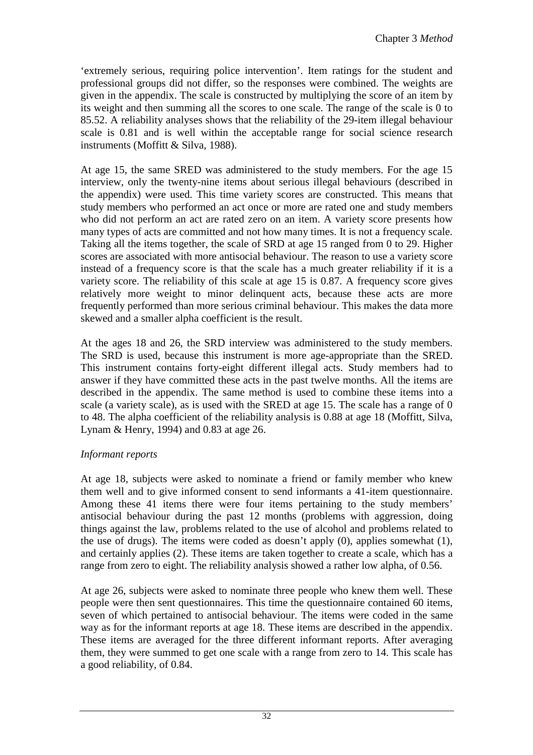'extremely serious, requiring police intervention'. Item ratings for the student and professional groups did not differ, so the responses were combined. The weights are given in the appendix. The scale is constructed by multiplying the score of an item by its weight and then summing all the scores to one scale. The range of the scale is 0 to 85.52. A reliability analyses shows that the reliability of the 29-item illegal behaviour scale is 0.81 and is well within the acceptable range for social science research instruments (Moffitt & Silva, 1988).

At age 15, the same SRED was administered to the study members. For the age 15 interview, only the twenty-nine items about serious illegal behaviours (described in the appendix) were used. This time variety scores are constructed. This means that study members who performed an act once or more are rated one and study members who did not perform an act are rated zero on an item. A variety score presents how many types of acts are committed and not how many times. It is not a frequency scale. Taking all the items together, the scale of SRD at age 15 ranged from 0 to 29. Higher scores are associated with more antisocial behaviour. The reason to use a variety score instead of a frequency score is that the scale has a much greater reliability if it is a variety score. The reliability of this scale at age 15 is 0.87. A frequency score gives relatively more weight to minor delinquent acts, because these acts are more frequently performed than more serious criminal behaviour. This makes the data more skewed and a smaller alpha coefficient is the result.

At the ages 18 and 26, the SRD interview was administered to the study members. The SRD is used, because this instrument is more age-appropriate than the SRED. This instrument contains forty-eight different illegal acts. Study members had to answer if they have committed these acts in the past twelve months. All the items are described in the appendix. The same method is used to combine these items into a scale (a variety scale), as is used with the SRED at age 15. The scale has a range of 0 to 48. The alpha coefficient of the reliability analysis is 0.88 at age 18 (Moffitt, Silva, Lynam & Henry, 1994) and 0.83 at age 26.

*Informant reports*

At age 18, subjects were asked to nominate a friend or family member who knew them well and to give informed consent to send informants a 41-item questionnaire. Among these 41 items there were four items pertaining to the study members' antisocial behaviour during the past 12 months (problems with aggression, doing things against the law, problems related to the use of alcohol and problems related to the use of drugs). The items were coded as doesn't apply (0), applies somewhat (1), and certainly applies (2). These items are taken together to create a scale, which has a range from zero to eight. The reliability analysis showed a rather low alpha, of 0.56.

At age 26, subjects were asked to nominate three people who knew them well. These people were then sent questionnaires. This time the questionnaire contained 60 items, seven of which pertained to antisocial behaviour. The items were coded in the same way as for the informant reports at age 18. These items are described in the appendix. These items are averaged for the three different informant reports. After averaging them, they were summed to get one scale with a range from zero to 14. This scale has a good reliability, of 0.84.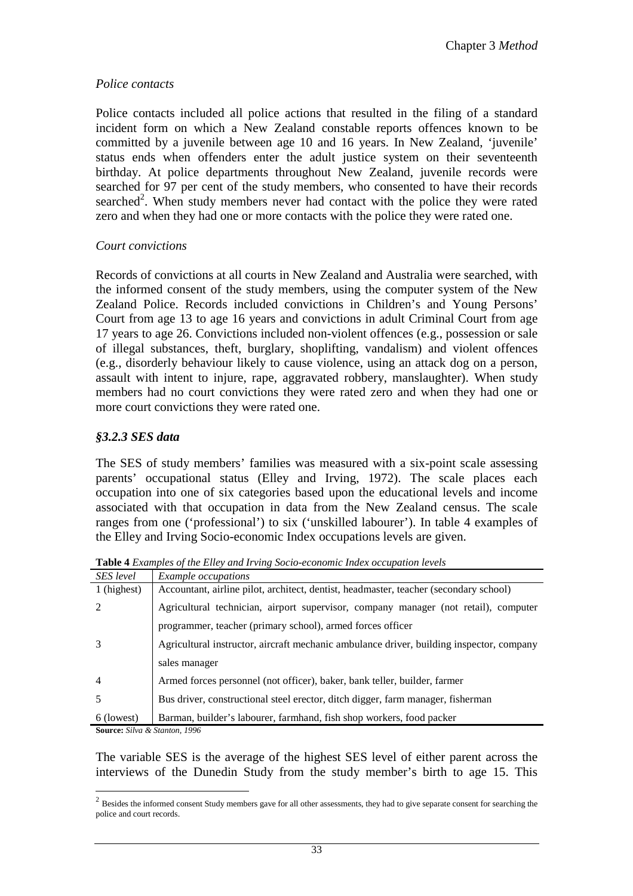*Police contacts*

Police contacts included all police actions that resulted in the filing of a standard incident form on which a New Zealand constable reports offences known to be committed by a juvenile between age 10 and 16 years. In New Zealand, 'juvenile' status ends when offenders enter the adult justice system on their seventeenth birthday. At police departments throughout New Zealand, juvenile records were searched for 97 per cent of the study members, who consented to have their records searched[2]. When study members never had contact with the police they were rated zero and when they had one or more contacts with the police they were rated one.

*Court convictions*

Records of convictions at all courts in New Zealand and Australia were searched, with the informed consent of the study members, using the computer system of the New Zealand Police. Records included convictions in Children's and Young Persons' Court from age 13 to age 16 years and convictions in adult Criminal Court from age 17 years to age 26. Convictions included non-violent offences (e.g., possession or sale of illegal substances, theft, burglary, shoplifting, vandalism) and violent offences (e.g., disorderly behaviour likely to cause violence, using an attack dog on a person, assault with intent to injure, rape, aggravated robbery, manslaughter). When study members had no court convictions they were rated zero and when they had one or more court convictions they were rated one.

### *§3.2.3 SES data*

The SES of study members' families was measured with a six-point scale assessing parents' occupational status (Elley and Irving, 1972). The scale places each occupation into one of six categories based upon the educational levels and income associated with that occupation in data from the New Zealand census. The scale ranges from one ('professional') to six ('unskilled labourer'). In table 4 examples of the Elley and Irving Socio-economic Index occupations levels are given.

**Table 4** *Examples of the Elley and Irving Socio-economic Index occupation levels*

| *SES level* | *Example occupations* |
|---|---|
| 1 (highest) | Accountant, airline pilot, architect, dentist, headmaster, teacher (secondary school) |
| 2 | Agricultural technician, airport supervisor, company manager (not retail), computer programmer, teacher (primary school), armed forces officer |
| 3 | Agricultural instructor, aircraft mechanic ambulance driver, building inspector, company sales manager |
| 4 | Armed forces personnel (not officer), baker, bank teller, builder, farmer |
| 5 | Bus driver, constructional steel erector, ditch digger, farm manager, fisherman |
| 6 (lowest) | Barman, builder's labourer, farmhand, fish shop workers, food packer |

**Source:** *Silva & Stanton, 1996*

The variable SES is the average of the highest SES level of either parent across the interviews of the Dunedin Study from the study member's birth to age 15. This

[2] Besides the informed consent Study members gave for all other assessments, they had to give separate consent for searching the police and court records.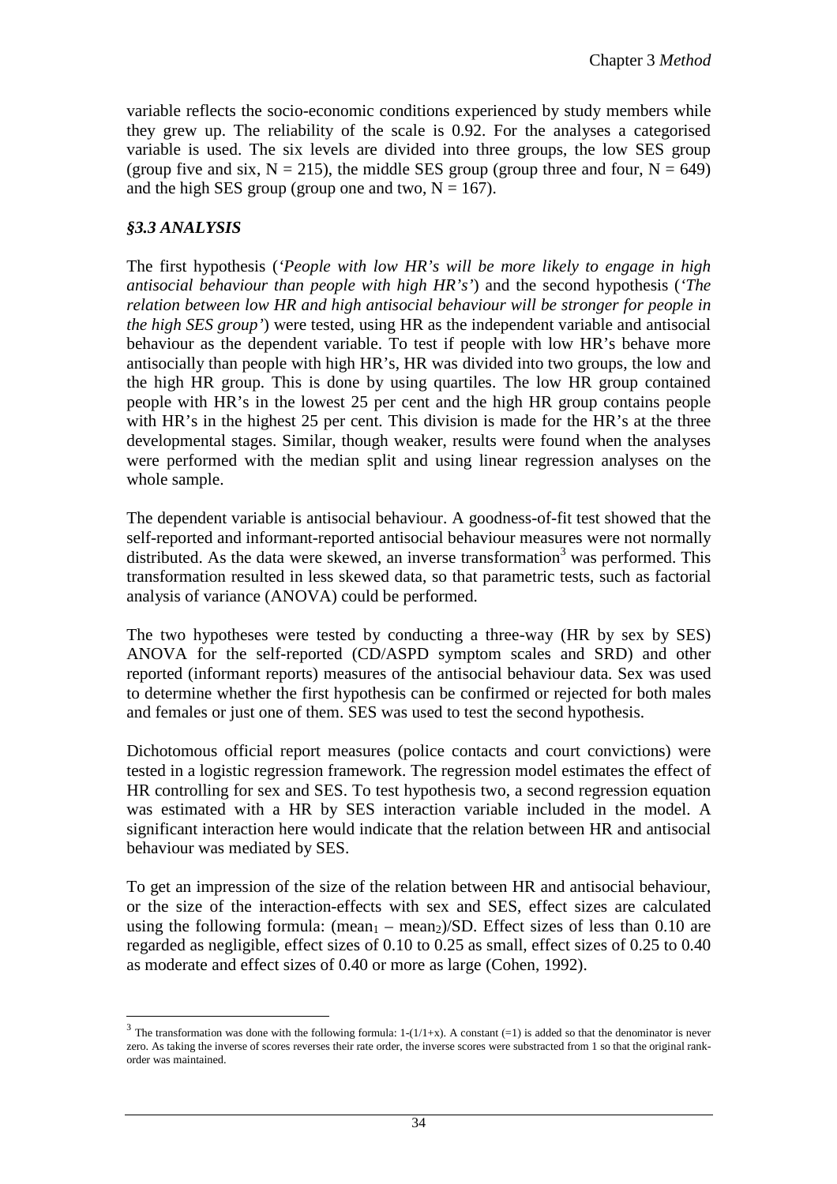variable reflects the socio-economic conditions experienced by study members while they grew up. The reliability of the scale is 0.92. For the analyses a categorised variable is used. The six levels are divided into three groups, the low SES group (group five and six, $N = 215$), the middle SES group (group three and four, $N = 649$) and the high SES group (group one and two, $N = 167$).

### *§3.3 ANALYSIS*

The first hypothesis (*'People with low HR's will be more likely to engage in high antisocial behaviour than people with high HR's'*) and the second hypothesis (*'The relation between low HR and high antisocial behaviour will be stronger for people in the high SES group'*) were tested, using HR as the independent variable and antisocial behaviour as the dependent variable. To test if people with low HR's behave more antisocially than people with high HR's, HR was divided into two groups, the low and the high HR group. This is done by using quartiles. The low HR group contained people with HR's in the lowest 25 per cent and the high HR group contains people with HR's in the highest 25 per cent. This division is made for the HR's at the three developmental stages. Similar, though weaker, results were found when the analyses were performed with the median split and using linear regression analyses on the whole sample.

The dependent variable is antisocial behaviour. A goodness-of-fit test showed that the self-reported and informant-reported antisocial behaviour measures were not normally distributed. As the data were skewed, an inverse transformation[3] was performed. This transformation resulted in less skewed data, so that parametric tests, such as factorial analysis of variance (ANOVA) could be performed.

The two hypotheses were tested by conducting a three-way (HR by sex by SES) ANOVA for the self-reported (CD/ASPD symptom scales and SRD) and other reported (informant reports) measures of the antisocial behaviour data. Sex was used to determine whether the first hypothesis can be confirmed or rejected for both males and females or just one of them. SES was used to test the second hypothesis.

Dichotomous official report measures (police contacts and court convictions) were tested in a logistic regression framework. The regression model estimates the effect of HR controlling for sex and SES. To test hypothesis two, a second regression equation was estimated with a HR by SES interaction variable included in the model. A significant interaction here would indicate that the relation between HR and antisocial behaviour was mediated by SES.

To get an impression of the size of the relation between HR and antisocial behaviour, or the size of the interaction-effects with sex and SES, effect sizes are calculated using the following formula: $(\text{mean}_1 - \text{mean}_2)/\text{SD}$. Effect sizes of less than 0.10 are regarded as negligible, effect sizes of 0.10 to 0.25 as small, effect sizes of 0.25 to 0.40 as moderate and effect sizes of 0.40 or more as large (Cohen, 1992).

---

[3] The transformation was done with the following formula: $1-(1/1+x)$. A constant (=1) is added so that the denominator is never zero. As taking the inverse of scores reverses their rate order, the inverse scores were substracted from 1 so that the original rank-order was maintained.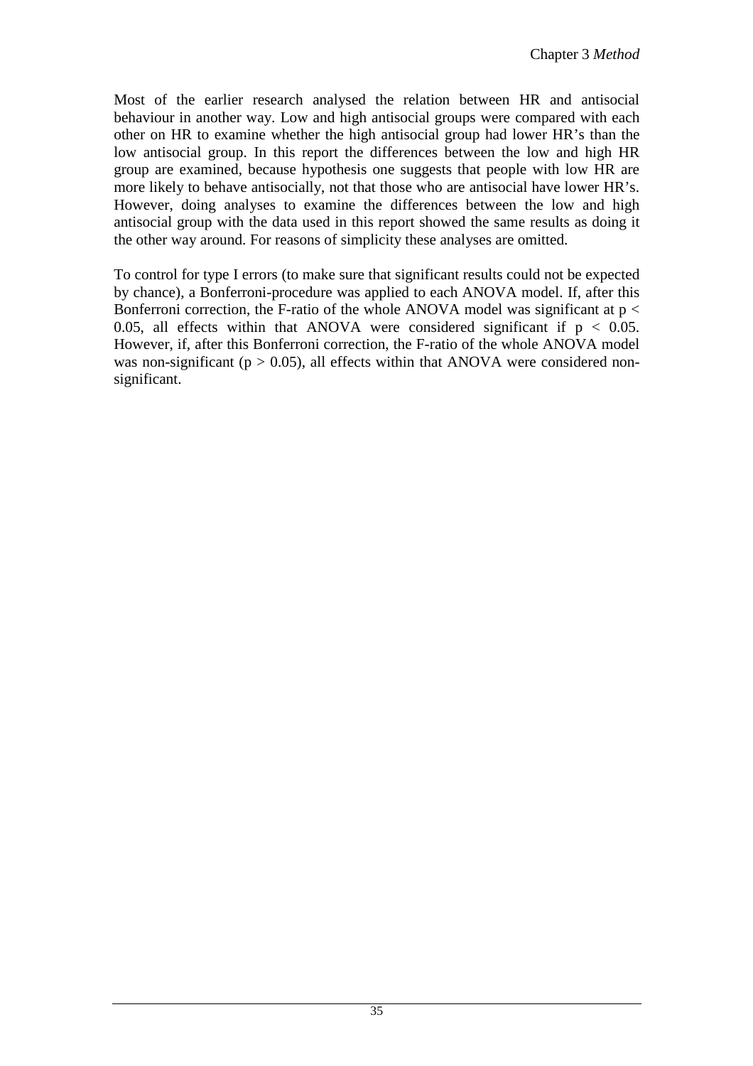Most of the earlier research analysed the relation between HR and antisocial behaviour in another way. Low and high antisocial groups were compared with each other on HR to examine whether the high antisocial group had lower HR's than the low antisocial group. In this report the differences between the low and high HR group are examined, because hypothesis one suggests that people with low HR are more likely to behave antisocially, not that those who are antisocial have lower HR's. However, doing analyses to examine the differences between the low and high antisocial group with the data used in this report showed the same results as doing it the other way around. For reasons of simplicity these analyses are omitted.

To control for type I errors (to make sure that significant results could not be expected by chance), a Bonferroni-procedure was applied to each ANOVA model. If, after this Bonferroni correction, the F-ratio of the whole ANOVA model was significant at $p < 0.05$, all effects within that ANOVA were considered significant if $p < 0.05$. However, if, after this Bonferroni correction, the F-ratio of the whole ANOVA model was non-significant ($p > 0.05$), all effects within that ANOVA were considered non-significant.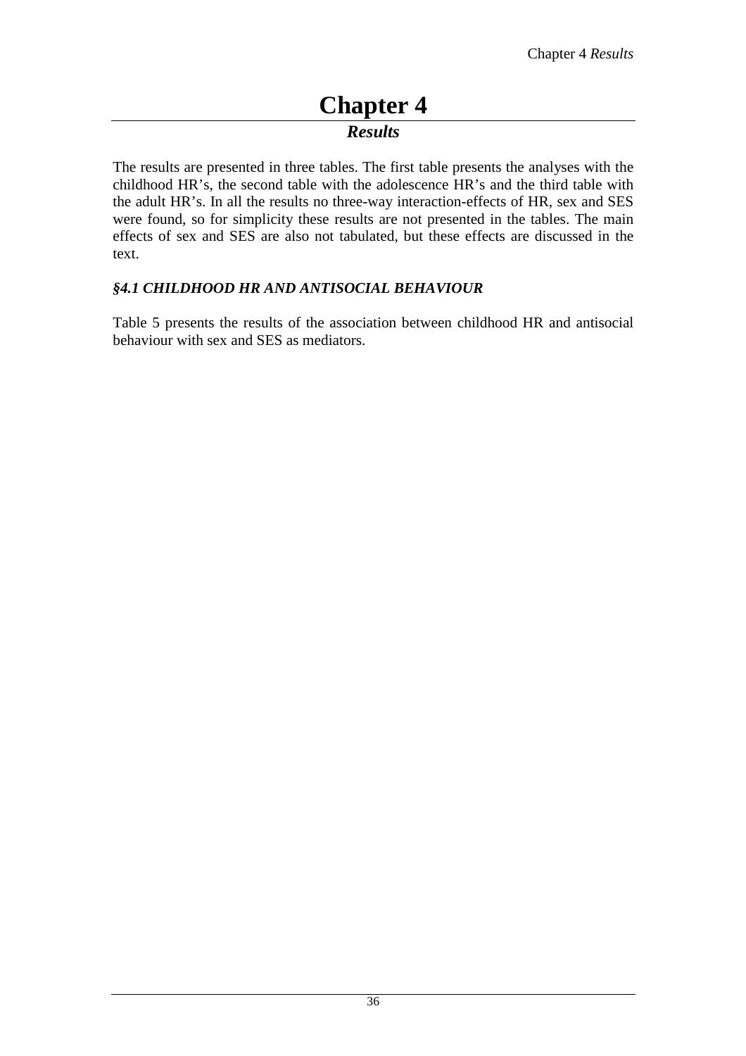# Chapter 4

## *Results*

The results are presented in three tables. The first table presents the analyses with the childhood HR's, the second table with the adolescence HR's and the third table with the adult HR's. In all the results no three-way interaction-effects of HR, sex and SES were found, so for simplicity these results are not presented in the tables. The main effects of sex and SES are also not tabulated, but these effects are discussed in the text.

### *§4.1 CHILDHOOD HR AND ANTISOCIAL BEHAVIOUR*

Table 5 presents the results of the association between childhood HR and antisocial behaviour with sex and SES as mediators.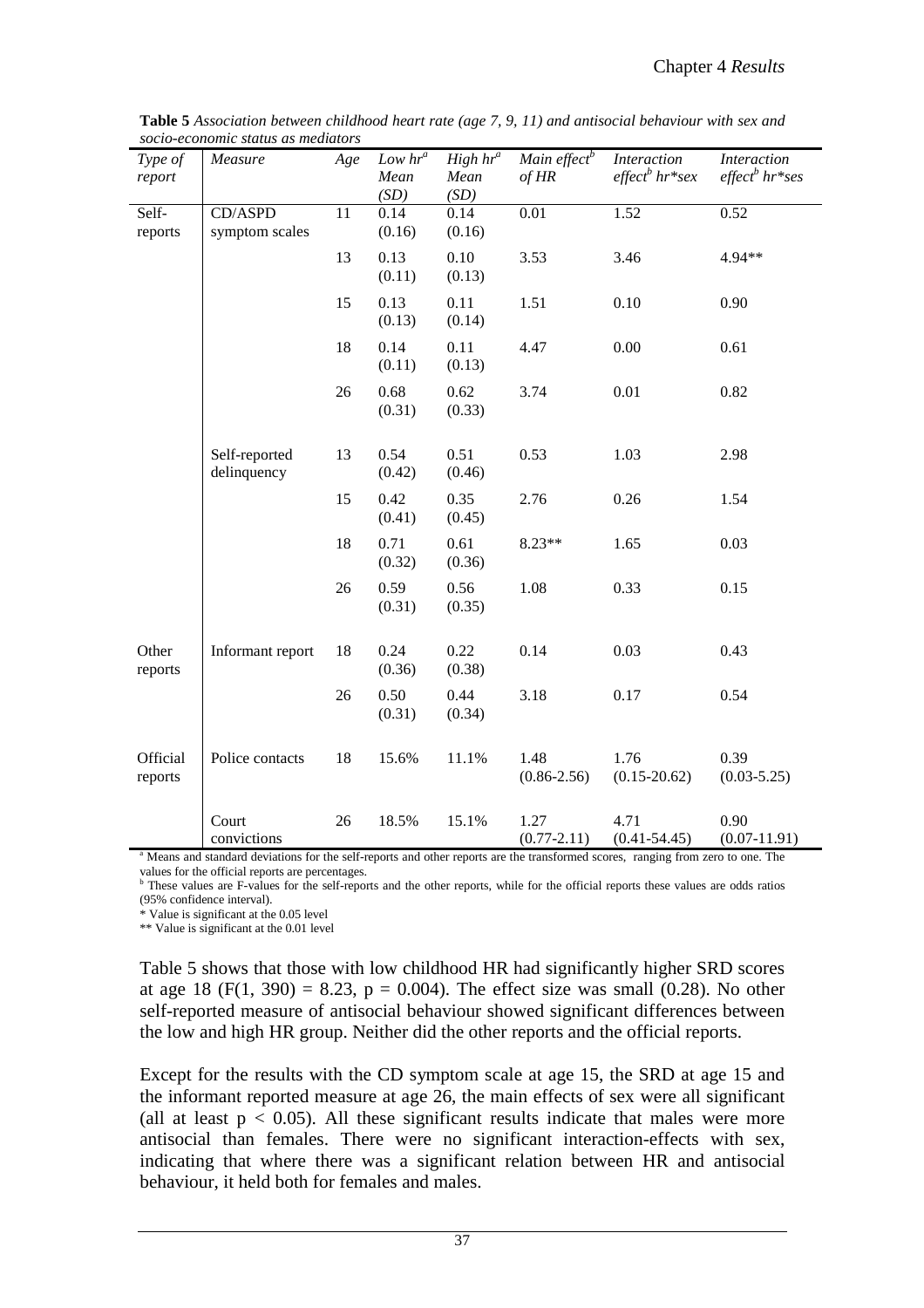**Table 5** *Association between childhood heart rate (age 7, 9, 11) and antisocial behaviour with sex and socio-economic status as mediators*

| *Type of report* | *Measure* | *Age* | *Low hr*[a] *Mean (SD)* | *High hr*[a] *Mean (SD)* | *Main effect*[b] *of HR* | *Interaction effect*[b] *hr\*sex* | *Interaction effect*[b] *hr\*ses* |
|---|---|---|---|---|---|---|---|
| Self-reports | CD/ASPD symptom scales | 11 | 0.14 (0.16) | 0.14 (0.16) | 0.01 | 1.52 | 0.52 |
| | | 13 | 0.13 (0.11) | 0.10 (0.13) | 3.53 | 3.46 | 4.94** |
| | | 15 | 0.13 (0.13) | 0.11 (0.14) | 1.51 | 0.10 | 0.90 |
| | | 18 | 0.14 (0.11) | 0.11 (0.13) | 4.47 | 0.00 | 0.61 |
| | | 26 | 0.68 (0.31) | 0.62 (0.33) | 3.74 | 0.01 | 0.82 |
| | Self-reported delinquency | 13 | 0.54 (0.42) | 0.51 (0.46) | 0.53 | 1.03 | 2.98 |
| | | 15 | 0.42 (0.41) | 0.35 (0.45) | 2.76 | 0.26 | 1.54 |
| | | 18 | 0.71 (0.32) | 0.61 (0.36) | 8.23** | 1.65 | 0.03 |
| | | 26 | 0.59 (0.31) | 0.56 (0.35) | 1.08 | 0.33 | 0.15 |
| Other reports | Informant report | 18 | 0.24 (0.36) | 0.22 (0.38) | 0.14 | 0.03 | 0.43 |
| | | 26 | 0.50 (0.31) | 0.44 (0.34) | 3.18 | 0.17 | 0.54 |
| Official reports | Police contacts | 18 | 15.6% | 11.1% | 1.48 (0.86-2.56) | 1.76 (0.15-20.62) | 0.39 (0.03-5.25) |
| | Court convictions | 26 | 18.5% | 15.1% | 1.27 (0.77-2.11) | 4.71 (0.41-54.45) | 0.90 (0.07-11.91) |

[a] Means and standard deviations for the self-reports and other reports are the transformed scores, ranging from zero to one. The values for the official reports are percentages.
[b] These values are F-values for the self-reports and the other reports, while for the official reports these values are odds ratios (95% confidence interval).
\* Value is significant at the 0.05 level
\*\* Value is significant at the 0.01 level

Table 5 shows that those with low childhood HR had significantly higher SRD scores at age 18 ($F(1, 390) = 8.23$, $p = 0.004$). The effect size was small (0.28). No other self-reported measure of antisocial behaviour showed significant differences between the low and high HR group. Neither did the other reports and the official reports.

Except for the results with the CD symptom scale at age 15, the SRD at age 15 and the informant reported measure at age 26, the main effects of sex were all significant (all at least $p < 0.05$). All these significant results indicate that males were more antisocial than females. There were no significant interaction-effects with sex, indicating that where there was a significant relation between HR and antisocial behaviour, it held both for females and males.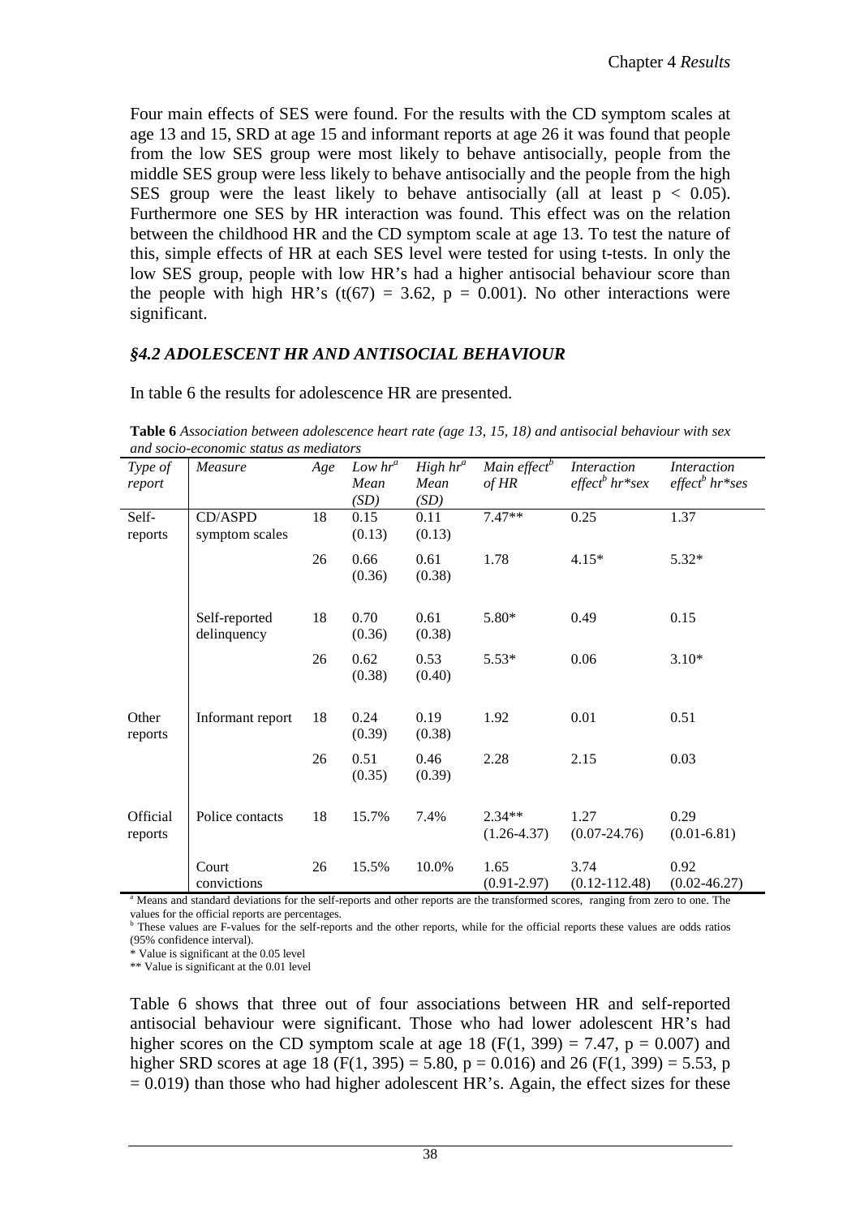Four main effects of SES were found. For the results with the CD symptom scales at age 13 and 15, SRD at age 15 and informant reports at age 26 it was found that people from the low SES group were most likely to behave antisocially, people from the middle SES group were less likely to behave antisocially and the people from the high SES group were the least likely to behave antisocially (all at least $p < 0.05$). Furthermore one SES by HR interaction was found. This effect was on the relation between the childhood HR and the CD symptom scale at age 13. To test the nature of this, simple effects of HR at each SES level were tested for using t-tests. In only the low SES group, people with low HR's had a higher antisocial behaviour score than the people with high HR's ($t(67) = 3.62$, $p = 0.001$). No other interactions were significant.

## *§4.2 ADOLESCENT HR AND ANTISOCIAL BEHAVIOUR*

In table 6 the results for adolescence HR are presented.

**Table 6** *Association between adolescence heart rate (age 13, 15, 18) and antisocial behaviour with sex and socio-economic status as mediators*

| *Type of report* | *Measure* | *Age* | *Low hr[a] Mean (SD)* | *High hr[a] Mean (SD)* | *Main effect[b] of HR* | *Interaction effect[b] hr\*sex* | *Interaction effect[b] hr\*ses* |
|---|---|---|---|---|---|---|---|
| Self-reports | CD/ASPD symptom scales | 18 | 0.15 (0.13) | 0.11 (0.13) | 7.47** | 0.25 | 1.37 |
| | | 26 | 0.66 (0.36) | 0.61 (0.38) | 1.78 | 4.15* | 5.32* |
| | Self-reported delinquency | 18 | 0.70 (0.36) | 0.61 (0.38) | 5.80* | 0.49 | 0.15 |
| | | 26 | 0.62 (0.38) | 0.53 (0.40) | 5.53* | 0.06 | 3.10* |
| Other reports | Informant report | 18 | 0.24 (0.39) | 0.19 (0.38) | 1.92 | 0.01 | 0.51 |
| | | 26 | 0.51 (0.35) | 0.46 (0.39) | 2.28 | 2.15 | 0.03 |
| Official reports | Police contacts | 18 | 15.7% | 7.4% | 2.34** (1.26-4.37) | 1.27 (0.07-24.76) | 0.29 (0.01-6.81) |
| | Court convictions | 26 | 15.5% | 10.0% | 1.65 (0.91-2.97) | 3.74 (0.12-112.48) | 0.92 (0.02-46.27) |

[a] Means and standard deviations for the self-reports and other reports are the transformed scores, ranging from zero to one. The values for the official reports are percentages.
[b] These values are F-values for the self-reports and the other reports, while for the official reports these values are odds ratios (95% confidence interval).
\* Value is significant at the 0.05 level
\*\* Value is significant at the 0.01 level

Table 6 shows that three out of four associations between HR and self-reported antisocial behaviour were significant. Those who had lower adolescent HR's had higher scores on the CD symptom scale at age 18 ($F(1, 399) = 7.47$, $p = 0.007$) and higher SRD scores at age 18 ($F(1, 395) = 5.80$, $p = 0.016$) and 26 ($F(1, 399) = 5.53$, $p = 0.019$) than those who had higher adolescent HR's. Again, the effect sizes for these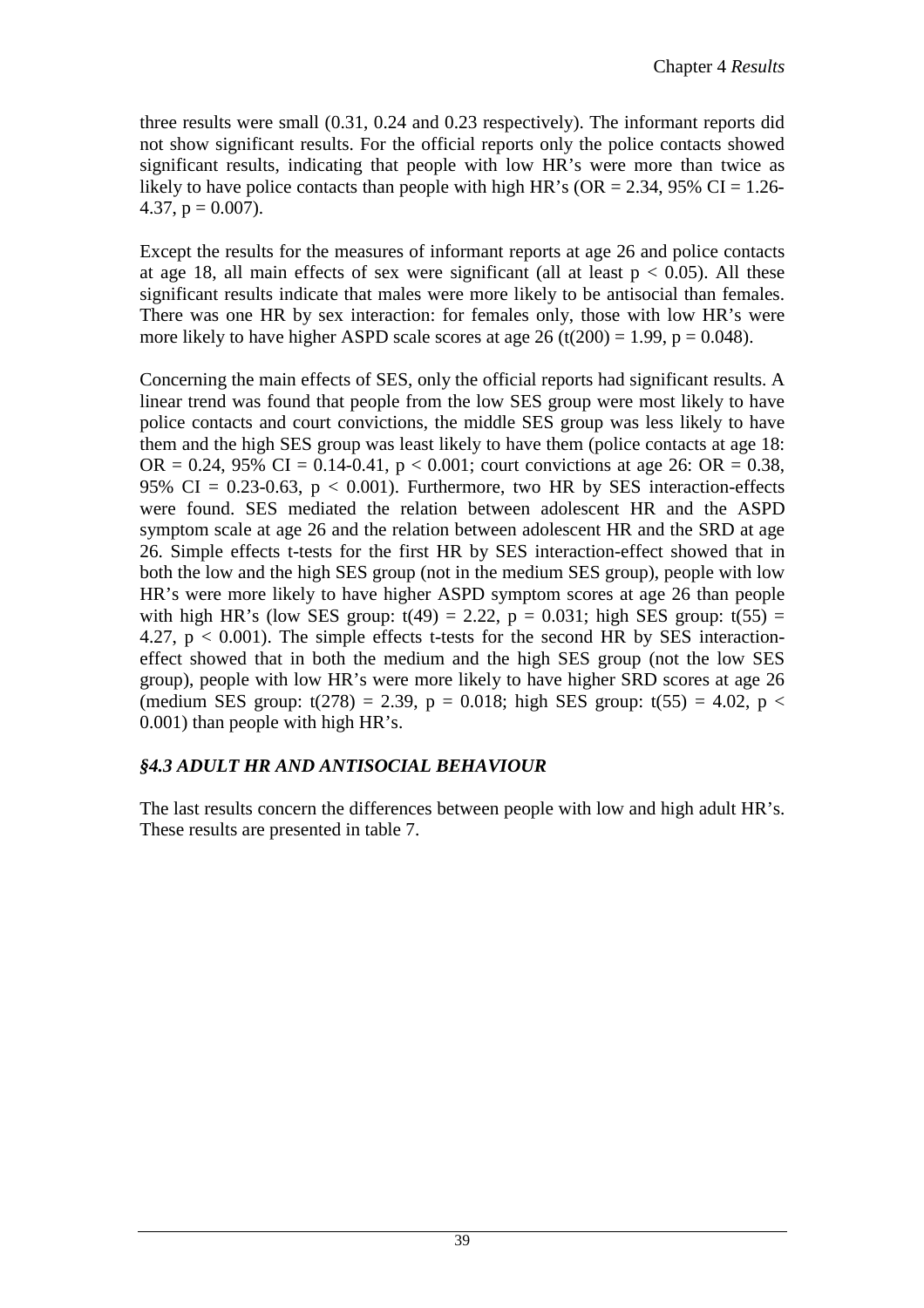three results were small (0.31, 0.24 and 0.23 respectively). The informant reports did not show significant results. For the official reports only the police contacts showed significant results, indicating that people with low HR's were more than twice as likely to have police contacts than people with high HR's (OR = 2.34, 95% CI = 1.26-4.37, $p = 0.007$).

Except the results for the measures of informant reports at age 26 and police contacts at age 18, all main effects of sex were significant (all at least $p < 0.05$). All these significant results indicate that males were more likely to be antisocial than females. There was one HR by sex interaction: for females only, those with low HR's were more likely to have higher ASPD scale scores at age 26 ($t(200) = 1.99$, $p = 0.048$).

Concerning the main effects of SES, only the official reports had significant results. A linear trend was found that people from the low SES group were most likely to have police contacts and court convictions, the middle SES group was less likely to have them and the high SES group was least likely to have them (police contacts at age 18: OR = 0.24, 95% CI = 0.14-0.41, $p < 0.001$; court convictions at age 26: OR = 0.38, 95% CI = 0.23-0.63, $p < 0.001$). Furthermore, two HR by SES interaction-effects were found. SES mediated the relation between adolescent HR and the ASPD symptom scale at age 26 and the relation between adolescent HR and the SRD at age 26. Simple effects t-tests for the first HR by SES interaction-effect showed that in both the low and the high SES group (not in the medium SES group), people with low HR's were more likely to have higher ASPD symptom scores at age 26 than people with high HR's (low SES group: $t(49) = 2.22$, $p = 0.031$; high SES group: $t(55) = 4.27$, $p < 0.001$). The simple effects t-tests for the second HR by SES interaction-effect showed that in both the medium and the high SES group (not the low SES group), people with low HR's were more likely to have higher SRD scores at age 26 (medium SES group: $t(278) = 2.39$, $p = 0.018$; high SES group: $t(55) = 4.02$, $p < 0.001$) than people with high HR's.

### *§4.3 ADULT HR AND ANTISOCIAL BEHAVIOUR*

The last results concern the differences between people with low and high adult HR's. These results are presented in table 7.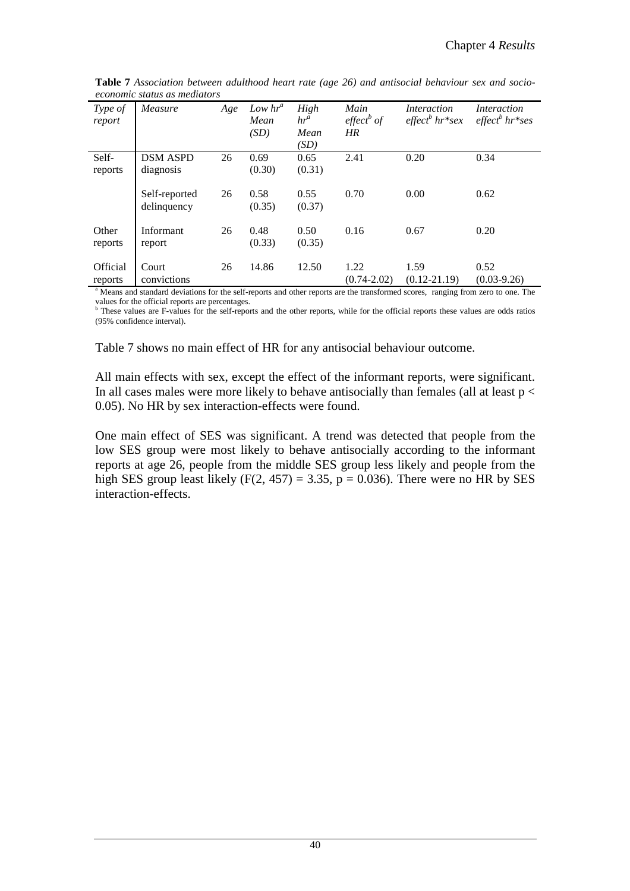**Table 7** *Association between adulthood heart rate (age 26) and antisocial behaviour sex and socio-economic status as mediators*

| *Type of report* | *Measure* | *Age* | *Low hr*[a] *Mean (SD)* | *High hr*[a] *Mean (SD)* | *Main effect*[b] *of HR* | *Interaction effect*[b] *hr\*sex* | *Interaction effect*[b] *hr\*ses* |
|---|---|---|---|---|---|---|---|
| Self-reports | DSM ASPD diagnosis | 26 | 0.69 (0.30) | 0.65 (0.31) | 2.41 | 0.20 | 0.34 |
| | Self-reported delinquency | 26 | 0.58 (0.35) | 0.55 (0.37) | 0.70 | 0.00 | 0.62 |
| Other reports | Informant report | 26 | 0.48 (0.33) | 0.50 (0.35) | 0.16 | 0.67 | 0.20 |
| Official reports | Court convictions | 26 | 14.86 | 12.50 | 1.22 (0.74-2.02) | 1.59 (0.12-21.19) | 0.52 (0.03-9.26) |

[a] Means and standard deviations for the self-reports and other reports are the transformed scores, ranging from zero to one. The values for the official reports are percentages.
[b] These values are F-values for the self-reports and the other reports, while for the official reports these values are odds ratios (95% confidence interval).

Table 7 shows no main effect of HR for any antisocial behaviour outcome.

All main effects with sex, except the effect of the informant reports, were significant. In all cases males were more likely to behave antisocially than females (all at least $p < 0.05$). No HR by sex interaction-effects were found.

One main effect of SES was significant. A trend was detected that people from the low SES group were most likely to behave antisocially according to the informant reports at age 26, people from the middle SES group less likely and people from the high SES group least likely ($F(2, 457) = 3.35$, $p = 0.036$). There were no HR by SES interaction-effects.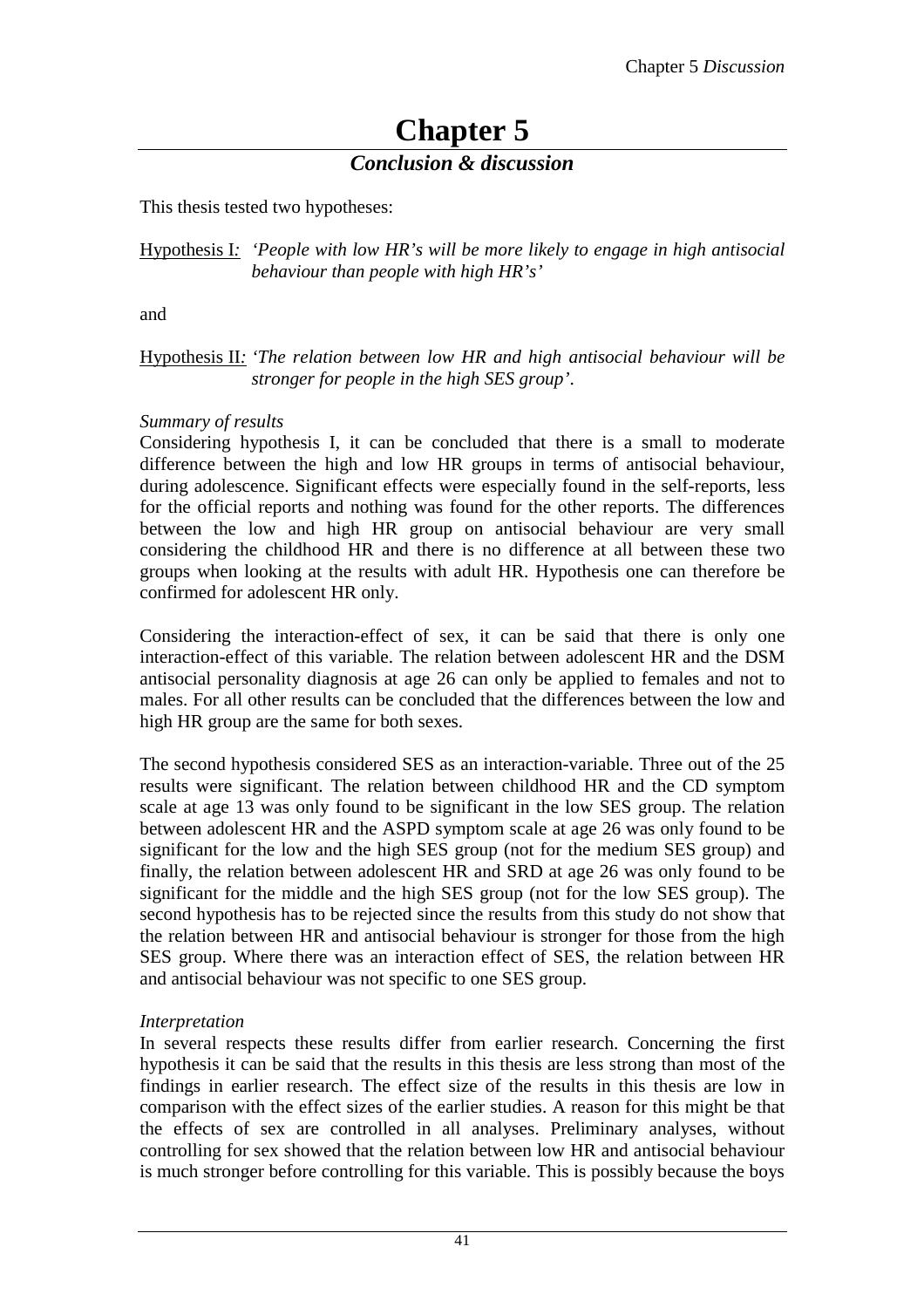# Chapter 5

## *Conclusion & discussion*

This thesis tested two hypotheses:

Hypothesis I: *'People with low HR's will be more likely to engage in high antisocial behaviour than people with high HR's'*

and

Hypothesis II: *'The relation between low HR and high antisocial behaviour will be stronger for people in the high SES group'.*

*Summary of results*

Considering hypothesis I, it can be concluded that there is a small to moderate difference between the high and low HR groups in terms of antisocial behaviour, during adolescence. Significant effects were especially found in the self-reports, less for the official reports and nothing was found for the other reports. The differences between the low and high HR group on antisocial behaviour are very small considering the childhood HR and there is no difference at all between these two groups when looking at the results with adult HR. Hypothesis one can therefore be confirmed for adolescent HR only.

Considering the interaction-effect of sex, it can be said that there is only one interaction-effect of this variable. The relation between adolescent HR and the DSM antisocial personality diagnosis at age 26 can only be applied to females and not to males. For all other results can be concluded that the differences between the low and high HR group are the same for both sexes.

The second hypothesis considered SES as an interaction-variable. Three out of the 25 results were significant. The relation between childhood HR and the CD symptom scale at age 13 was only found to be significant in the low SES group. The relation between adolescent HR and the ASPD symptom scale at age 26 was only found to be significant for the low and the high SES group (not for the medium SES group) and finally, the relation between adolescent HR and SRD at age 26 was only found to be significant for the middle and the high SES group (not for the low SES group). The second hypothesis has to be rejected since the results from this study do not show that the relation between HR and antisocial behaviour is stronger for those from the high SES group. Where there was an interaction effect of SES, the relation between HR and antisocial behaviour was not specific to one SES group.

*Interpretation*

In several respects these results differ from earlier research. Concerning the first hypothesis it can be said that the results in this thesis are less strong than most of the findings in earlier research. The effect size of the results in this thesis are low in comparison with the effect sizes of the earlier studies. A reason for this might be that the effects of sex are controlled in all analyses. Preliminary analyses, without controlling for sex showed that the relation between low HR and antisocial behaviour is much stronger before controlling for this variable. This is possibly because the boys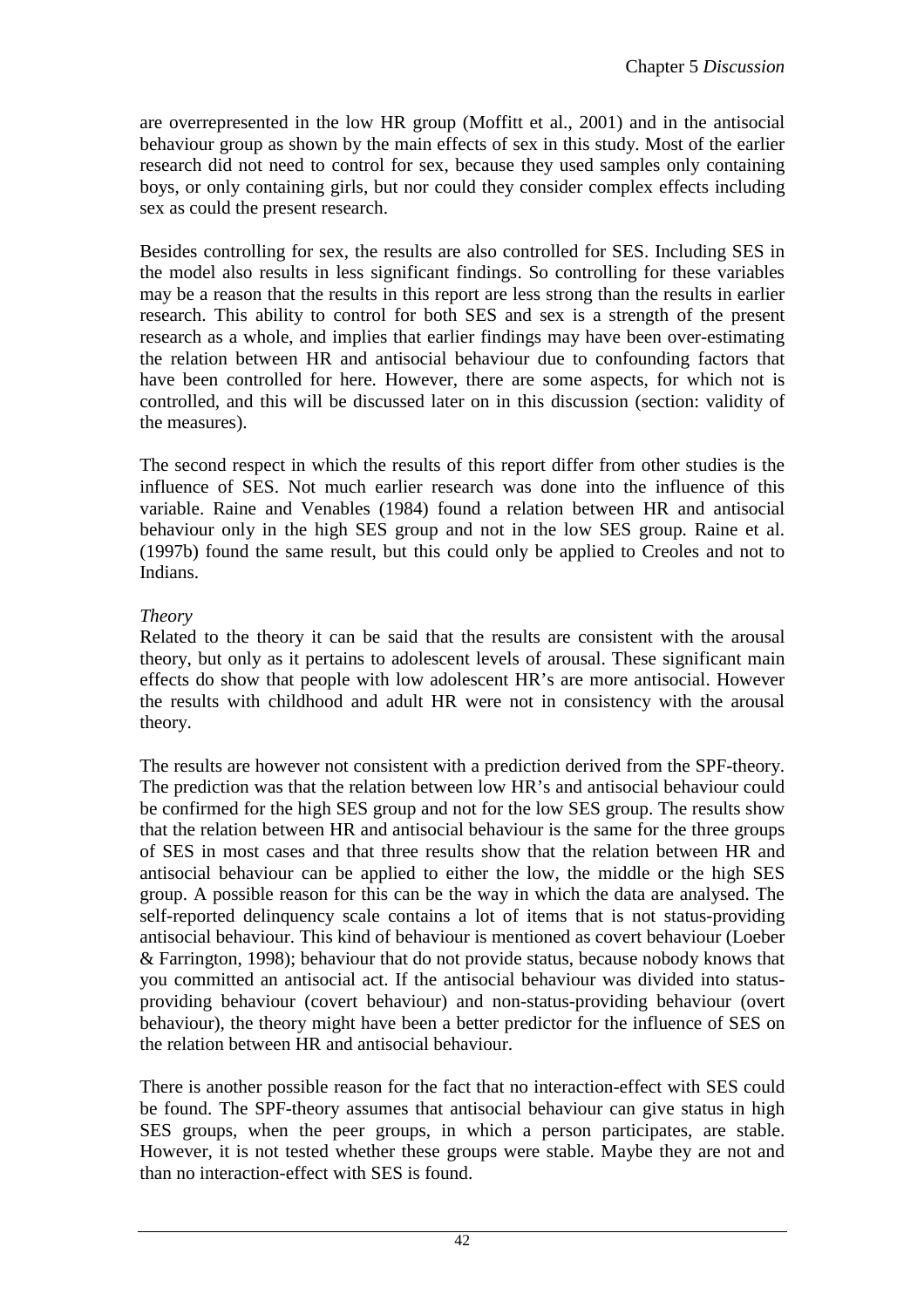are overrepresented in the low HR group (Moffitt et al., 2001) and in the antisocial behaviour group as shown by the main effects of sex in this study. Most of the earlier research did not need to control for sex, because they used samples only containing boys, or only containing girls, but nor could they consider complex effects including sex as could the present research.

Besides controlling for sex, the results are also controlled for SES. Including SES in the model also results in less significant findings. So controlling for these variables may be a reason that the results in this report are less strong than the results in earlier research. This ability to control for both SES and sex is a strength of the present research as a whole, and implies that earlier findings may have been over-estimating the relation between HR and antisocial behaviour due to confounding factors that have been controlled for here. However, there are some aspects, for which not is controlled, and this will be discussed later on in this discussion (section: validity of the measures).

The second respect in which the results of this report differ from other studies is the influence of SES. Not much earlier research was done into the influence of this variable. Raine and Venables (1984) found a relation between HR and antisocial behaviour only in the high SES group and not in the low SES group. Raine et al. (1997b) found the same result, but this could only be applied to Creoles and not to Indians.

*Theory*

Related to the theory it can be said that the results are consistent with the arousal theory, but only as it pertains to adolescent levels of arousal. These significant main effects do show that people with low adolescent HR's are more antisocial. However the results with childhood and adult HR were not in consistency with the arousal theory.

The results are however not consistent with a prediction derived from the SPF-theory. The prediction was that the relation between low HR's and antisocial behaviour could be confirmed for the high SES group and not for the low SES group. The results show that the relation between HR and antisocial behaviour is the same for the three groups of SES in most cases and that three results show that the relation between HR and antisocial behaviour can be applied to either the low, the middle or the high SES group. A possible reason for this can be the way in which the data are analysed. The self-reported delinquency scale contains a lot of items that is not status-providing antisocial behaviour. This kind of behaviour is mentioned as covert behaviour (Loeber & Farrington, 1998); behaviour that do not provide status, because nobody knows that you committed an antisocial act. If the antisocial behaviour was divided into status-providing behaviour (covert behaviour) and non-status-providing behaviour (overt behaviour), the theory might have been a better predictor for the influence of SES on the relation between HR and antisocial behaviour.

There is another possible reason for the fact that no interaction-effect with SES could be found. The SPF-theory assumes that antisocial behaviour can give status in high SES groups, when the peer groups, in which a person participates, are stable. However, it is not tested whether these groups were stable. Maybe they are not and than no interaction-effect with SES is found.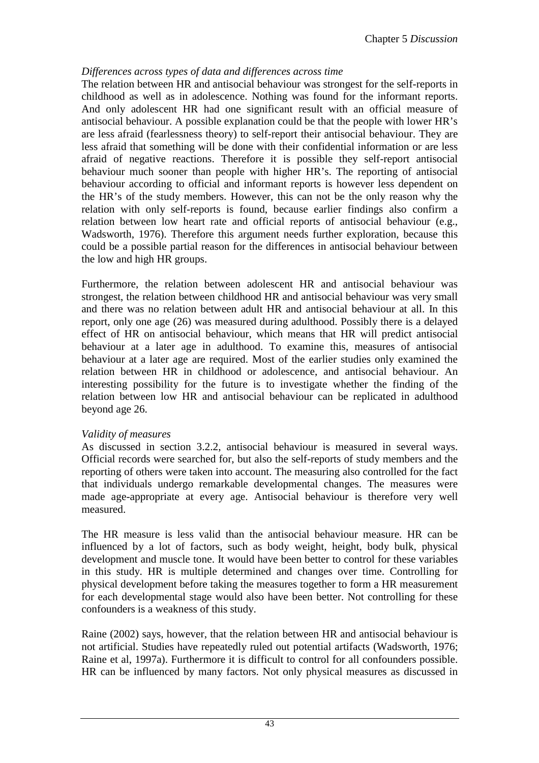*Differences across types of data and differences across time*

The relation between HR and antisocial behaviour was strongest for the self-reports in childhood as well as in adolescence. Nothing was found for the informant reports. And only adolescent HR had one significant result with an official measure of antisocial behaviour. A possible explanation could be that the people with lower HR's are less afraid (fearlessness theory) to self-report their antisocial behaviour. They are less afraid that something will be done with their confidential information or are less afraid of negative reactions. Therefore it is possible they self-report antisocial behaviour much sooner than people with higher HR's. The reporting of antisocial behaviour according to official and informant reports is however less dependent on the HR's of the study members. However, this can not be the only reason why the relation with only self-reports is found, because earlier findings also confirm a relation between low heart rate and official reports of antisocial behaviour (e.g., Wadsworth, 1976). Therefore this argument needs further exploration, because this could be a possible partial reason for the differences in antisocial behaviour between the low and high HR groups.

Furthermore, the relation between adolescent HR and antisocial behaviour was strongest, the relation between childhood HR and antisocial behaviour was very small and there was no relation between adult HR and antisocial behaviour at all. In this report, only one age (26) was measured during adulthood. Possibly there is a delayed effect of HR on antisocial behaviour, which means that HR will predict antisocial behaviour at a later age in adulthood. To examine this, measures of antisocial behaviour at a later age are required. Most of the earlier studies only examined the relation between HR in childhood or adolescence, and antisocial behaviour. An interesting possibility for the future is to investigate whether the finding of the relation between low HR and antisocial behaviour can be replicated in adulthood beyond age 26.

*Validity of measures*

As discussed in section 3.2.2, antisocial behaviour is measured in several ways. Official records were searched for, but also the self-reports of study members and the reporting of others were taken into account. The measuring also controlled for the fact that individuals undergo remarkable developmental changes. The measures were made age-appropriate at every age. Antisocial behaviour is therefore very well measured.

The HR measure is less valid than the antisocial behaviour measure. HR can be influenced by a lot of factors, such as body weight, height, body bulk, physical development and muscle tone. It would have been better to control for these variables in this study. HR is multiple determined and changes over time. Controlling for physical development before taking the measures together to form a HR measurement for each developmental stage would also have been better. Not controlling for these confounders is a weakness of this study.

Raine (2002) says, however, that the relation between HR and antisocial behaviour is not artificial. Studies have repeatedly ruled out potential artifacts (Wadsworth, 1976; Raine et al, 1997a). Furthermore it is difficult to control for all confounders possible. HR can be influenced by many factors. Not only physical measures as discussed in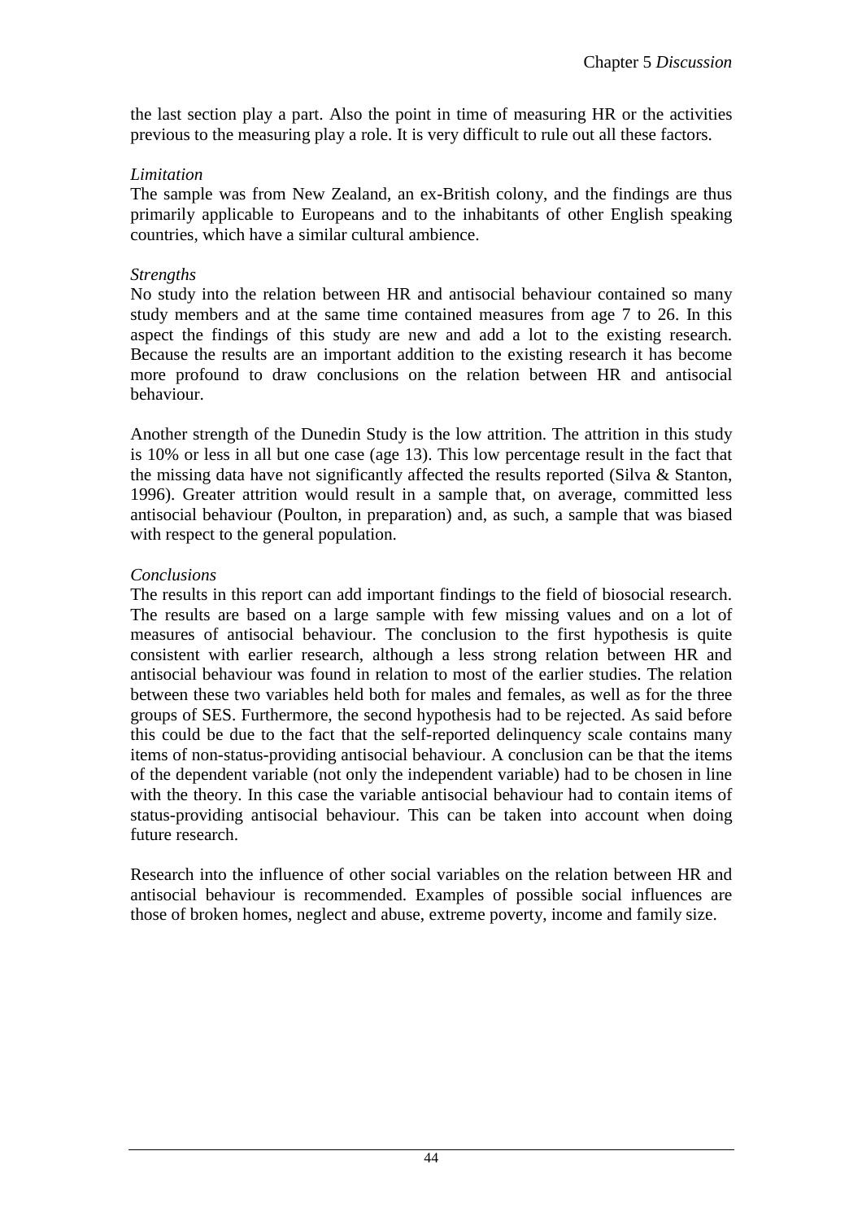the last section play a part. Also the point in time of measuring HR or the activities previous to the measuring play a role. It is very difficult to rule out all these factors.

*Limitation*

The sample was from New Zealand, an ex-British colony, and the findings are thus primarily applicable to Europeans and to the inhabitants of other English speaking countries, which have a similar cultural ambience.

*Strengths*

No study into the relation between HR and antisocial behaviour contained so many study members and at the same time contained measures from age 7 to 26. In this aspect the findings of this study are new and add a lot to the existing research. Because the results are an important addition to the existing research it has become more profound to draw conclusions on the relation between HR and antisocial behaviour.

Another strength of the Dunedin Study is the low attrition. The attrition in this study is 10% or less in all but one case (age 13). This low percentage result in the fact that the missing data have not significantly affected the results reported (Silva & Stanton, 1996). Greater attrition would result in a sample that, on average, committed less antisocial behaviour (Poulton, in preparation) and, as such, a sample that was biased with respect to the general population.

*Conclusions*

The results in this report can add important findings to the field of biosocial research. The results are based on a large sample with few missing values and on a lot of measures of antisocial behaviour. The conclusion to the first hypothesis is quite consistent with earlier research, although a less strong relation between HR and antisocial behaviour was found in relation to most of the earlier studies. The relation between these two variables held both for males and females, as well as for the three groups of SES. Furthermore, the second hypothesis had to be rejected. As said before this could be due to the fact that the self-reported delinquency scale contains many items of non-status-providing antisocial behaviour. A conclusion can be that the items of the dependent variable (not only the independent variable) had to be chosen in line with the theory. In this case the variable antisocial behaviour had to contain items of status-providing antisocial behaviour. This can be taken into account when doing future research.

Research into the influence of other social variables on the relation between HR and antisocial behaviour is recommended. Examples of possible social influences are those of broken homes, neglect and abuse, extreme poverty, income and family size.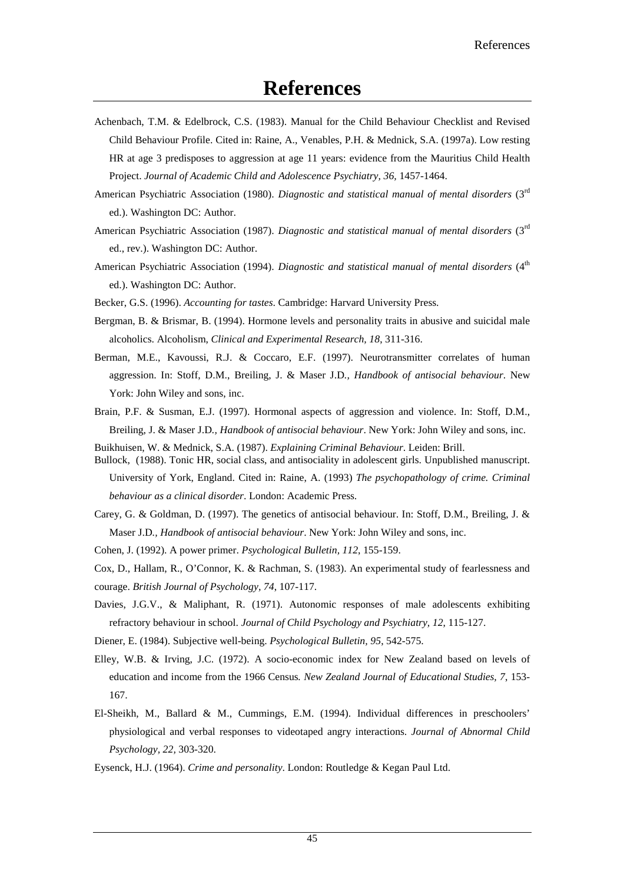# References

Achenbach, T.M. & Edelbrock, C.S. (1983). Manual for the Child Behaviour Checklist and Revised Child Behaviour Profile. Cited in: Raine, A., Venables, P.H. & Mednick, S.A. (1997a). Low resting HR at age 3 predisposes to aggression at age 11 years: evidence from the Mauritius Child Health Project. *Journal of Academic Child and Adolescence Psychiatry, 36*, 1457-1464.

American Psychiatric Association (1980). *Diagnostic and statistical manual of mental disorders* (3rd ed.). Washington DC: Author.

American Psychiatric Association (1987). *Diagnostic and statistical manual of mental disorders* (3rd ed., rev.). Washington DC: Author.

American Psychiatric Association (1994). *Diagnostic and statistical manual of mental disorders* (4th ed.). Washington DC: Author.

Becker, G.S. (1996). *Accounting for tastes*. Cambridge: Harvard University Press.

Bergman, B. & Brismar, B. (1994). Hormone levels and personality traits in abusive and suicidal male alcoholics. Alcoholism, *Clinical and Experimental Research, 18*, 311-316.

Berman, M.E., Kavoussi, R.J. & Coccaro, E.F. (1997). Neurotransmitter correlates of human aggression. In: Stoff, D.M., Breiling, J. & Maser J.D*., Handbook of antisocial behaviour*. New York: John Wiley and sons, inc.

Brain, P.F. & Susman, E.J. (1997). Hormonal aspects of aggression and violence. In: Stoff, D.M., Breiling, J. & Maser J.D*., Handbook of antisocial behaviour*. New York: John Wiley and sons, inc.

Buikhuisen, W. & Mednick, S.A. (1987). *Explaining Criminal Behaviour*. Leiden: Brill.

Bullock, (1988). Tonic HR, social class, and antisociality in adolescent girls. Unpublished manuscript. University of York, England. Cited in: Raine, A. (1993) *The psychopathology of crime. Criminal behaviour as a clinical disorder*. London: Academic Press.

Carey, G. & Goldman, D. (1997). The genetics of antisocial behaviour. In: Stoff, D.M., Breiling, J. & Maser J.D*., Handbook of antisocial behaviour*. New York: John Wiley and sons, inc.

Cohen, J. (1992). A power primer. *Psychological Bulletin, 112*, 155-159.

Cox, D., Hallam, R., O'Connor, K. & Rachman, S. (1983). An experimental study of fearlessness and courage. *British Journal of Psychology, 74*, 107-117.

Davies, J.G.V., & Maliphant, R. (1971). Autonomic responses of male adolescents exhibiting refractory behaviour in school. *Journal of Child Psychology and Psychiatry, 12*, 115-127.

Diener, E. (1984). Subjective well-being. *Psychological Bulletin, 95*, 542-575.

Elley, W.B. & Irving, J.C. (1972). A socio-economic index for New Zealand based on levels of education and income from the 1966 Census*. New Zealand Journal of Educational Studies, 7*, 153-167.

El-Sheikh, M., Ballard & M., Cummings, E.M. (1994). Individual differences in preschoolers' physiological and verbal responses to videotaped angry interactions. *Journal of Abnormal Child Psychology, 22*, 303-320.

Eysenck, H.J. (1964). *Crime and personality*. London: Routledge & Kegan Paul Ltd.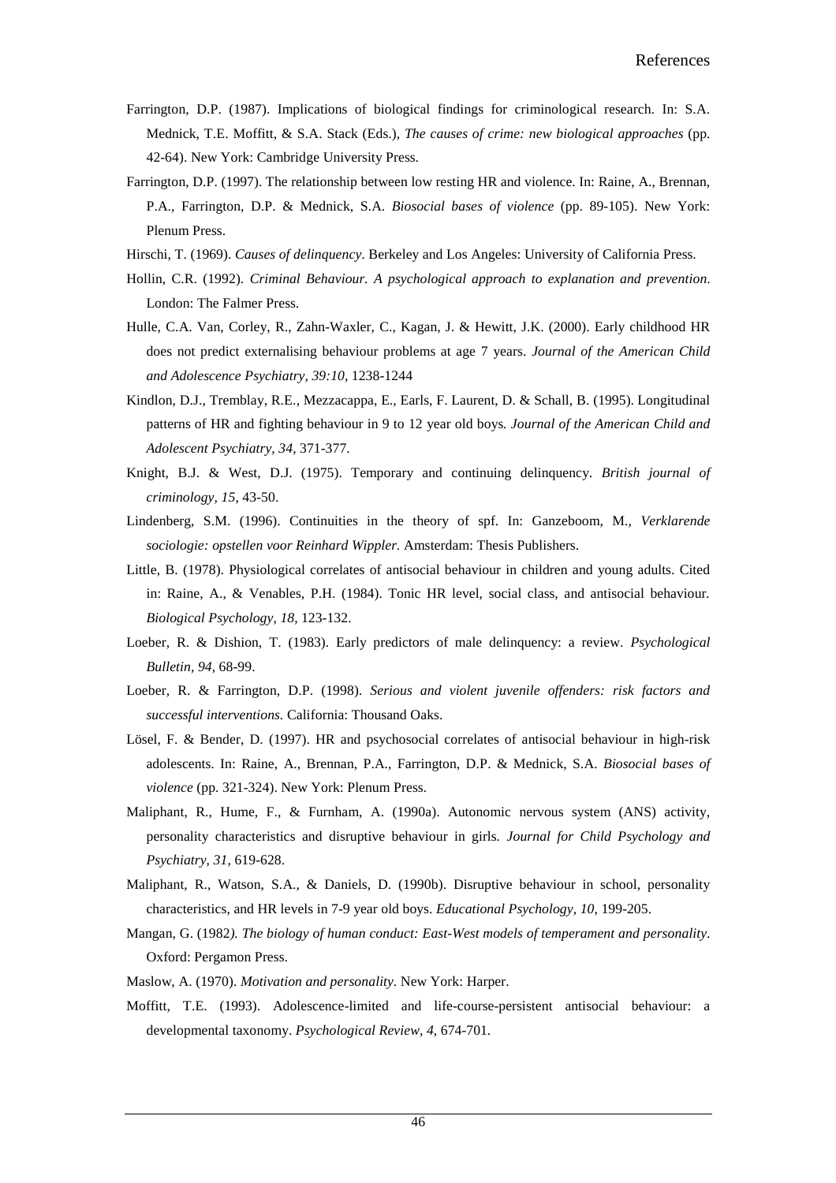Farrington, D.P. (1987). Implications of biological findings for criminological research. In: S.A. Mednick, T.E. Moffitt, & S.A. Stack (Eds.), *The causes of crime: new biological approaches* (pp. 42-64). New York: Cambridge University Press.

Farrington, D.P. (1997). The relationship between low resting HR and violence. In: Raine, A., Brennan, P.A., Farrington, D.P. & Mednick, S.A. *Biosocial bases of violence* (pp. 89-105). New York: Plenum Press.

Hirschi, T. (1969). *Causes of delinquency*. Berkeley and Los Angeles: University of California Press.

Hollin, C.R. (1992). *Criminal Behaviour. A psychological approach to explanation and prevention*. London: The Falmer Press.

Hulle, C.A. Van, Corley, R., Zahn-Waxler, C., Kagan, J. & Hewitt, J.K. (2000). Early childhood HR does not predict externalising behaviour problems at age 7 years. *Journal of the American Child and Adolescence Psychiatry, 39:10*, 1238-1244

Kindlon, D.J., Tremblay, R.E., Mezzacappa, E., Earls, F. Laurent, D. & Schall, B. (1995). Longitudinal patterns of HR and fighting behaviour in 9 to 12 year old boys. *Journal of the American Child and Adolescent Psychiatry, 34*, 371-377.

Knight, B.J. & West, D.J. (1975). Temporary and continuing delinquency. *British journal of criminology, 15*, 43-50.

Lindenberg, S.M. (1996). Continuities in the theory of spf. In: Ganzeboom, M., *Verklarende sociologie: opstellen voor Reinhard Wippler.* Amsterdam: Thesis Publishers.

Little, B. (1978). Physiological correlates of antisocial behaviour in children and young adults. Cited in: Raine, A., & Venables, P.H. (1984). Tonic HR level, social class, and antisocial behaviour. *Biological Psychology, 18*, 123-132.

Loeber, R. & Dishion, T. (1983). Early predictors of male delinquency: a review. *Psychological Bulletin, 94*, 68-99.

Loeber, R. & Farrington, D.P. (1998). *Serious and violent juvenile offenders: risk factors and successful interventions.* California: Thousand Oaks.

Lösel, F. & Bender, D. (1997). HR and psychosocial correlates of antisocial behaviour in high-risk adolescents. In: Raine, A., Brennan, P.A., Farrington, D.P. & Mednick, S.A. *Biosocial bases of violence* (pp. 321-324). New York: Plenum Press.

Maliphant, R., Hume, F., & Furnham, A. (1990a). Autonomic nervous system (ANS) activity, personality characteristics and disruptive behaviour in girls. *Journal for Child Psychology and Psychiatry, 31*, 619-628.

Maliphant, R., Watson, S.A., & Daniels, D. (1990b). Disruptive behaviour in school, personality characteristics, and HR levels in 7-9 year old boys. *Educational Psychology, 10*, 199-205.

Mangan, G. (1982*). The biology of human conduct: East-West models of temperament and personality*. Oxford: Pergamon Press.

Maslow, A. (1970). *Motivation and personality*. New York: Harper.

Moffitt, T.E. (1993). Adolescence-limited and life-course-persistent antisocial behaviour: a developmental taxonomy. *Psychological Review, 4*, 674-701.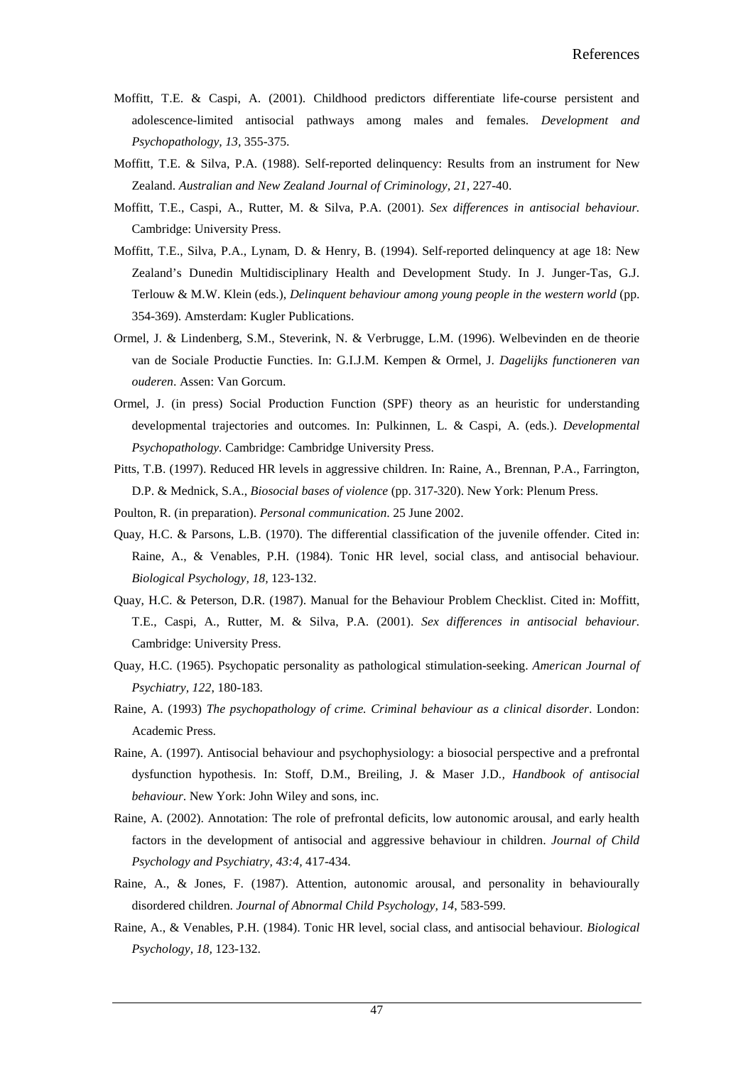Moffitt, T.E. & Caspi, A. (2001). Childhood predictors differentiate life-course persistent and adolescence-limited antisocial pathways among males and females. *Development and Psychopathology, 13*, 355-375.

Moffitt, T.E. & Silva, P.A. (1988). Self-reported delinquency: Results from an instrument for New Zealand. *Australian and New Zealand Journal of Criminology, 21*, 227-40.

Moffitt, T.E., Caspi, A., Rutter, M. & Silva, P.A. (2001). *Sex differences in antisocial behaviour.* Cambridge: University Press.

Moffitt, T.E., Silva, P.A., Lynam, D. & Henry, B. (1994). Self-reported delinquency at age 18: New Zealand's Dunedin Multidisciplinary Health and Development Study. In J. Junger-Tas, G.J. Terlouw & M.W. Klein (eds.), *Delinquent behaviour among young people in the western world* (pp. 354-369). Amsterdam: Kugler Publications.

Ormel, J. & Lindenberg, S.M., Steverink, N. & Verbrugge, L.M. (1996). Welbevinden en de theorie van de Sociale Productie Functies. In: G.I.J.M. Kempen & Ormel, J. *Dagelijks functioneren van ouderen*. Assen: Van Gorcum.

Ormel, J. (in press) Social Production Function (SPF) theory as an heuristic for understanding developmental trajectories and outcomes. In: Pulkinnen, L. & Caspi, A. (eds.). *Developmental Psychopathology.* Cambridge: Cambridge University Press.

Pitts, T.B. (1997). Reduced HR levels in aggressive children. In: Raine, A., Brennan, P.A., Farrington, D.P. & Mednick, S.A., *Biosocial bases of violence* (pp. 317-320). New York: Plenum Press.

Poulton, R. (in preparation). *Personal communication*. 25 June 2002.

Quay, H.C. & Parsons, L.B. (1970). The differential classification of the juvenile offender. Cited in: Raine, A., & Venables, P.H. (1984). Tonic HR level, social class, and antisocial behaviour. *Biological Psychology, 18,* 123-132.

Quay, H.C. & Peterson, D.R. (1987). Manual for the Behaviour Problem Checklist. Cited in: Moffitt, T.E., Caspi, A., Rutter, M. & Silva, P.A. (2001). *Sex differences in antisocial behaviour.* Cambridge: University Press.

Quay, H.C. (1965). Psychopatic personality as pathological stimulation-seeking. *American Journal of Psychiatry, 122*, 180-183.

Raine, A. (1993) *The psychopathology of crime. Criminal behaviour as a clinical disorder*. London: Academic Press.

Raine, A. (1997). Antisocial behaviour and psychophysiology: a biosocial perspective and a prefrontal dysfunction hypothesis. In: Stoff, D.M., Breiling, J. & Maser J.D*., Handbook of antisocial behaviour*. New York: John Wiley and sons, inc.

Raine, A. (2002). Annotation: The role of prefrontal deficits, low autonomic arousal, and early health factors in the development of antisocial and aggressive behaviour in children. *Journal of Child Psychology and Psychiatry, 43:4,* 417-434.

Raine, A., & Jones, F. (1987). Attention, autonomic arousal, and personality in behaviourally disordered children. *Journal of Abnormal Child Psychology, 14*, 583-599.

Raine, A., & Venables, P.H. (1984). Tonic HR level, social class, and antisocial behaviour. *Biological Psychology, 18,* 123-132.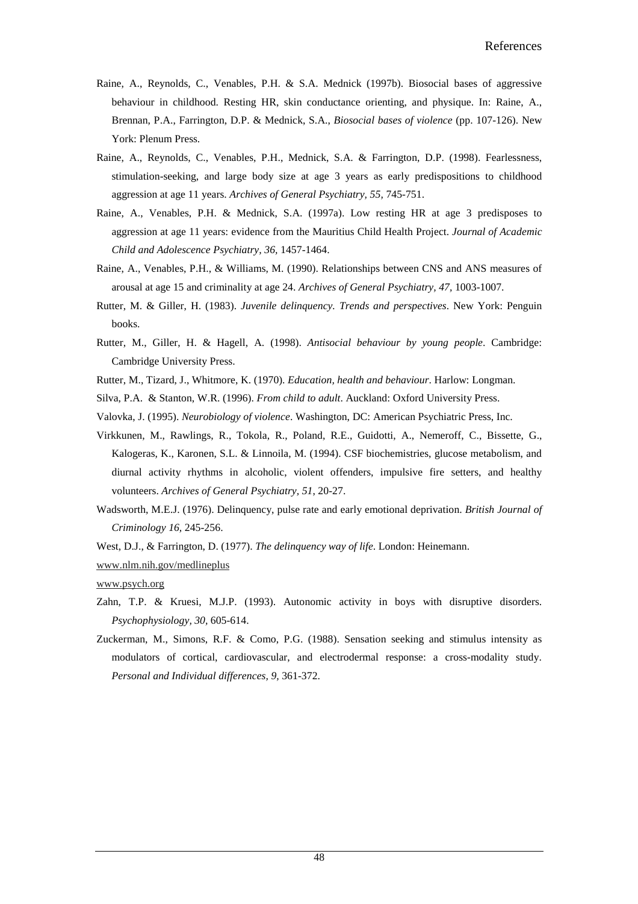Raine, A., Reynolds, C., Venables, P.H. & S.A. Mednick (1997b). Biosocial bases of aggressive behaviour in childhood. Resting HR, skin conductance orienting, and physique. In: Raine, A., Brennan, P.A., Farrington, D.P. & Mednick, S.A., *Biosocial bases of violence* (pp. 107-126). New York: Plenum Press.

Raine, A., Reynolds, C., Venables, P.H., Mednick, S.A. & Farrington, D.P. (1998). Fearlessness, stimulation-seeking, and large body size at age 3 years as early predispositions to childhood aggression at age 11 years. *Archives of General Psychiatry, 55,* 745-751.

Raine, A., Venables, P.H. & Mednick, S.A. (1997a). Low resting HR at age 3 predisposes to aggression at age 11 years: evidence from the Mauritius Child Health Project. *Journal of Academic Child and Adolescence Psychiatry, 36*, 1457-1464.

Raine, A., Venables, P.H., & Williams, M. (1990). Relationships between CNS and ANS measures of arousal at age 15 and criminality at age 24. *Archives of General Psychiatry, 47,* 1003-1007.

Rutter, M. & Giller, H. (1983). *Juvenile delinquency. Trends and perspectives*. New York: Penguin books.

Rutter, M., Giller, H. & Hagell, A. (1998). *Antisocial behaviour by young people*. Cambridge: Cambridge University Press.

Rutter, M., Tizard, J., Whitmore, K. (1970). *Education, health and behaviour*. Harlow: Longman.

Silva, P.A. & Stanton, W.R. (1996). *From child to adult*. Auckland: Oxford University Press.

Valovka, J. (1995). *Neurobiology of violence*. Washington, DC: American Psychiatric Press, Inc.

Virkkunen, M., Rawlings, R., Tokola, R., Poland, R.E., Guidotti, A., Nemeroff, C., Bissette, G., Kalogeras, K., Karonen, S.L. & Linnoila, M. (1994). CSF biochemistries, glucose metabolism, and diurnal activity rhythms in alcoholic, violent offenders, impulsive fire setters, and healthy volunteers. *Archives of General Psychiatry, 51*, 20-27.

Wadsworth, M.E.J. (1976). Delinquency, pulse rate and early emotional deprivation. *British Journal of Criminology 16,* 245-256.

West, D.J., & Farrington, D. (1977). *The delinquency way of life.* London: Heinemann.

www.nlm.nih.gov/medlineplus

www.psych.org

Zahn, T.P. & Kruesi, M.J.P. (1993). Autonomic activity in boys with disruptive disorders. *Psychophysiology, 30,* 605-614.

Zuckerman, M., Simons, R.F. & Como, P.G. (1988). Sensation seeking and stimulus intensity as modulators of cortical, cardiovascular, and electrodermal response: a cross-modality study. *Personal and Individual differences, 9,* 361-372.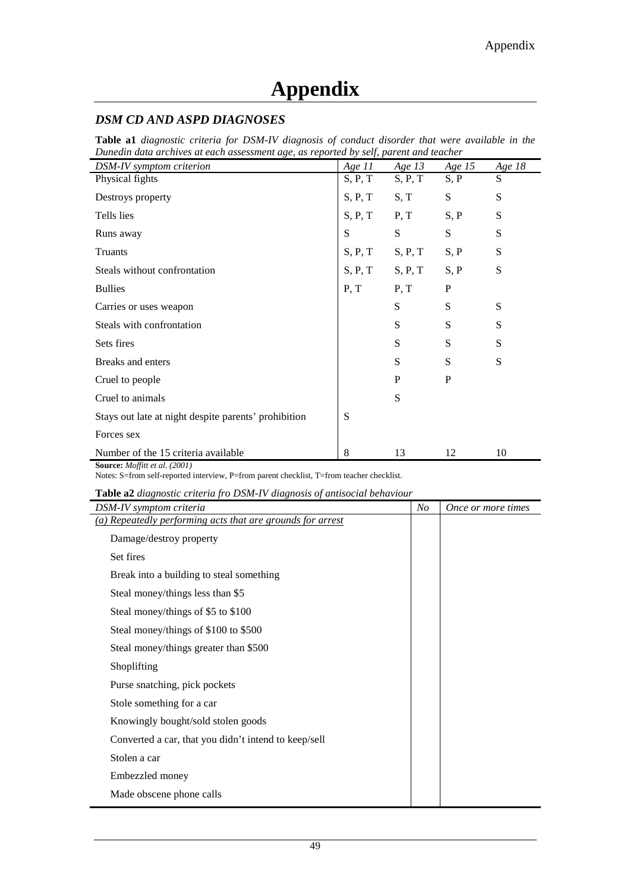# Appendix

## *DSM CD AND ASPD DIAGNOSES*

**Table a1** *diagnostic criteria for DSM-IV diagnosis of conduct disorder that were available in the Dunedin data archives at each assessment age, as reported by self, parent and teacher*

| *DSM-IV symptom criterion* | *Age 11* | *Age 13* | *Age 15* | *Age 18* |
|---|---|---|---|---|
| Physical fights | S, P, T | S, P, T | S, P | S |
| Destroys property | S, P, T | S, T | S | S |
| Tells lies | S, P, T | P, T | S, P | S |
| Runs away | S | S | S | S |
| Truants | S, P, T | S, P, T | S, P | S |
| Steals without confrontation | S, P, T | S, P, T | S, P | S |
| Bullies | P, T | P, T | P | |
| Carries or uses weapon | | S | S | S |
| Steals with confrontation | | S | S | S |
| Sets fires | | S | S | S |
| Breaks and enters | | S | S | S |
| Cruel to people | | P | P | |
| Cruel to animals | | S | | |
| Stays out late at night despite parents' prohibition | S | | | |
| Forces sex | | | | |
| Number of the 15 criteria available | 8 | 13 | 12 | 10 |

**Source:** *Moffitt et al. (2001)*

Notes: S=from self-reported interview, P=from parent checklist, T=from teacher checklist.

**Table a2** *diagnostic criteria fro DSM-IV diagnosis of antisocial behaviour*

| *DSM-IV symptom criteria* | *No* | *Once or more times* |
|---|---|---|
| *(a) Repeatedly performing acts that are grounds for arrest* | | |
| Damage/destroy property | | |
| Set fires | | |
| Break into a building to steal something | | |
| Steal money/things less than $5 | | |
| Steal money/things of $5 to $100 | | |
| Steal money/things of $100 to $500 | | |
| Steal money/things greater than $500 | | |
| Shoplifting | | |
| Purse snatching, pick pockets | | |
| Stole something for a car | | |
| Knowingly bought/sold stolen goods | | |
| Converted a car, that you didn't intend to keep/sell | | |
| Stolen a car | | |
| Embezzled money | | |
| Made obscene phone calls | | |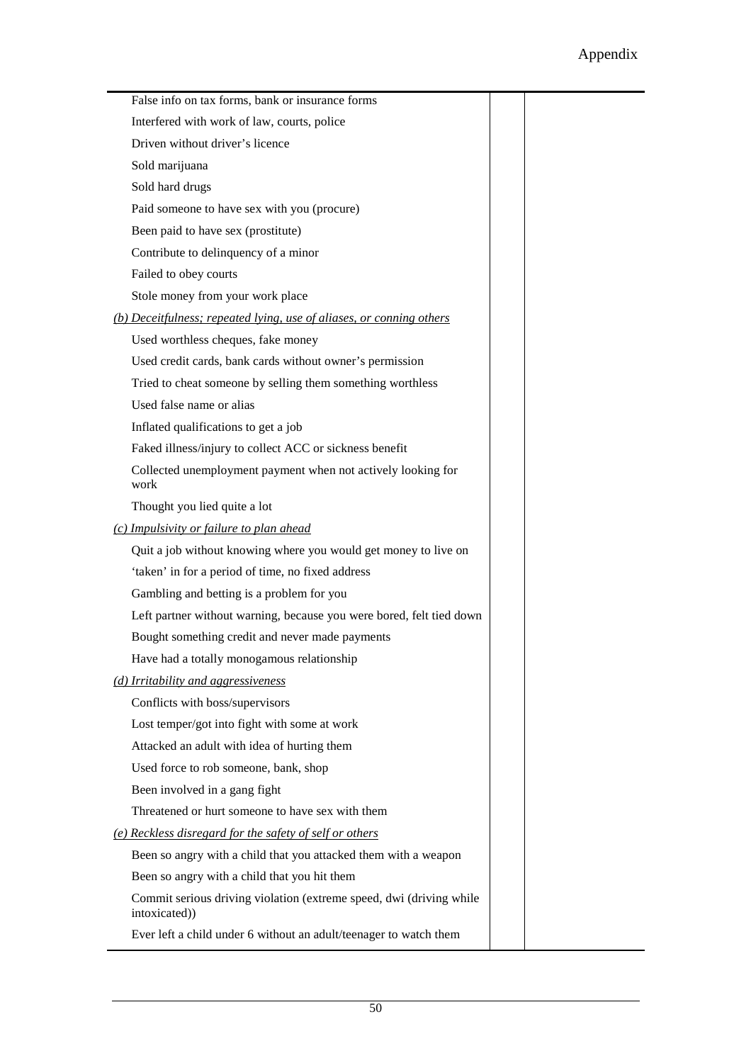| | | |
|---|---|---|
| False info on tax forms, bank or insurance forms | | |
| Interfered with work of law, courts, police | | |
| Driven without driver's licence | | |
| Sold marijuana | | |
| Sold hard drugs | | |
| Paid someone to have sex with you (procure) | | |
| Been paid to have sex (prostitute) | | |
| Contribute to delinquency of a minor | | |
| Failed to obey courts | | |
| Stole money from your work place | | |
| *(b) Deceitfulness; repeated lying, use of aliases, or conning others* | | |
| Used worthless cheques, fake money | | |
| Used credit cards, bank cards without owner's permission | | |
| Tried to cheat someone by selling them something worthless | | |
| Used false name or alias | | |
| Inflated qualifications to get a job | | |
| Faked illness/injury to collect ACC or sickness benefit | | |
| Collected unemployment payment when not actively looking for work | | |
| Thought you lied quite a lot | | |
| *(c) Impulsivity or failure to plan ahead* | | |
| Quit a job without knowing where you would get money to live on | | |
| 'taken' in for a period of time, no fixed address | | |
| Gambling and betting is a problem for you | | |
| Left partner without warning, because you were bored, felt tied down | | |
| Bought something credit and never made payments | | |
| Have had a totally monogamous relationship | | |
| *(d) Irritability and aggressiveness* | | |
| Conflicts with boss/supervisors | | |
| Lost temper/got into fight with some at work | | |
| Attacked an adult with idea of hurting them | | |
| Used force to rob someone, bank, shop | | |
| Been involved in a gang fight | | |
| Threatened or hurt someone to have sex with them | | |
| *(e) Reckless disregard for the safety of self or others* | | |
| Been so angry with a child that you attacked them with a weapon | | |
| Been so angry with a child that you hit them | | |
| Commit serious driving violation (extreme speed, dwi (driving while intoxicated)) | | |
| Ever left a child under 6 without an adult/teenager to watch them | | |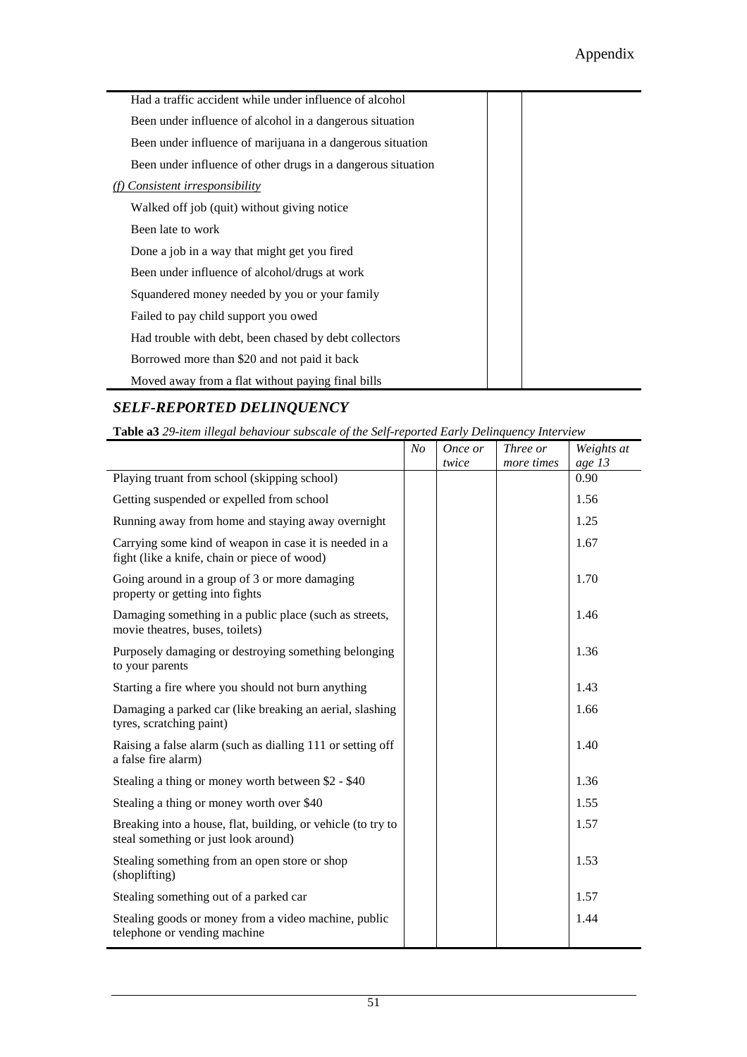| | | |
|---|---|---|
| Had a traffic accident while under influence of alcohol | | |
| Been under influence of alcohol in a dangerous situation | | |
| Been under influence of marijuana in a dangerous situation | | |
| Been under influence of other drugs in a dangerous situation | | |
| *(f) Consistent irresponsibility* | | |
| Walked off job (quit) without giving notice | | |
| Been late to work | | |
| Done a job in a way that might get you fired | | |
| Been under influence of alcohol/drugs at work | | |
| Squandered money needed by you or your family | | |
| Failed to pay child support you owed | | |
| Had trouble with debt, been chased by debt collectors | | |
| Borrowed more than $20 and not paid it back | | |
| Moved away from a flat without paying final bills | | |

## *SELF-REPORTED DELINQUENCY*

**Table a3** *29-item illegal behaviour subscale of the Self-reported Early Delinquency Interview*

| | *No* | *Once or twice* | *Three or more times* | *Weights at age 13* |
|---|---|---|---|---|
| Playing truant from school (skipping school) | | | | 0.90 |
| Getting suspended or expelled from school | | | | 1.56 |
| Running away from home and staying away overnight | | | | 1.25 |
| Carrying some kind of weapon in case it is needed in a fight (like a knife, chain or piece of wood) | | | | 1.67 |
| Going around in a group of 3 or more damaging property or getting into fights | | | | 1.70 |
| Damaging something in a public place (such as streets, movie theatres, buses, toilets) | | | | 1.46 |
| Purposely damaging or destroying something belonging to your parents | | | | 1.36 |
| Starting a fire where you should not burn anything | | | | 1.43 |
| Damaging a parked car (like breaking an aerial, slashing tyres, scratching paint) | | | | 1.66 |
| Raising a false alarm (such as dialling 111 or setting off a false fire alarm) | | | | 1.40 |
| Stealing a thing or money worth between $2 - $40 | | | | 1.36 |
| Stealing a thing or money worth over $40 | | | | 1.55 |
| Breaking into a house, flat, building, or vehicle (to try to steal something or just look around) | | | | 1.57 |
| Stealing something from an open store or shop (shoplifting) | | | | 1.53 |
| Stealing something out of a parked car | | | | 1.57 |
| Stealing goods or money from a video machine, public telephone or vending machine | | | | 1.44 |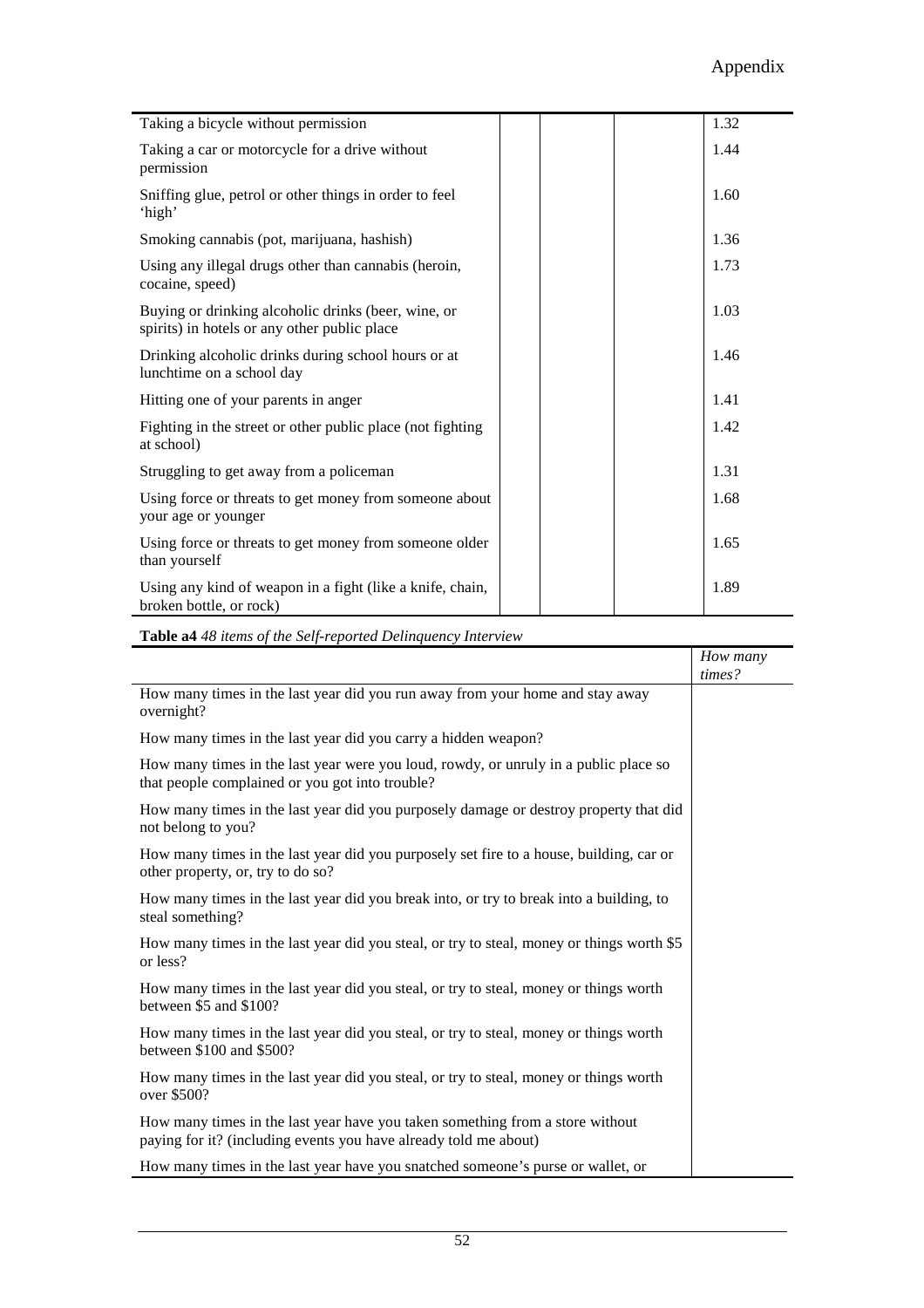| | | | | |
|---|---|---|---|---|
| Taking a bicycle without permission | | | | 1.32 |
| Taking a car or motorcycle for a drive without permission | | | | 1.44 |
| Sniffing glue, petrol or other things in order to feel 'high' | | | | 1.60 |
| Smoking cannabis (pot, marijuana, hashish) | | | | 1.36 |
| Using any illegal drugs other than cannabis (heroin, cocaine, speed) | | | | 1.73 |
| Buying or drinking alcoholic drinks (beer, wine, or spirits) in hotels or any other public place | | | | 1.03 |
| Drinking alcoholic drinks during school hours or at lunchtime on a school day | | | | 1.46 |
| Hitting one of your parents in anger | | | | 1.41 |
| Fighting in the street or other public place (not fighting at school) | | | | 1.42 |
| Struggling to get away from a policeman | | | | 1.31 |
| Using force or threats to get money from someone about your age or younger | | | | 1.68 |
| Using force or threats to get money from someone older than yourself | | | | 1.65 |
| Using any kind of weapon in a fight (like a knife, chain, broken bottle, or rock) | | | | 1.89 |

**Table a4** *48 items of the Self-reported Delinquency Interview*

| | *How many times?* |
|---|---|
| How many times in the last year did you run away from your home and stay away overnight? | |
| How many times in the last year did you carry a hidden weapon? | |
| How many times in the last year were you loud, rowdy, or unruly in a public place so that people complained or you got into trouble? | |
| How many times in the last year did you purposely damage or destroy property that did not belong to you? | |
| How many times in the last year did you purposely set fire to a house, building, car or other property, or, try to do so? | |
| How many times in the last year did you break into, or try to break into a building, to steal something? | |
| How many times in the last year did you steal, or try to steal, money or things worth $5 or less? | |
| How many times in the last year did you steal, or try to steal, money or things worth between $5 and $100? | |
| How many times in the last year did you steal, or try to steal, money or things worth between $100 and $500? | |
| How many times in the last year did you steal, or try to steal, money or things worth over $500? | |
| How many times in the last year have you taken something from a store without paying for it? (including events you have already told me about) | |
| How many times in the last year have you snatched someone's purse or wallet, or | |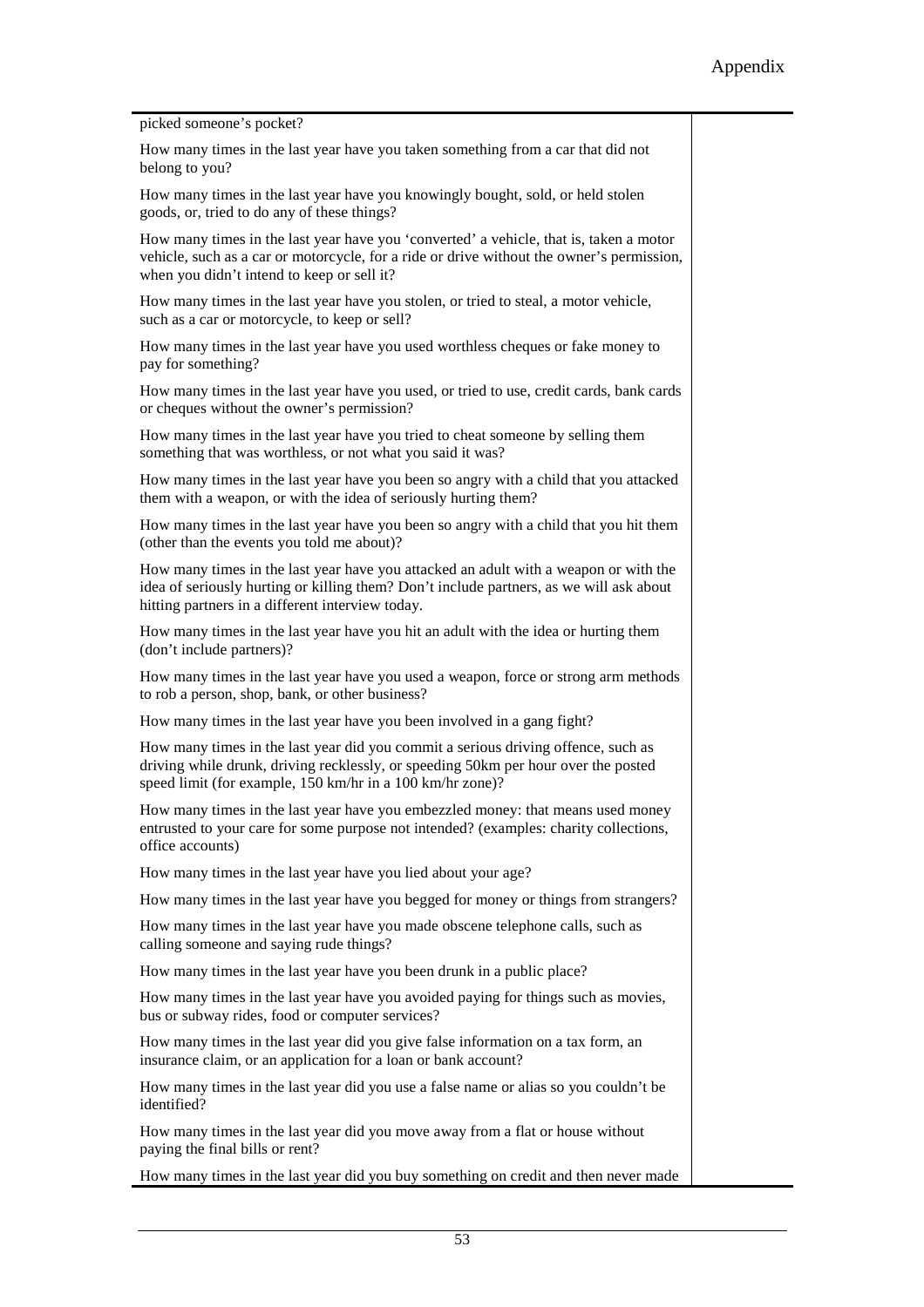| | |
|---|---|
| picked someone's pocket? | |
| How many times in the last year have you taken something from a car that did not belong to you? | |
| How many times in the last year have you knowingly bought, sold, or held stolen goods, or, tried to do any of these things? | |
| How many times in the last year have you 'converted' a vehicle, that is, taken a motor vehicle, such as a car or motorcycle, for a ride or drive without the owner's permission, when you didn't intend to keep or sell it? | |
| How many times in the last year have you stolen, or tried to steal, a motor vehicle, such as a car or motorcycle, to keep or sell? | |
| How many times in the last year have you used worthless cheques or fake money to pay for something? | |
| How many times in the last year have you used, or tried to use, credit cards, bank cards or cheques without the owner's permission? | |
| How many times in the last year have you tried to cheat someone by selling them something that was worthless, or not what you said it was? | |
| How many times in the last year have you been so angry with a child that you attacked them with a weapon, or with the idea of seriously hurting them? | |
| How many times in the last year have you been so angry with a child that you hit them (other than the events you told me about)? | |
| How many times in the last year have you attacked an adult with a weapon or with the idea of seriously hurting or killing them? Don't include partners, as we will ask about hitting partners in a different interview today. | |
| How many times in the last year have you hit an adult with the idea or hurting them (don't include partners)? | |
| How many times in the last year have you used a weapon, force or strong arm methods to rob a person, shop, bank, or other business? | |
| How many times in the last year have you been involved in a gang fight? | |
| How many times in the last year did you commit a serious driving offence, such as driving while drunk, driving recklessly, or speeding 50km per hour over the posted speed limit (for example, 150 km/hr in a 100 km/hr zone)? | |
| How many times in the last year have you embezzled money: that means used money entrusted to your care for some purpose not intended? (examples: charity collections, office accounts) | |
| How many times in the last year have you lied about your age? | |
| How many times in the last year have you begged for money or things from strangers? | |
| How many times in the last year have you made obscene telephone calls, such as calling someone and saying rude things? | |
| How many times in the last year have you been drunk in a public place? | |
| How many times in the last year have you avoided paying for things such as movies, bus or subway rides, food or computer services? | |
| How many times in the last year did you give false information on a tax form, an insurance claim, or an application for a loan or bank account? | |
| How many times in the last year did you use a false name or alias so you couldn't be identified? | |
| How many times in the last year did you move away from a flat or house without paying the final bills or rent? | |
| How many times in the last year did you buy something on credit and then never made | |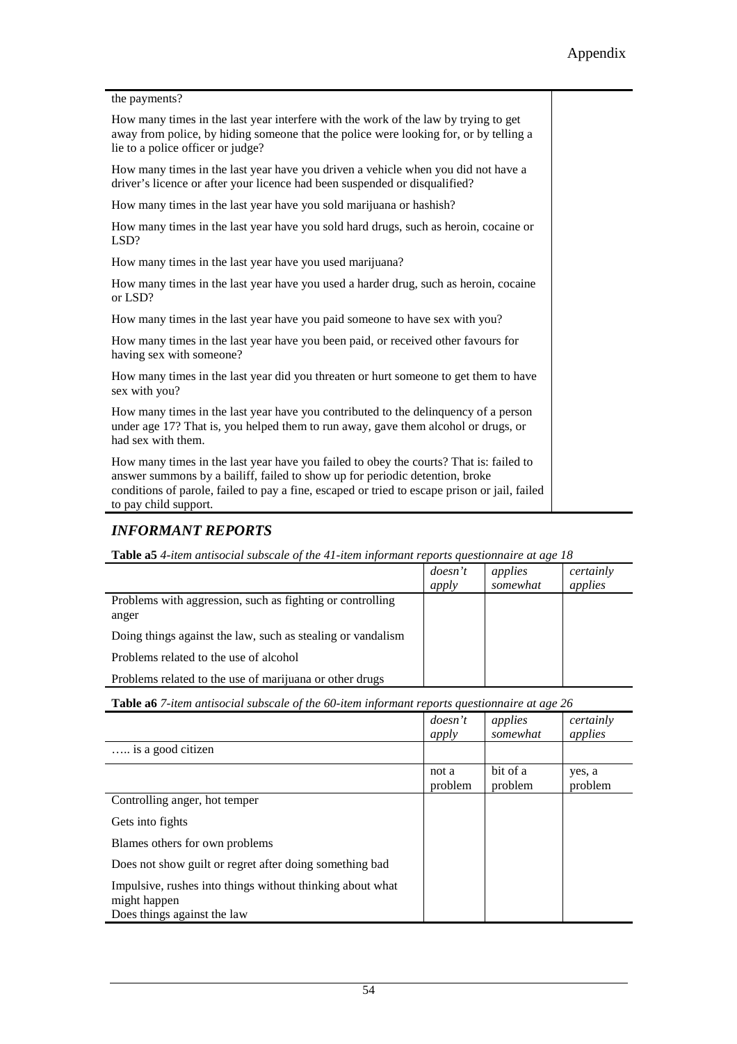| | |
|---|---|
| the payments? | |
| How many times in the last year interfere with the work of the law by trying to get away from police, by hiding someone that the police were looking for, or by telling a lie to a police officer or judge? | |
| How many times in the last year have you driven a vehicle when you did not have a driver's licence or after your licence had been suspended or disqualified? | |
| How many times in the last year have you sold marijuana or hashish? | |
| How many times in the last year have you sold hard drugs, such as heroin, cocaine or LSD? | |
| How many times in the last year have you used marijuana? | |
| How many times in the last year have you used a harder drug, such as heroin, cocaine or LSD? | |
| How many times in the last year have you paid someone to have sex with you? | |
| How many times in the last year have you been paid, or received other favours for having sex with someone? | |
| How many times in the last year did you threaten or hurt someone to get them to have sex with you? | |
| How many times in the last year have you contributed to the delinquency of a person under age 17? That is, you helped them to run away, gave them alcohol or drugs, or had sex with them. | |
| How many times in the last year have you failed to obey the courts? That is: failed to answer summons by a bailiff, failed to show up for periodic detention, broke conditions of parole, failed to pay a fine, escaped or tried to escape prison or jail, failed to pay child support. | |

## *INFORMANT REPORTS*

**Table a5** *4-item antisocial subscale of the 41-item informant reports questionnaire at age 18*

| | *doesn't apply* | *applies somewhat* | *certainly applies* |
|---|---|---|---|
| Problems with aggression, such as fighting or controlling anger | | | |
| Doing things against the law, such as stealing or vandalism | | | |
| Problems related to the use of alcohol | | | |
| Problems related to the use of marijuana or other drugs | | | |

**Table a6** *7-item antisocial subscale of the 60-item informant reports questionnaire at age 26*

| | *doesn't apply* | *applies somewhat* | *certainly applies* |
|---|---|---|---|
| ….. is a good citizen | | | |
| | not a problem | bit of a problem | yes, a problem |
| Controlling anger, hot temper | | | |
| Gets into fights | | | |
| Blames others for own problems | | | |
| Does not show guilt or regret after doing something bad | | | |
| Impulsive, rushes into things without thinking about what might happen | | | |
| Does things against the law | | | |